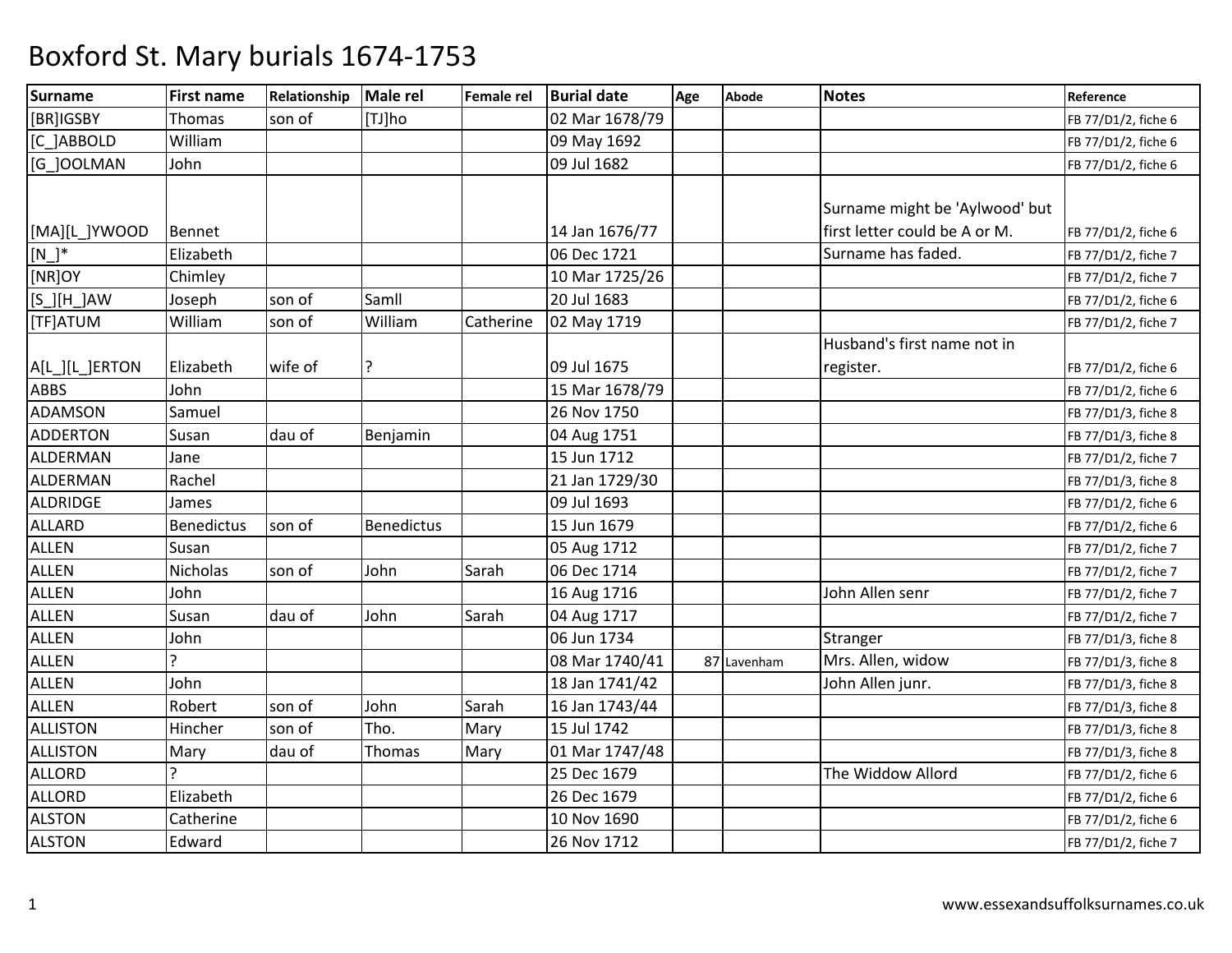# Boxford St. Mary burials 1674-1753

| Surname | First name | Relationship | Male rel | Female rel | Burial date | Age | Abode | Notes | Reference |
|---|---|---|---|---|---|---|---|---|---|
| [BR]IGSBY | Thomas | son of | [TJ]ho | | 02 Mar 1678/79 | | | | FB 77/D1/2, fiche 6 |
| [C_]ABBOLD | William | | | | 09 May 1692 | | | | FB 77/D1/2, fiche 6 |
| [G_]OOLMAN | John | | | | 09 Jul 1682 | | | | FB 77/D1/2, fiche 6 |
| [MA][L_]YWOOD | Bennet | | | | 14 Jan 1676/77 | | | Surname might be 'Aylwood' but first letter could be A or M. | FB 77/D1/2, fiche 6 |
| [N_]* | Elizabeth | | | | 06 Dec 1721 | | | Surname has faded. | FB 77/D1/2, fiche 7 |
| [NR]OY | Chimley | | | | 10 Mar 1725/26 | | | | FB 77/D1/2, fiche 7 |
| [S_][H_]AW | Joseph | son of | Samll | | 20 Jul 1683 | | | | FB 77/D1/2, fiche 6 |
| [TF]ATUM | William | son of | William | Catherine | 02 May 1719 | | | | FB 77/D1/2, fiche 7 |
| A[L_][L_]ERTON | Elizabeth | wife of | ? | | 09 Jul 1675 | | | Husband's first name not in register. | FB 77/D1/2, fiche 6 |
| ABBS | John | | | | 15 Mar 1678/79 | | | | FB 77/D1/2, fiche 6 |
| ADAMSON | Samuel | | | | 26 Nov 1750 | | | | FB 77/D1/3, fiche 8 |
| ADDERTON | Susan | dau of | Benjamin | | 04 Aug 1751 | | | | FB 77/D1/3, fiche 8 |
| ALDERMAN | Jane | | | | 15 Jun 1712 | | | | FB 77/D1/2, fiche 7 |
| ALDERMAN | Rachel | | | | 21 Jan 1729/30 | | | | FB 77/D1/3, fiche 8 |
| ALDRIDGE | James | | | | 09 Jul 1693 | | | | FB 77/D1/2, fiche 6 |
| ALLARD | Benedictus | son of | Benedictus | | 15 Jun 1679 | | | | FB 77/D1/2, fiche 6 |
| ALLEN | Susan | | | | 05 Aug 1712 | | | | FB 77/D1/2, fiche 7 |
| ALLEN | Nicholas | son of | John | Sarah | 06 Dec 1714 | | | | FB 77/D1/2, fiche 7 |
| ALLEN | John | | | | 16 Aug 1716 | | | John Allen senr | FB 77/D1/2, fiche 7 |
| ALLEN | Susan | dau of | John | Sarah | 04 Aug 1717 | | | | FB 77/D1/2, fiche 7 |
| ALLEN | John | | | | 06 Jun 1734 | | | Stranger | FB 77/D1/3, fiche 8 |
| ALLEN | ? | | | | 08 Mar 1740/41 | 87 | Lavenham | Mrs. Allen, widow | FB 77/D1/3, fiche 8 |
| ALLEN | John | | | | 18 Jan 1741/42 | | | John Allen junr. | FB 77/D1/3, fiche 8 |
| ALLEN | Robert | son of | John | Sarah | 16 Jan 1743/44 | | | | FB 77/D1/3, fiche 8 |
| ALLISTON | Hincher | son of | Tho. | Mary | 15 Jul 1742 | | | | FB 77/D1/3, fiche 8 |
| ALLISTON | Mary | dau of | Thomas | Mary | 01 Mar 1747/48 | | | | FB 77/D1/3, fiche 8 |
| ALLORD | ? | | | | 25 Dec 1679 | | | The Widdow Allord | FB 77/D1/2, fiche 6 |
| ALLORD | Elizabeth | | | | 26 Dec 1679 | | | | FB 77/D1/2, fiche 6 |
| ALSTON | Catherine | | | | 10 Nov 1690 | | | | FB 77/D1/2, fiche 6 |
| ALSTON | Edward | | | | 26 Nov 1712 | | | | FB 77/D1/2, fiche 7 |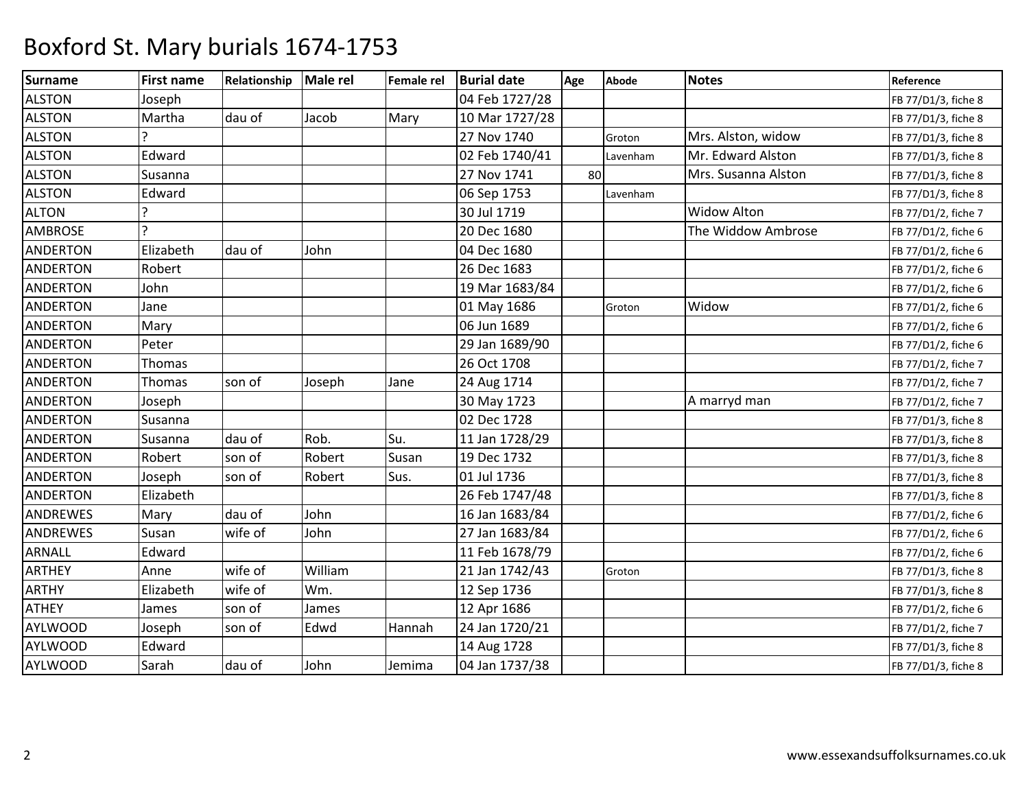# Boxford St. Mary burials 1674-1753

| Surname | First name | Relationship | Male rel | Female rel | Burial date | Age | Abode | Notes | Reference |
|---|---|---|---|---|---|---|---|---|---|
| ALSTON | Joseph | | | | 04 Feb 1727/28 | | | | FB 77/D1/3, fiche 8 |
| ALSTON | Martha | dau of | Jacob | Mary | 10 Mar 1727/28 | | | | FB 77/D1/3, fiche 8 |
| ALSTON | ? | | | | 27 Nov 1740 | | Groton | Mrs. Alston, widow | FB 77/D1/3, fiche 8 |
| ALSTON | Edward | | | | 02 Feb 1740/41 | | Lavenham | Mr. Edward Alston | FB 77/D1/3, fiche 8 |
| ALSTON | Susanna | | | | 27 Nov 1741 | 80 | | Mrs. Susanna Alston | FB 77/D1/3, fiche 8 |
| ALSTON | Edward | | | | 06 Sep 1753 | | Lavenham | | FB 77/D1/3, fiche 8 |
| ALTON | ? | | | | 30 Jul 1719 | | | Widow Alton | FB 77/D1/2, fiche 7 |
| AMBROSE | ? | | | | 20 Dec 1680 | | | The Widdow Ambrose | FB 77/D1/2, fiche 6 |
| ANDERTON | Elizabeth | dau of | John | | 04 Dec 1680 | | | | FB 77/D1/2, fiche 6 |
| ANDERTON | Robert | | | | 26 Dec 1683 | | | | FB 77/D1/2, fiche 6 |
| ANDERTON | John | | | | 19 Mar 1683/84 | | | | FB 77/D1/2, fiche 6 |
| ANDERTON | Jane | | | | 01 May 1686 | | Groton | Widow | FB 77/D1/2, fiche 6 |
| ANDERTON | Mary | | | | 06 Jun 1689 | | | | FB 77/D1/2, fiche 6 |
| ANDERTON | Peter | | | | 29 Jan 1689/90 | | | | FB 77/D1/2, fiche 6 |
| ANDERTON | Thomas | | | | 26 Oct 1708 | | | | FB 77/D1/2, fiche 7 |
| ANDERTON | Thomas | son of | Joseph | Jane | 24 Aug 1714 | | | | FB 77/D1/2, fiche 7 |
| ANDERTON | Joseph | | | | 30 May 1723 | | | A marryd man | FB 77/D1/2, fiche 7 |
| ANDERTON | Susanna | | | | 02 Dec 1728 | | | | FB 77/D1/3, fiche 8 |
| ANDERTON | Susanna | dau of | Rob. | Su. | 11 Jan 1728/29 | | | | FB 77/D1/3, fiche 8 |
| ANDERTON | Robert | son of | Robert | Susan | 19 Dec 1732 | | | | FB 77/D1/3, fiche 8 |
| ANDERTON | Joseph | son of | Robert | Sus. | 01 Jul 1736 | | | | FB 77/D1/3, fiche 8 |
| ANDERTON | Elizabeth | | | | 26 Feb 1747/48 | | | | FB 77/D1/3, fiche 8 |
| ANDREWES | Mary | dau of | John | | 16 Jan 1683/84 | | | | FB 77/D1/2, fiche 6 |
| ANDREWES | Susan | wife of | John | | 27 Jan 1683/84 | | | | FB 77/D1/2, fiche 6 |
| ARNALL | Edward | | | | 11 Feb 1678/79 | | | | FB 77/D1/2, fiche 6 |
| ARTHEY | Anne | wife of | William | | 21 Jan 1742/43 | | Groton | | FB 77/D1/3, fiche 8 |
| ARTHY | Elizabeth | wife of | Wm. | | 12 Sep 1736 | | | | FB 77/D1/3, fiche 8 |
| ATHEY | James | son of | James | | 12 Apr 1686 | | | | FB 77/D1/2, fiche 6 |
| AYLWOOD | Joseph | son of | Edwd | Hannah | 24 Jan 1720/21 | | | | FB 77/D1/2, fiche 7 |
| AYLWOOD | Edward | | | | 14 Aug 1728 | | | | FB 77/D1/3, fiche 8 |
| AYLWOOD | Sarah | dau of | John | Jemima | 04 Jan 1737/38 | | | | FB 77/D1/3, fiche 8 |

www.essexandsuffolksurnames.co.uk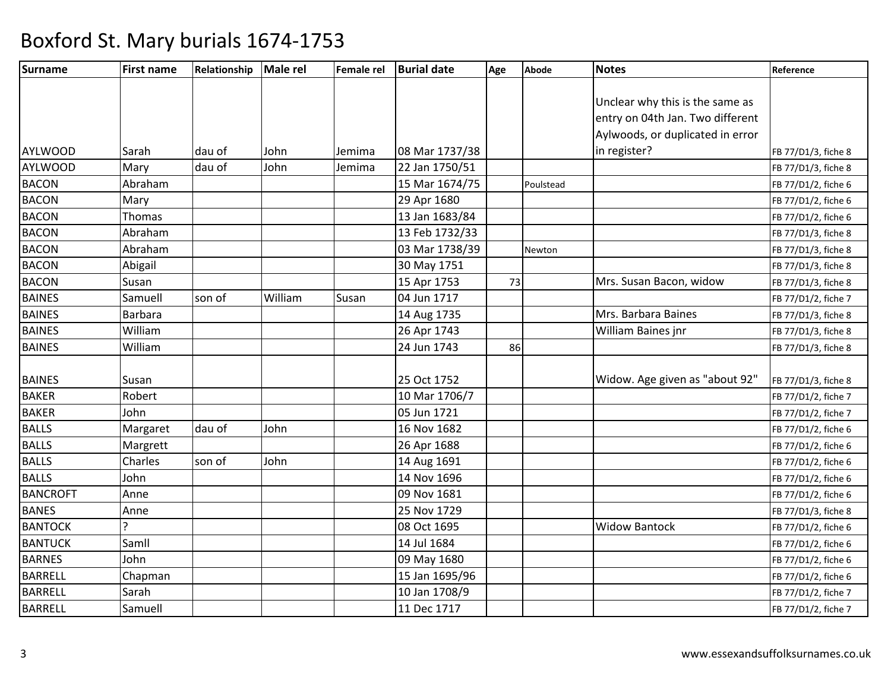# Boxford St. Mary burials 1674-1753

| Surname | First name | Relationship | Male rel | Female rel | Burial date | Age | Abode | Notes | Reference |
|---|---|---|---|---|---|---|---|---|---|
| AYLWOOD | Sarah | dau of | John | Jemima | 08 Mar 1737/38 | | | Unclear why this is the same as entry on 04th Jan. Two different Aylwoods, or duplicated in error in register? | FB 77/D1/3, fiche 8 |
| AYLWOOD | Mary | dau of | John | Jemima | 22 Jan 1750/51 | | | | FB 77/D1/3, fiche 8 |
| BACON | Abraham | | | | 15 Mar 1674/75 | | Poulstead | | FB 77/D1/2, fiche 6 |
| BACON | Mary | | | | 29 Apr 1680 | | | | FB 77/D1/2, fiche 6 |
| BACON | Thomas | | | | 13 Jan 1683/84 | | | | FB 77/D1/2, fiche 6 |
| BACON | Abraham | | | | 13 Feb 1732/33 | | | | FB 77/D1/3, fiche 8 |
| BACON | Abraham | | | | 03 Mar 1738/39 | | Newton | | FB 77/D1/3, fiche 8 |
| BACON | Abigail | | | | 30 May 1751 | | | | FB 77/D1/3, fiche 8 |
| BACON | Susan | | | | 15 Apr 1753 | 73 | | Mrs. Susan Bacon, widow | FB 77/D1/3, fiche 8 |
| BAINES | Samuell | son of | William | Susan | 04 Jun 1717 | | | | FB 77/D1/2, fiche 7 |
| BAINES | Barbara | | | | 14 Aug 1735 | | | Mrs. Barbara Baines | FB 77/D1/3, fiche 8 |
| BAINES | William | | | | 26 Apr 1743 | | | William Baines jnr | FB 77/D1/3, fiche 8 |
| BAINES | William | | | | 24 Jun 1743 | 86 | | | FB 77/D1/3, fiche 8 |
| BAINES | Susan | | | | 25 Oct 1752 | | | Widow. Age given as "about 92" | FB 77/D1/3, fiche 8 |
| BAKER | Robert | | | | 10 Mar 1706/7 | | | | FB 77/D1/2, fiche 7 |
| BAKER | John | | | | 05 Jun 1721 | | | | FB 77/D1/2, fiche 7 |
| BALLS | Margaret | dau of | John | | 16 Nov 1682 | | | | FB 77/D1/2, fiche 6 |
| BALLS | Margrett | | | | 26 Apr 1688 | | | | FB 77/D1/2, fiche 6 |
| BALLS | Charles | son of | John | | 14 Aug 1691 | | | | FB 77/D1/2, fiche 6 |
| BALLS | John | | | | 14 Nov 1696 | | | | FB 77/D1/2, fiche 6 |
| BANCROFT | Anne | | | | 09 Nov 1681 | | | | FB 77/D1/2, fiche 6 |
| BANES | Anne | | | | 25 Nov 1729 | | | | FB 77/D1/3, fiche 8 |
| BANTOCK | ? | | | | 08 Oct 1695 | | | Widow Bantock | FB 77/D1/2, fiche 6 |
| BANTUCK | Samll | | | | 14 Jul 1684 | | | | FB 77/D1/2, fiche 6 |
| BARNES | John | | | | 09 May 1680 | | | | FB 77/D1/2, fiche 6 |
| BARRELL | Chapman | | | | 15 Jan 1695/96 | | | | FB 77/D1/2, fiche 6 |
| BARRELL | Sarah | | | | 10 Jan 1708/9 | | | | FB 77/D1/2, fiche 7 |
| BARRELL | Samuell | | | | 11 Dec 1717 | | | | FB 77/D1/2, fiche 7 |

www.essexandsuffolksurnames.co.uk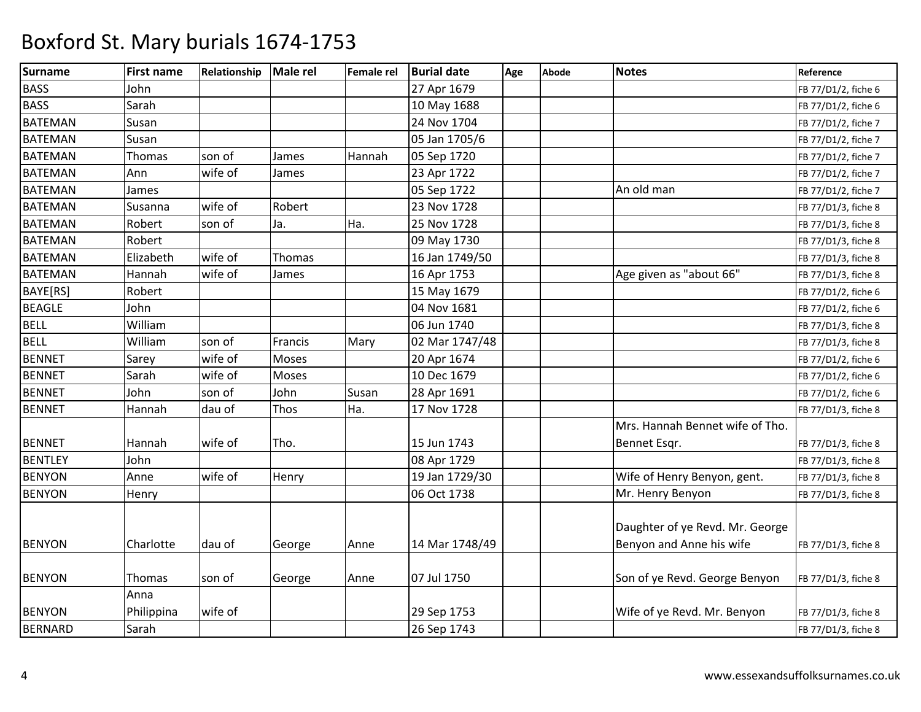# Boxford St. Mary burials 1674-1753

| Surname | First name | Relationship | Male rel | Female rel | Burial date | Age | Abode | Notes | Reference |
|---|---|---|---|---|---|---|---|---|---|
| BASS | John | | | | 27 Apr 1679 | | | | FB 77/D1/2, fiche 6 |
| BASS | Sarah | | | | 10 May 1688 | | | | FB 77/D1/2, fiche 6 |
| BATEMAN | Susan | | | | 24 Nov 1704 | | | | FB 77/D1/2, fiche 7 |
| BATEMAN | Susan | | | | 05 Jan 1705/6 | | | | FB 77/D1/2, fiche 7 |
| BATEMAN | Thomas | son of | James | Hannah | 05 Sep 1720 | | | | FB 77/D1/2, fiche 7 |
| BATEMAN | Ann | wife of | James | | 23 Apr 1722 | | | | FB 77/D1/2, fiche 7 |
| BATEMAN | James | | | | 05 Sep 1722 | | | An old man | FB 77/D1/2, fiche 7 |
| BATEMAN | Susanna | wife of | Robert | | 23 Nov 1728 | | | | FB 77/D1/3, fiche 8 |
| BATEMAN | Robert | son of | Ja. | Ha. | 25 Nov 1728 | | | | FB 77/D1/3, fiche 8 |
| BATEMAN | Robert | | | | 09 May 1730 | | | | FB 77/D1/3, fiche 8 |
| BATEMAN | Elizabeth | wife of | Thomas | | 16 Jan 1749/50 | | | | FB 77/D1/3, fiche 8 |
| BATEMAN | Hannah | wife of | James | | 16 Apr 1753 | | | Age given as "about 66" | FB 77/D1/3, fiche 8 |
| BAYE[RS] | Robert | | | | 15 May 1679 | | | | FB 77/D1/2, fiche 6 |
| BEAGLE | John | | | | 04 Nov 1681 | | | | FB 77/D1/2, fiche 6 |
| BELL | William | | | | 06 Jun 1740 | | | | FB 77/D1/3, fiche 8 |
| BELL | William | son of | Francis | Mary | 02 Mar 1747/48 | | | | FB 77/D1/3, fiche 8 |
| BENNET | Sarey | wife of | Moses | | 20 Apr 1674 | | | | FB 77/D1/2, fiche 6 |
| BENNET | Sarah | wife of | Moses | | 10 Dec 1679 | | | | FB 77/D1/2, fiche 6 |
| BENNET | John | son of | John | Susan | 28 Apr 1691 | | | | FB 77/D1/2, fiche 6 |
| BENNET | Hannah | dau of | Thos | Ha. | 17 Nov 1728 | | | | FB 77/D1/3, fiche 8 |
| BENNET | Hannah | wife of | Tho. | | 15 Jun 1743 | | | Mrs. Hannah Bennet wife of Tho. Bennet Esqr. | FB 77/D1/3, fiche 8 |
| BENTLEY | John | | | | 08 Apr 1729 | | | | FB 77/D1/3, fiche 8 |
| BENYON | Anne | wife of | Henry | | 19 Jan 1729/30 | | | Wife of Henry Benyon, gent. | FB 77/D1/3, fiche 8 |
| BENYON | Henry | | | | 06 Oct 1738 | | | Mr. Henry Benyon | FB 77/D1/3, fiche 8 |
| BENYON | Charlotte | dau of | George | Anne | 14 Mar 1748/49 | | | Daughter of ye Revd. Mr. George Benyon and Anne his wife | FB 77/D1/3, fiche 8 |
| BENYON | Thomas | son of | George | Anne | 07 Jul 1750 | | | Son of ye Revd. George Benyon | FB 77/D1/3, fiche 8 |
| BENYON | Anna Philippina | wife of | | | 29 Sep 1753 | | | Wife of ye Revd. Mr. Benyon | FB 77/D1/3, fiche 8 |
| BERNARD | Sarah | | | | 26 Sep 1743 | | | | FB 77/D1/3, fiche 8 |

www.essexandsuffolksurnames.co.uk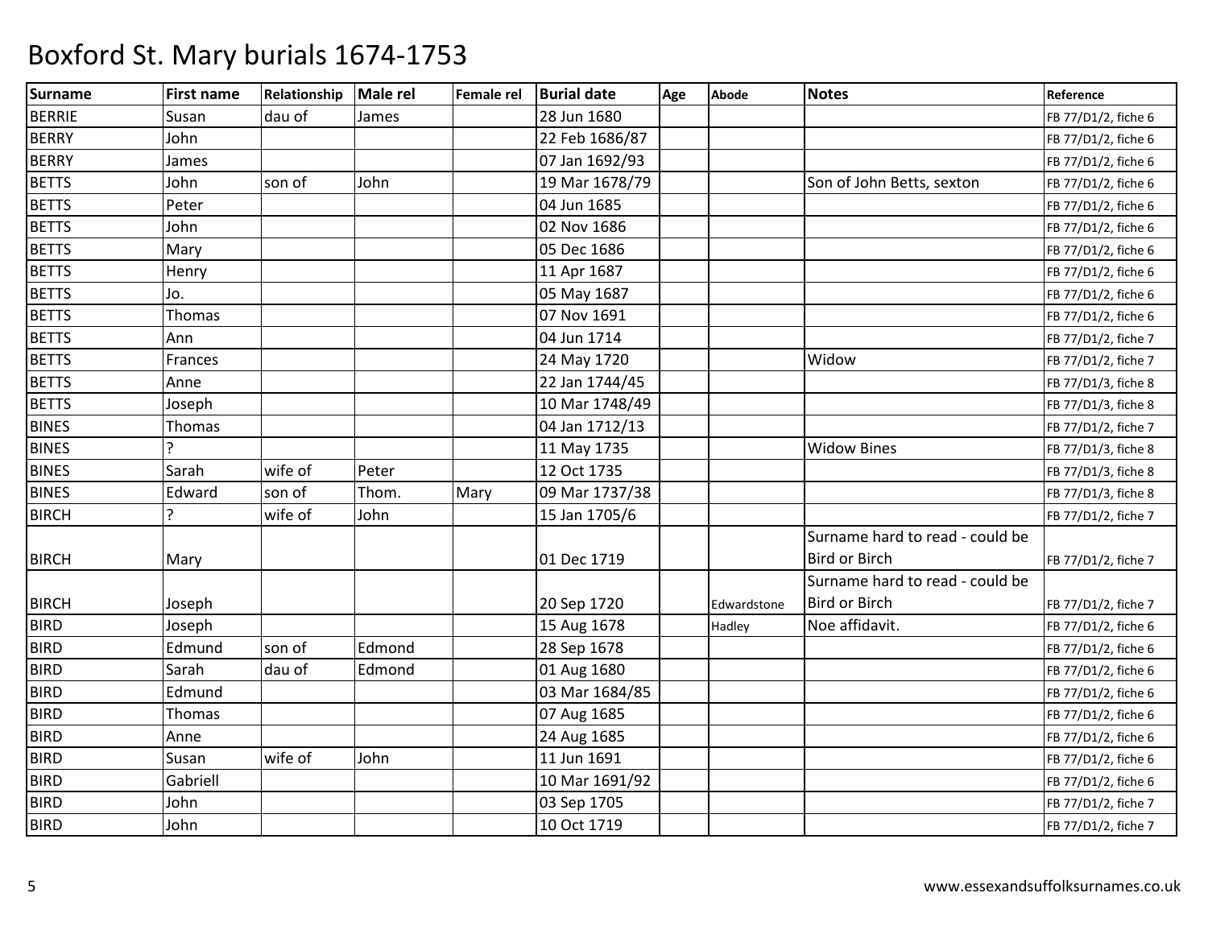# Boxford St. Mary burials 1674-1753

| Surname | First name | Relationship | Male rel | Female rel | Burial date | Age | Abode | Notes | Reference |
|---|---|---|---|---|---|---|---|---|---|
| BERRIE | Susan | dau of | James | | 28 Jun 1680 | | | | FB 77/D1/2, fiche 6 |
| BERRY | John | | | | 22 Feb 1686/87 | | | | FB 77/D1/2, fiche 6 |
| BERRY | James | | | | 07 Jan 1692/93 | | | | FB 77/D1/2, fiche 6 |
| BETTS | John | son of | John | | 19 Mar 1678/79 | | | Son of John Betts, sexton | FB 77/D1/2, fiche 6 |
| BETTS | Peter | | | | 04 Jun 1685 | | | | FB 77/D1/2, fiche 6 |
| BETTS | John | | | | 02 Nov 1686 | | | | FB 77/D1/2, fiche 6 |
| BETTS | Mary | | | | 05 Dec 1686 | | | | FB 77/D1/2, fiche 6 |
| BETTS | Henry | | | | 11 Apr 1687 | | | | FB 77/D1/2, fiche 6 |
| BETTS | Jo. | | | | 05 May 1687 | | | | FB 77/D1/2, fiche 6 |
| BETTS | Thomas | | | | 07 Nov 1691 | | | | FB 77/D1/2, fiche 6 |
| BETTS | Ann | | | | 04 Jun 1714 | | | | FB 77/D1/2, fiche 7 |
| BETTS | Frances | | | | 24 May 1720 | | | Widow | FB 77/D1/2, fiche 7 |
| BETTS | Anne | | | | 22 Jan 1744/45 | | | | FB 77/D1/3, fiche 8 |
| BETTS | Joseph | | | | 10 Mar 1748/49 | | | | FB 77/D1/3, fiche 8 |
| BINES | Thomas | | | | 04 Jan 1712/13 | | | | FB 77/D1/2, fiche 7 |
| BINES | ? | | | | 11 May 1735 | | | Widow Bines | FB 77/D1/3, fiche 8 |
| BINES | Sarah | wife of | Peter | | 12 Oct 1735 | | | | FB 77/D1/3, fiche 8 |
| BINES | Edward | son of | Thom. | Mary | 09 Mar 1737/38 | | | | FB 77/D1/3, fiche 8 |
| BIRCH | ? | wife of | John | | 15 Jan 1705/6 | | | | FB 77/D1/2, fiche 7 |
| BIRCH | Mary | | | | 01 Dec 1719 | | | Surname hard to read - could be Bird or Birch | FB 77/D1/2, fiche 7 |
| BIRCH | Joseph | | | | 20 Sep 1720 | | Edwardstone | Surname hard to read - could be Bird or Birch | FB 77/D1/2, fiche 7 |
| BIRD | Joseph | | | | 15 Aug 1678 | | Hadley | Noe affidavit. | FB 77/D1/2, fiche 6 |
| BIRD | Edmund | son of | Edmond | | 28 Sep 1678 | | | | FB 77/D1/2, fiche 6 |
| BIRD | Sarah | dau of | Edmond | | 01 Aug 1680 | | | | FB 77/D1/2, fiche 6 |
| BIRD | Edmund | | | | 03 Mar 1684/85 | | | | FB 77/D1/2, fiche 6 |
| BIRD | Thomas | | | | 07 Aug 1685 | | | | FB 77/D1/2, fiche 6 |
| BIRD | Anne | | | | 24 Aug 1685 | | | | FB 77/D1/2, fiche 6 |
| BIRD | Susan | wife of | John | | 11 Jun 1691 | | | | FB 77/D1/2, fiche 6 |
| BIRD | Gabriell | | | | 10 Mar 1691/92 | | | | FB 77/D1/2, fiche 6 |
| BIRD | John | | | | 03 Sep 1705 | | | | FB 77/D1/2, fiche 7 |
| BIRD | John | | | | 10 Oct 1719 | | | | FB 77/D1/2, fiche 7 |

www.essexandsuffolksurnames.co.uk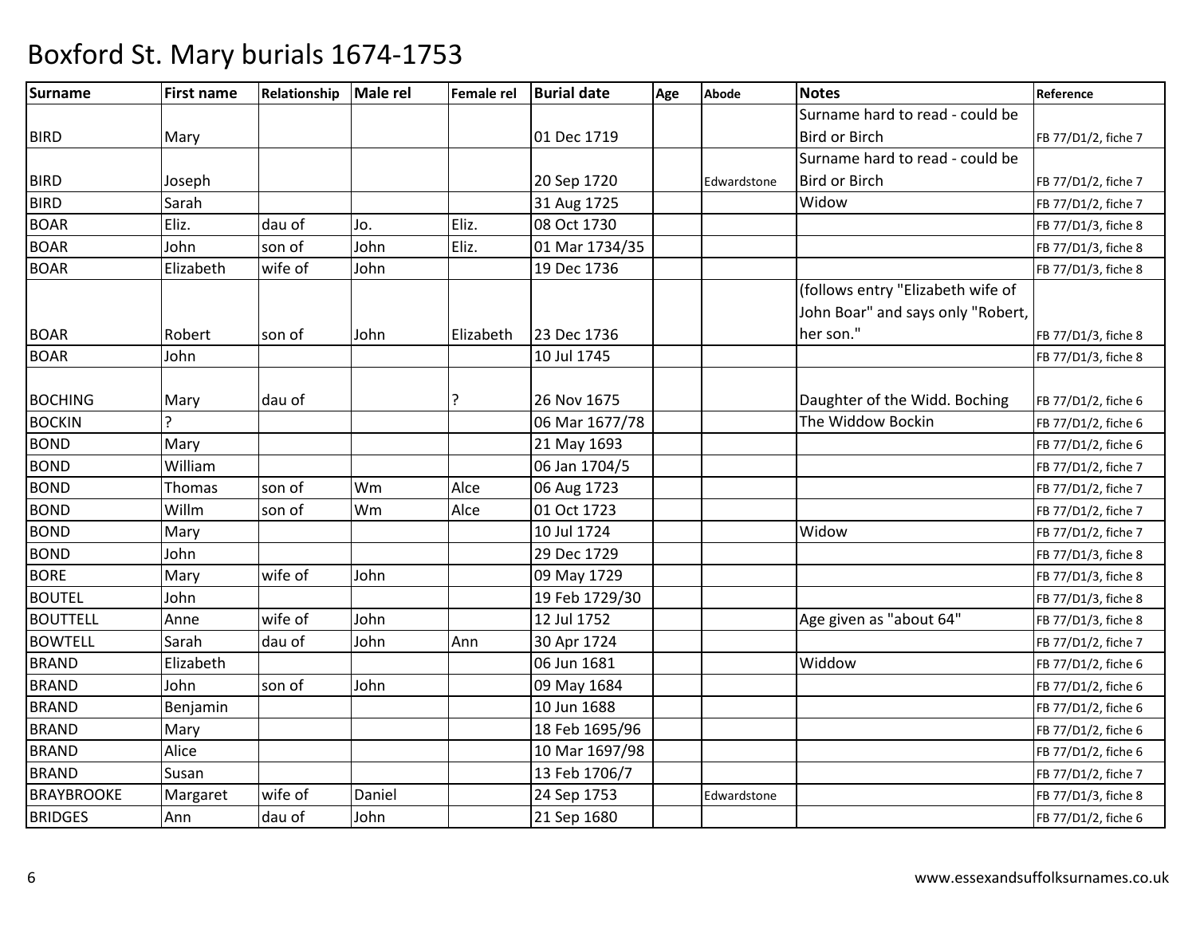# Boxford St. Mary burials 1674-1753

| Surname | First name | Relationship | Male rel | Female rel | Burial date | Age | Abode | Notes | Reference |
|---|---|---|---|---|---|---|---|---|---|
| BIRD | Mary | | | | 01 Dec 1719 | | | Surname hard to read - could be Bird or Birch | FB 77/D1/2, fiche 7 |
| BIRD | Joseph | | | | 20 Sep 1720 | | Edwardstone | Surname hard to read - could be Bird or Birch | FB 77/D1/2, fiche 7 |
| BIRD | Sarah | | | | 31 Aug 1725 | | | Widow | FB 77/D1/2, fiche 7 |
| BOAR | Eliz. | dau of | Jo. | Eliz. | 08 Oct 1730 | | | | FB 77/D1/3, fiche 8 |
| BOAR | John | son of | John | Eliz. | 01 Mar 1734/35 | | | | FB 77/D1/3, fiche 8 |
| BOAR | Elizabeth | wife of | John | | 19 Dec 1736 | | | | FB 77/D1/3, fiche 8 |
| BOAR | Robert | son of | John | Elizabeth | 23 Dec 1736 | | | (follows entry "Elizabeth wife of John Boar" and says only "Robert, her son." | FB 77/D1/3, fiche 8 |
| BOAR | John | | | | 10 Jul 1745 | | | | FB 77/D1/3, fiche 8 |
| BOCHING | Mary | dau of | | ? | 26 Nov 1675 | | | Daughter of the Widd. Boching | FB 77/D1/2, fiche 6 |
| BOCKIN | ? | | | | 06 Mar 1677/78 | | | The Widdow Bockin | FB 77/D1/2, fiche 6 |
| BOND | Mary | | | | 21 May 1693 | | | | FB 77/D1/2, fiche 6 |
| BOND | William | | | | 06 Jan 1704/5 | | | | FB 77/D1/2, fiche 7 |
| BOND | Thomas | son of | Wm | Alce | 06 Aug 1723 | | | | FB 77/D1/2, fiche 7 |
| BOND | Willm | son of | Wm | Alce | 01 Oct 1723 | | | | FB 77/D1/2, fiche 7 |
| BOND | Mary | | | | 10 Jul 1724 | | | Widow | FB 77/D1/2, fiche 7 |
| BOND | John | | | | 29 Dec 1729 | | | | FB 77/D1/3, fiche 8 |
| BORE | Mary | wife of | John | | 09 May 1729 | | | | FB 77/D1/3, fiche 8 |
| BOUTEL | John | | | | 19 Feb 1729/30 | | | | FB 77/D1/3, fiche 8 |
| BOUTTELL | Anne | wife of | John | | 12 Jul 1752 | | | Age given as "about 64" | FB 77/D1/3, fiche 8 |
| BOWTELL | Sarah | dau of | John | Ann | 30 Apr 1724 | | | | FB 77/D1/2, fiche 7 |
| BRAND | Elizabeth | | | | 06 Jun 1681 | | | Widdow | FB 77/D1/2, fiche 6 |
| BRAND | John | son of | John | | 09 May 1684 | | | | FB 77/D1/2, fiche 6 |
| BRAND | Benjamin | | | | 10 Jun 1688 | | | | FB 77/D1/2, fiche 6 |
| BRAND | Mary | | | | 18 Feb 1695/96 | | | | FB 77/D1/2, fiche 6 |
| BRAND | Alice | | | | 10 Mar 1697/98 | | | | FB 77/D1/2, fiche 6 |
| BRAND | Susan | | | | 13 Feb 1706/7 | | | | FB 77/D1/2, fiche 7 |
| BRAYBROOKE | Margaret | wife of | Daniel | | 24 Sep 1753 | | Edwardstone | | FB 77/D1/3, fiche 8 |
| BRIDGES | Ann | dau of | John | | 21 Sep 1680 | | | | FB 77/D1/2, fiche 6 |

www.essexandsuffolksurnames.co.uk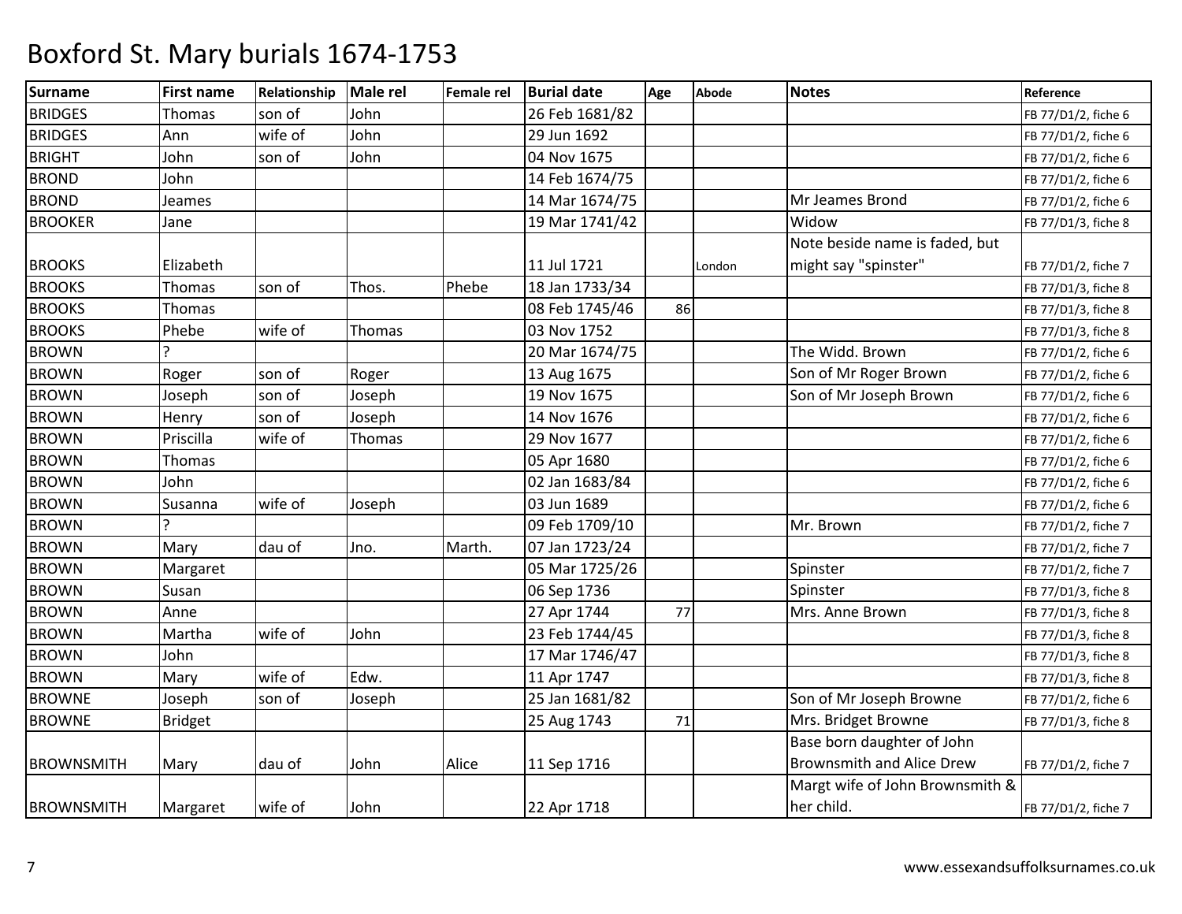# Boxford St. Mary burials 1674-1753

| Surname | First name | Relationship | Male rel | Female rel | Burial date | Age | Abode | Notes | Reference |
|---|---|---|---|---|---|---|---|---|---|
| BRIDGES | Thomas | son of | John | | 26 Feb 1681/82 | | | | FB 77/D1/2, fiche 6 |
| BRIDGES | Ann | wife of | John | | 29 Jun 1692 | | | | FB 77/D1/2, fiche 6 |
| BRIGHT | John | son of | John | | 04 Nov 1675 | | | | FB 77/D1/2, fiche 6 |
| BROND | John | | | | 14 Feb 1674/75 | | | | FB 77/D1/2, fiche 6 |
| BROND | Jeames | | | | 14 Mar 1674/75 | | | Mr Jeames Brond | FB 77/D1/2, fiche 6 |
| BROOKER | Jane | | | | 19 Mar 1741/42 | | | Widow | FB 77/D1/3, fiche 8 |
| BROOKS | Elizabeth | | | | 11 Jul 1721 | | London | Note beside name is faded, but might say "spinster" | FB 77/D1/2, fiche 7 |
| BROOKS | Thomas | son of | Thos. | Phebe | 18 Jan 1733/34 | | | | FB 77/D1/3, fiche 8 |
| BROOKS | Thomas | | | | 08 Feb 1745/46 | 86 | | | FB 77/D1/3, fiche 8 |
| BROOKS | Phebe | wife of | Thomas | | 03 Nov 1752 | | | | FB 77/D1/3, fiche 8 |
| BROWN | ? | | | | 20 Mar 1674/75 | | | The Widd. Brown | FB 77/D1/2, fiche 6 |
| BROWN | Roger | son of | Roger | | 13 Aug 1675 | | | Son of Mr Roger Brown | FB 77/D1/2, fiche 6 |
| BROWN | Joseph | son of | Joseph | | 19 Nov 1675 | | | Son of Mr Joseph Brown | FB 77/D1/2, fiche 6 |
| BROWN | Henry | son of | Joseph | | 14 Nov 1676 | | | | FB 77/D1/2, fiche 6 |
| BROWN | Priscilla | wife of | Thomas | | 29 Nov 1677 | | | | FB 77/D1/2, fiche 6 |
| BROWN | Thomas | | | | 05 Apr 1680 | | | | FB 77/D1/2, fiche 6 |
| BROWN | John | | | | 02 Jan 1683/84 | | | | FB 77/D1/2, fiche 6 |
| BROWN | Susanna | wife of | Joseph | | 03 Jun 1689 | | | | FB 77/D1/2, fiche 6 |
| BROWN | ? | | | | 09 Feb 1709/10 | | | Mr. Brown | FB 77/D1/2, fiche 7 |
| BROWN | Mary | dau of | Jno. | Marth. | 07 Jan 1723/24 | | | | FB 77/D1/2, fiche 7 |
| BROWN | Margaret | | | | 05 Mar 1725/26 | | | Spinster | FB 77/D1/2, fiche 7 |
| BROWN | Susan | | | | 06 Sep 1736 | | | Spinster | FB 77/D1/3, fiche 8 |
| BROWN | Anne | | | | 27 Apr 1744 | 77 | | Mrs. Anne Brown | FB 77/D1/3, fiche 8 |
| BROWN | Martha | wife of | John | | 23 Feb 1744/45 | | | | FB 77/D1/3, fiche 8 |
| BROWN | John | | | | 17 Mar 1746/47 | | | | FB 77/D1/3, fiche 8 |
| BROWN | Mary | wife of | Edw. | | 11 Apr 1747 | | | | FB 77/D1/3, fiche 8 |
| BROWNE | Joseph | son of | Joseph | | 25 Jan 1681/82 | | | Son of Mr Joseph Browne | FB 77/D1/2, fiche 6 |
| BROWNE | Bridget | | | | 25 Aug 1743 | 71 | | Mrs. Bridget Browne | FB 77/D1/3, fiche 8 |
| BROWNSMITH | Mary | dau of | John | Alice | 11 Sep 1716 | | | Base born daughter of John Brownsmith and Alice Drew | FB 77/D1/2, fiche 7 |
| BROWNSMITH | Margaret | wife of | John | | 22 Apr 1718 | | | Margt wife of John Brownsmith & her child. | FB 77/D1/2, fiche 7 |

www.essexandsuffolksurnames.co.uk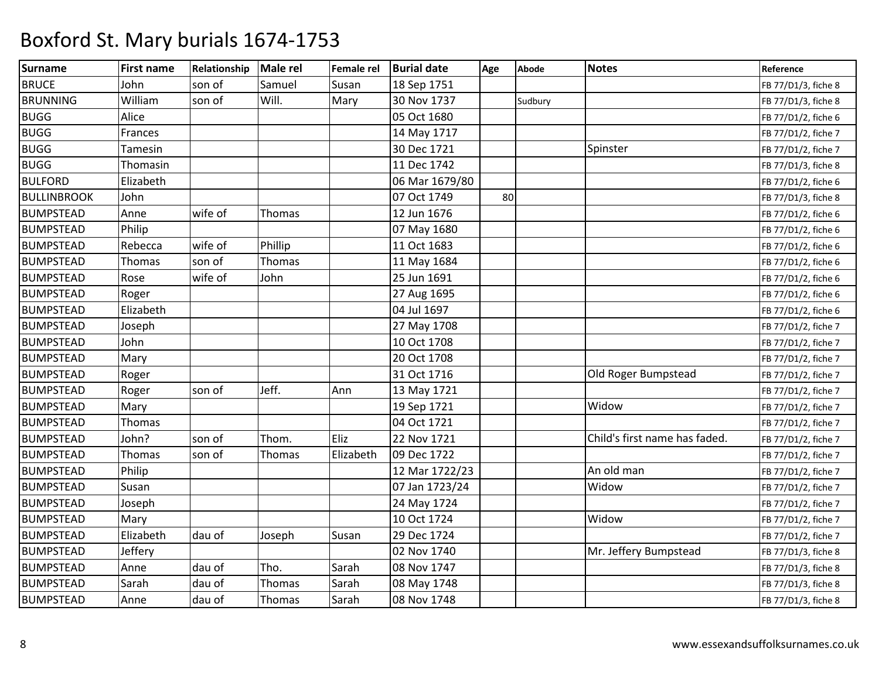# Boxford St. Mary burials 1674-1753

| Surname | First name | Relationship | Male rel | Female rel | Burial date | Age | Abode | Notes | Reference |
|---|---|---|---|---|---|---|---|---|---|
| BRUCE | John | son of | Samuel | Susan | 18 Sep 1751 | | | | FB 77/D1/3, fiche 8 |
| BRUNNING | William | son of | Will. | Mary | 30 Nov 1737 | | Sudbury | | FB 77/D1/3, fiche 8 |
| BUGG | Alice | | | | 05 Oct 1680 | | | | FB 77/D1/2, fiche 6 |
| BUGG | Frances | | | | 14 May 1717 | | | | FB 77/D1/2, fiche 7 |
| BUGG | Tamesin | | | | 30 Dec 1721 | | | Spinster | FB 77/D1/2, fiche 7 |
| BUGG | Thomasin | | | | 11 Dec 1742 | | | | FB 77/D1/3, fiche 8 |
| BULFORD | Elizabeth | | | | 06 Mar 1679/80 | | | | FB 77/D1/2, fiche 6 |
| BULLINBROOK | John | | | | 07 Oct 1749 | 80 | | | FB 77/D1/3, fiche 8 |
| BUMPSTEAD | Anne | wife of | Thomas | | 12 Jun 1676 | | | | FB 77/D1/2, fiche 6 |
| BUMPSTEAD | Philip | | | | 07 May 1680 | | | | FB 77/D1/2, fiche 6 |
| BUMPSTEAD | Rebecca | wife of | Phillip | | 11 Oct 1683 | | | | FB 77/D1/2, fiche 6 |
| BUMPSTEAD | Thomas | son of | Thomas | | 11 May 1684 | | | | FB 77/D1/2, fiche 6 |
| BUMPSTEAD | Rose | wife of | John | | 25 Jun 1691 | | | | FB 77/D1/2, fiche 6 |
| BUMPSTEAD | Roger | | | | 27 Aug 1695 | | | | FB 77/D1/2, fiche 6 |
| BUMPSTEAD | Elizabeth | | | | 04 Jul 1697 | | | | FB 77/D1/2, fiche 6 |
| BUMPSTEAD | Joseph | | | | 27 May 1708 | | | | FB 77/D1/2, fiche 7 |
| BUMPSTEAD | John | | | | 10 Oct 1708 | | | | FB 77/D1/2, fiche 7 |
| BUMPSTEAD | Mary | | | | 20 Oct 1708 | | | | FB 77/D1/2, fiche 7 |
| BUMPSTEAD | Roger | | | | 31 Oct 1716 | | | Old Roger Bumpstead | FB 77/D1/2, fiche 7 |
| BUMPSTEAD | Roger | son of | Jeff. | Ann | 13 May 1721 | | | | FB 77/D1/2, fiche 7 |
| BUMPSTEAD | Mary | | | | 19 Sep 1721 | | | Widow | FB 77/D1/2, fiche 7 |
| BUMPSTEAD | Thomas | | | | 04 Oct 1721 | | | | FB 77/D1/2, fiche 7 |
| BUMPSTEAD | John? | son of | Thom. | Eliz | 22 Nov 1721 | | | Child's first name has faded. | FB 77/D1/2, fiche 7 |
| BUMPSTEAD | Thomas | son of | Thomas | Elizabeth | 09 Dec 1722 | | | | FB 77/D1/2, fiche 7 |
| BUMPSTEAD | Philip | | | | 12 Mar 1722/23 | | | An old man | FB 77/D1/2, fiche 7 |
| BUMPSTEAD | Susan | | | | 07 Jan 1723/24 | | | Widow | FB 77/D1/2, fiche 7 |
| BUMPSTEAD | Joseph | | | | 24 May 1724 | | | | FB 77/D1/2, fiche 7 |
| BUMPSTEAD | Mary | | | | 10 Oct 1724 | | | Widow | FB 77/D1/2, fiche 7 |
| BUMPSTEAD | Elizabeth | dau of | Joseph | Susan | 29 Dec 1724 | | | | FB 77/D1/2, fiche 7 |
| BUMPSTEAD | Jeffery | | | | 02 Nov 1740 | | | Mr. Jeffery Bumpstead | FB 77/D1/3, fiche 8 |
| BUMPSTEAD | Anne | dau of | Tho. | Sarah | 08 Nov 1747 | | | | FB 77/D1/3, fiche 8 |
| BUMPSTEAD | Sarah | dau of | Thomas | Sarah | 08 May 1748 | | | | FB 77/D1/3, fiche 8 |
| BUMPSTEAD | Anne | dau of | Thomas | Sarah | 08 Nov 1748 | | | | FB 77/D1/3, fiche 8 |

www.essexandsuffolksurnames.co.uk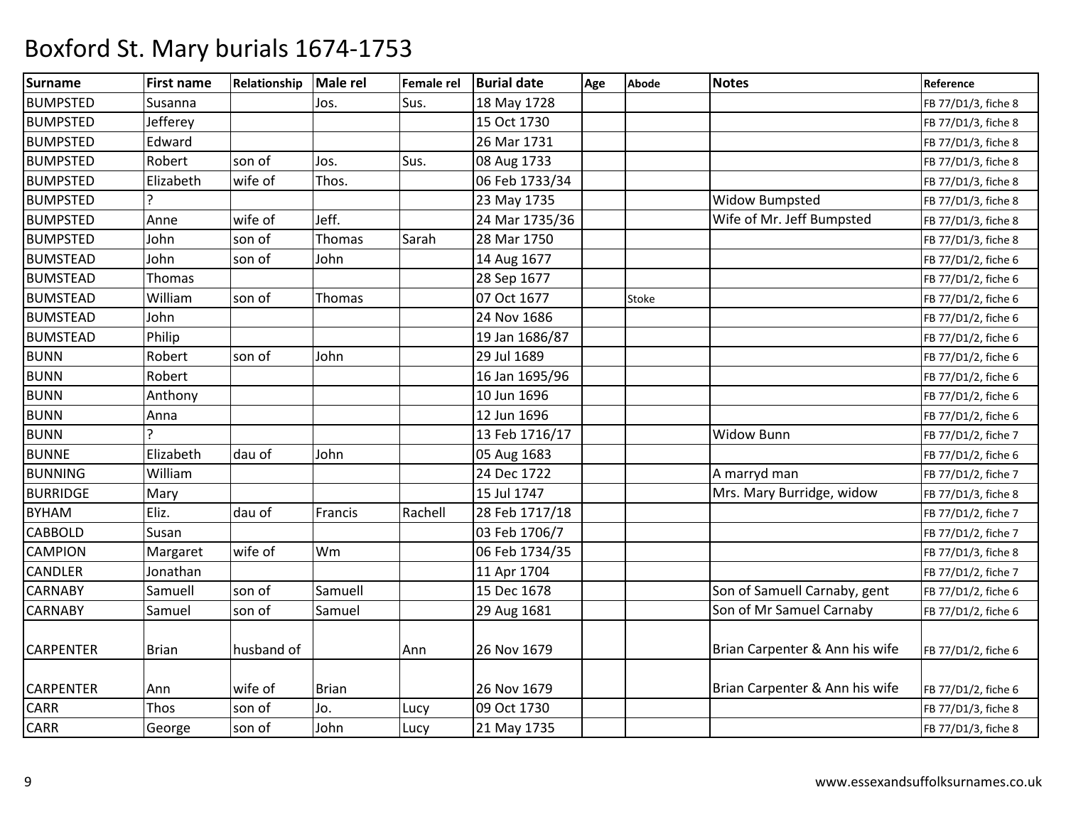# Boxford St. Mary burials 1674-1753

| Surname | First name | Relationship | Male rel | Female rel | Burial date | Age | Abode | Notes | Reference |
|---|---|---|---|---|---|---|---|---|---|
| BUMPSTED | Susanna | | Jos. | Sus. | 18 May 1728 | | | | FB 77/D1/3, fiche 8 |
| BUMPSTED | Jefferey | | | | 15 Oct 1730 | | | | FB 77/D1/3, fiche 8 |
| BUMPSTED | Edward | | | | 26 Mar 1731 | | | | FB 77/D1/3, fiche 8 |
| BUMPSTED | Robert | son of | Jos. | Sus. | 08 Aug 1733 | | | | FB 77/D1/3, fiche 8 |
| BUMPSTED | Elizabeth | wife of | Thos. | | 06 Feb 1733/34 | | | | FB 77/D1/3, fiche 8 |
| BUMPSTED | ? | | | | 23 May 1735 | | | Widow Bumpsted | FB 77/D1/3, fiche 8 |
| BUMPSTED | Anne | wife of | Jeff. | | 24 Mar 1735/36 | | | Wife of Mr. Jeff Bumpsted | FB 77/D1/3, fiche 8 |
| BUMPSTED | John | son of | Thomas | Sarah | 28 Mar 1750 | | | | FB 77/D1/3, fiche 8 |
| BUMSTEAD | John | son of | John | | 14 Aug 1677 | | | | FB 77/D1/2, fiche 6 |
| BUMSTEAD | Thomas | | | | 28 Sep 1677 | | | | FB 77/D1/2, fiche 6 |
| BUMSTEAD | William | son of | Thomas | | 07 Oct 1677 | | Stoke | | FB 77/D1/2, fiche 6 |
| BUMSTEAD | John | | | | 24 Nov 1686 | | | | FB 77/D1/2, fiche 6 |
| BUMSTEAD | Philip | | | | 19 Jan 1686/87 | | | | FB 77/D1/2, fiche 6 |
| BUNN | Robert | son of | John | | 29 Jul 1689 | | | | FB 77/D1/2, fiche 6 |
| BUNN | Robert | | | | 16 Jan 1695/96 | | | | FB 77/D1/2, fiche 6 |
| BUNN | Anthony | | | | 10 Jun 1696 | | | | FB 77/D1/2, fiche 6 |
| BUNN | Anna | | | | 12 Jun 1696 | | | | FB 77/D1/2, fiche 6 |
| BUNN | ? | | | | 13 Feb 1716/17 | | | Widow Bunn | FB 77/D1/2, fiche 7 |
| BUNNE | Elizabeth | dau of | John | | 05 Aug 1683 | | | | FB 77/D1/2, fiche 6 |
| BUNNING | William | | | | 24 Dec 1722 | | | A marryd man | FB 77/D1/2, fiche 7 |
| BURRIDGE | Mary | | | | 15 Jul 1747 | | | Mrs. Mary Burridge, widow | FB 77/D1/3, fiche 8 |
| BYHAM | Eliz. | dau of | Francis | Rachell | 28 Feb 1717/18 | | | | FB 77/D1/2, fiche 7 |
| CABBOLD | Susan | | | | 03 Feb 1706/7 | | | | FB 77/D1/2, fiche 7 |
| CAMPION | Margaret | wife of | Wm | | 06 Feb 1734/35 | | | | FB 77/D1/3, fiche 8 |
| CANDLER | Jonathan | | | | 11 Apr 1704 | | | | FB 77/D1/2, fiche 7 |
| CARNABY | Samuell | son of | Samuell | | 15 Dec 1678 | | | Son of Samuell Carnaby, gent | FB 77/D1/2, fiche 6 |
| CARNABY | Samuel | son of | Samuel | | 29 Aug 1681 | | | Son of Mr Samuel Carnaby | FB 77/D1/2, fiche 6 |
| CARPENTER | Brian | husband of | | Ann | 26 Nov 1679 | | | Brian Carpenter & Ann his wife | FB 77/D1/2, fiche 6 |
| CARPENTER | Ann | wife of | Brian | | 26 Nov 1679 | | | Brian Carpenter & Ann his wife | FB 77/D1/2, fiche 6 |
| CARR | Thos | son of | Jo. | Lucy | 09 Oct 1730 | | | | FB 77/D1/3, fiche 8 |
| CARR | George | son of | John | Lucy | 21 May 1735 | | | | FB 77/D1/3, fiche 8 |

www.essexandsuffolksurnames.co.uk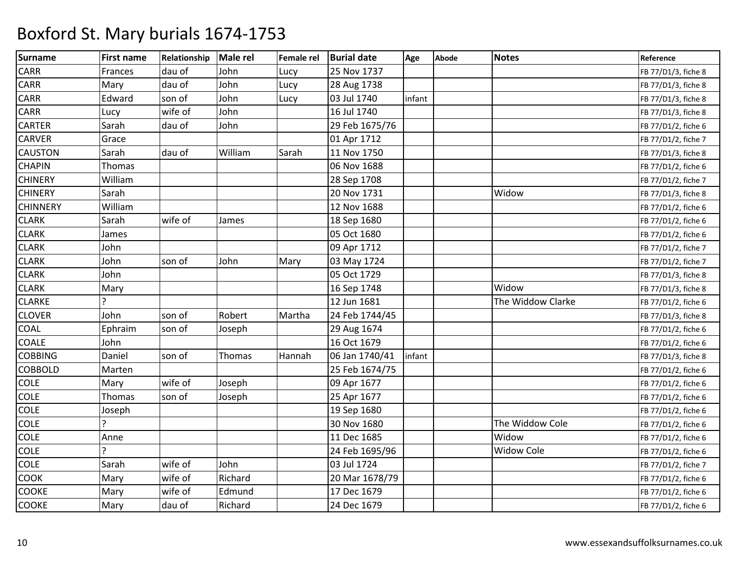# Boxford St. Mary burials 1674-1753

| Surname | First name | Relationship | Male rel | Female rel | Burial date | Age | Abode | Notes | Reference |
|---|---|---|---|---|---|---|---|---|---|
| CARR | Frances | dau of | John | Lucy | 25 Nov 1737 | | | | FB 77/D1/3, fiche 8 |
| CARR | Mary | dau of | John | Lucy | 28 Aug 1738 | | | | FB 77/D1/3, fiche 8 |
| CARR | Edward | son of | John | Lucy | 03 Jul 1740 | infant | | | FB 77/D1/3, fiche 8 |
| CARR | Lucy | wife of | John | | 16 Jul 1740 | | | | FB 77/D1/3, fiche 8 |
| CARTER | Sarah | dau of | John | | 29 Feb 1675/76 | | | | FB 77/D1/2, fiche 6 |
| CARVER | Grace | | | | 01 Apr 1712 | | | | FB 77/D1/2, fiche 7 |
| CAUSTON | Sarah | dau of | William | Sarah | 11 Nov 1750 | | | | FB 77/D1/3, fiche 8 |
| CHAPIN | Thomas | | | | 06 Nov 1688 | | | | FB 77/D1/2, fiche 6 |
| CHINERY | William | | | | 28 Sep 1708 | | | | FB 77/D1/2, fiche 7 |
| CHINERY | Sarah | | | | 20 Nov 1731 | | | Widow | FB 77/D1/3, fiche 8 |
| CHINNERY | William | | | | 12 Nov 1688 | | | | FB 77/D1/2, fiche 6 |
| CLARK | Sarah | wife of | James | | 18 Sep 1680 | | | | FB 77/D1/2, fiche 6 |
| CLARK | James | | | | 05 Oct 1680 | | | | FB 77/D1/2, fiche 6 |
| CLARK | John | | | | 09 Apr 1712 | | | | FB 77/D1/2, fiche 7 |
| CLARK | John | son of | John | Mary | 03 May 1724 | | | | FB 77/D1/2, fiche 7 |
| CLARK | John | | | | 05 Oct 1729 | | | | FB 77/D1/3, fiche 8 |
| CLARK | Mary | | | | 16 Sep 1748 | | | Widow | FB 77/D1/3, fiche 8 |
| CLARKE | ? | | | | 12 Jun 1681 | | | The Widdow Clarke | FB 77/D1/2, fiche 6 |
| CLOVER | John | son of | Robert | Martha | 24 Feb 1744/45 | | | | FB 77/D1/3, fiche 8 |
| COAL | Ephraim | son of | Joseph | | 29 Aug 1674 | | | | FB 77/D1/2, fiche 6 |
| COALE | John | | | | 16 Oct 1679 | | | | FB 77/D1/2, fiche 6 |
| COBBING | Daniel | son of | Thomas | Hannah | 06 Jan 1740/41 | infant | | | FB 77/D1/3, fiche 8 |
| COBBOLD | Marten | | | | 25 Feb 1674/75 | | | | FB 77/D1/2, fiche 6 |
| COLE | Mary | wife of | Joseph | | 09 Apr 1677 | | | | FB 77/D1/2, fiche 6 |
| COLE | Thomas | son of | Joseph | | 25 Apr 1677 | | | | FB 77/D1/2, fiche 6 |
| COLE | Joseph | | | | 19 Sep 1680 | | | | FB 77/D1/2, fiche 6 |
| COLE | ? | | | | 30 Nov 1680 | | | The Widdow Cole | FB 77/D1/2, fiche 6 |
| COLE | Anne | | | | 11 Dec 1685 | | | Widow | FB 77/D1/2, fiche 6 |
| COLE | ? | | | | 24 Feb 1695/96 | | | Widow Cole | FB 77/D1/2, fiche 6 |
| COLE | Sarah | wife of | John | | 03 Jul 1724 | | | | FB 77/D1/2, fiche 7 |
| COOK | Mary | wife of | Richard | | 20 Mar 1678/79 | | | | FB 77/D1/2, fiche 6 |
| COOKE | Mary | wife of | Edmund | | 17 Dec 1679 | | | | FB 77/D1/2, fiche 6 |
| COOKE | Mary | dau of | Richard | | 24 Dec 1679 | | | | FB 77/D1/2, fiche 6 |

www.essexandsuffolksurnames.co.uk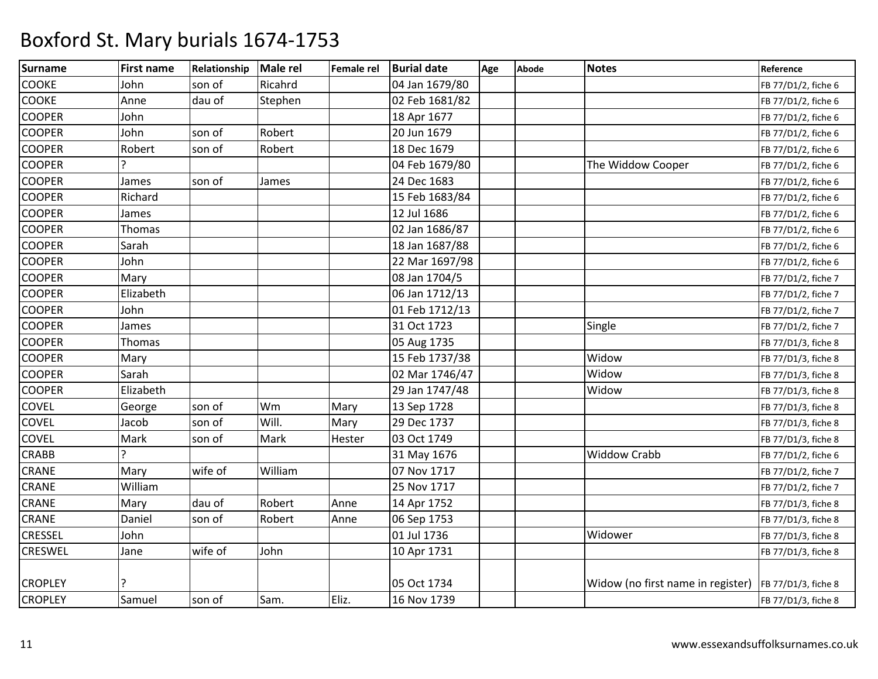# Boxford St. Mary burials 1674-1753

| Surname | First name | Relationship | Male rel | Female rel | Burial date | Age | Abode | Notes | Reference |
|---|---|---|---|---|---|---|---|---|---|
| COOKE | John | son of | Ricahrd | | 04 Jan 1679/80 | | | | FB 77/D1/2, fiche 6 |
| COOKE | Anne | dau of | Stephen | | 02 Feb 1681/82 | | | | FB 77/D1/2, fiche 6 |
| COOPER | John | | | | 18 Apr 1677 | | | | FB 77/D1/2, fiche 6 |
| COOPER | John | son of | Robert | | 20 Jun 1679 | | | | FB 77/D1/2, fiche 6 |
| COOPER | Robert | son of | Robert | | 18 Dec 1679 | | | | FB 77/D1/2, fiche 6 |
| COOPER | ? | | | | 04 Feb 1679/80 | | | The Widdow Cooper | FB 77/D1/2, fiche 6 |
| COOPER | James | son of | James | | 24 Dec 1683 | | | | FB 77/D1/2, fiche 6 |
| COOPER | Richard | | | | 15 Feb 1683/84 | | | | FB 77/D1/2, fiche 6 |
| COOPER | James | | | | 12 Jul 1686 | | | | FB 77/D1/2, fiche 6 |
| COOPER | Thomas | | | | 02 Jan 1686/87 | | | | FB 77/D1/2, fiche 6 |
| COOPER | Sarah | | | | 18 Jan 1687/88 | | | | FB 77/D1/2, fiche 6 |
| COOPER | John | | | | 22 Mar 1697/98 | | | | FB 77/D1/2, fiche 6 |
| COOPER | Mary | | | | 08 Jan 1704/5 | | | | FB 77/D1/2, fiche 7 |
| COOPER | Elizabeth | | | | 06 Jan 1712/13 | | | | FB 77/D1/2, fiche 7 |
| COOPER | John | | | | 01 Feb 1712/13 | | | | FB 77/D1/2, fiche 7 |
| COOPER | James | | | | 31 Oct 1723 | | | Single | FB 77/D1/2, fiche 7 |
| COOPER | Thomas | | | | 05 Aug 1735 | | | | FB 77/D1/3, fiche 8 |
| COOPER | Mary | | | | 15 Feb 1737/38 | | | Widow | FB 77/D1/3, fiche 8 |
| COOPER | Sarah | | | | 02 Mar 1746/47 | | | Widow | FB 77/D1/3, fiche 8 |
| COOPER | Elizabeth | | | | 29 Jan 1747/48 | | | Widow | FB 77/D1/3, fiche 8 |
| COVEL | George | son of | Wm | Mary | 13 Sep 1728 | | | | FB 77/D1/3, fiche 8 |
| COVEL | Jacob | son of | Will. | Mary | 29 Dec 1737 | | | | FB 77/D1/3, fiche 8 |
| COVEL | Mark | son of | Mark | Hester | 03 Oct 1749 | | | | FB 77/D1/3, fiche 8 |
| CRABB | ? | | | | 31 May 1676 | | | Widdow Crabb | FB 77/D1/2, fiche 6 |
| CRANE | Mary | wife of | William | | 07 Nov 1717 | | | | FB 77/D1/2, fiche 7 |
| CRANE | William | | | | 25 Nov 1717 | | | | FB 77/D1/2, fiche 7 |
| CRANE | Mary | dau of | Robert | Anne | 14 Apr 1752 | | | | FB 77/D1/3, fiche 8 |
| CRANE | Daniel | son of | Robert | Anne | 06 Sep 1753 | | | | FB 77/D1/3, fiche 8 |
| CRESSEL | John | | | | 01 Jul 1736 | | | Widower | FB 77/D1/3, fiche 8 |
| CRESWEL | Jane | wife of | John | | 10 Apr 1731 | | | | FB 77/D1/3, fiche 8 |
| CROPLEY | ? | | | | 05 Oct 1734 | | | Widow (no first name in register) | FB 77/D1/3, fiche 8 |
| CROPLEY | Samuel | son of | Sam. | Eliz. | 16 Nov 1739 | | | | FB 77/D1/3, fiche 8 |

www.essexandsuffolksurnames.co.uk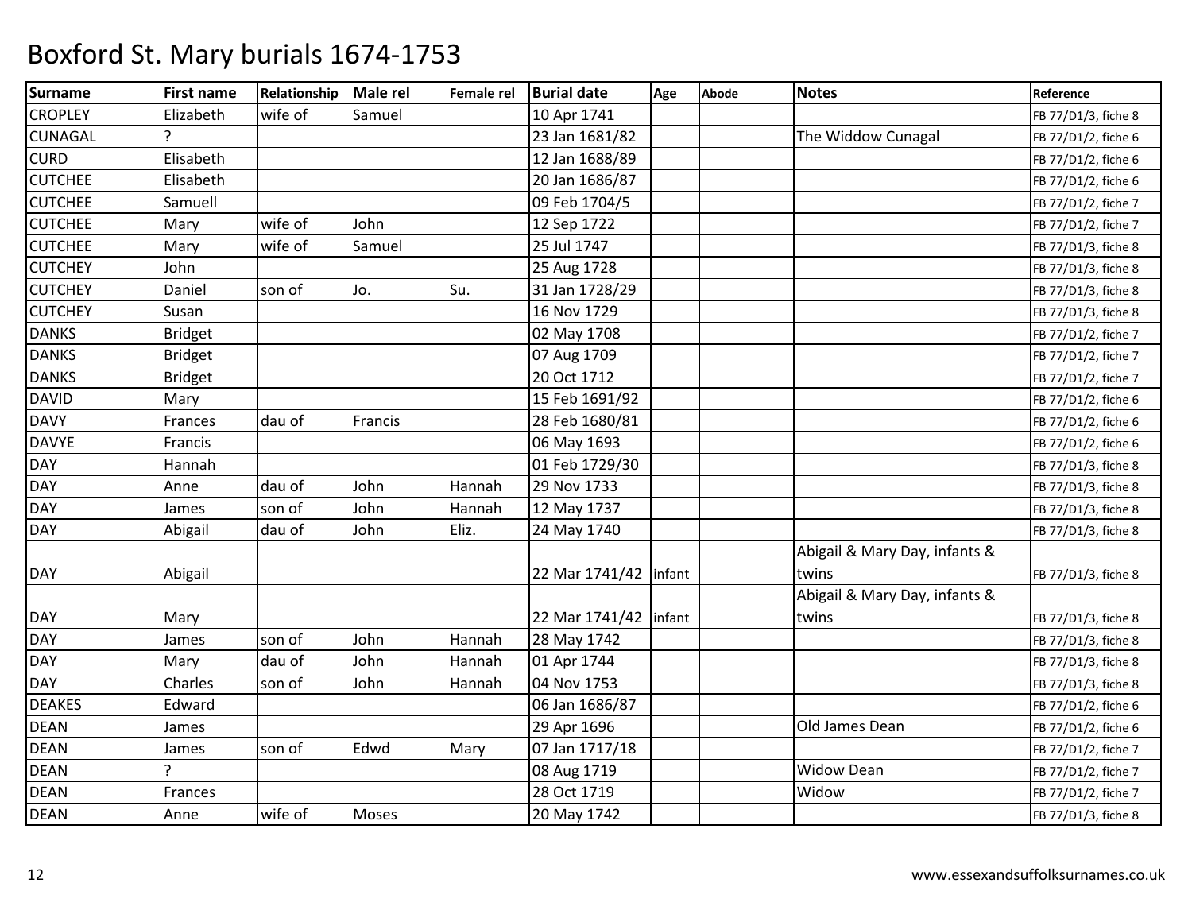# Boxford St. Mary burials 1674-1753

| Surname | First name | Relationship | Male rel | Female rel | Burial date | Age | Abode | Notes | Reference |
|---|---|---|---|---|---|---|---|---|---|
| CROPLEY | Elizabeth | wife of | Samuel | | 10 Apr 1741 | | | | FB 77/D1/3, fiche 8 |
| CUNAGAL | ? | | | | 23 Jan 1681/82 | | | The Widdow Cunagal | FB 77/D1/2, fiche 6 |
| CURD | Elisabeth | | | | 12 Jan 1688/89 | | | | FB 77/D1/2, fiche 6 |
| CUTCHEE | Elisabeth | | | | 20 Jan 1686/87 | | | | FB 77/D1/2, fiche 6 |
| CUTCHEE | Samuell | | | | 09 Feb 1704/5 | | | | FB 77/D1/2, fiche 7 |
| CUTCHEE | Mary | wife of | John | | 12 Sep 1722 | | | | FB 77/D1/2, fiche 7 |
| CUTCHEE | Mary | wife of | Samuel | | 25 Jul 1747 | | | | FB 77/D1/3, fiche 8 |
| CUTCHEY | John | | | | 25 Aug 1728 | | | | FB 77/D1/3, fiche 8 |
| CUTCHEY | Daniel | son of | Jo. | Su. | 31 Jan 1728/29 | | | | FB 77/D1/3, fiche 8 |
| CUTCHEY | Susan | | | | 16 Nov 1729 | | | | FB 77/D1/3, fiche 8 |
| DANKS | Bridget | | | | 02 May 1708 | | | | FB 77/D1/2, fiche 7 |
| DANKS | Bridget | | | | 07 Aug 1709 | | | | FB 77/D1/2, fiche 7 |
| DANKS | Bridget | | | | 20 Oct 1712 | | | | FB 77/D1/2, fiche 7 |
| DAVID | Mary | | | | 15 Feb 1691/92 | | | | FB 77/D1/2, fiche 6 |
| DAVY | Frances | dau of | Francis | | 28 Feb 1680/81 | | | | FB 77/D1/2, fiche 6 |
| DAVYE | Francis | | | | 06 May 1693 | | | | FB 77/D1/2, fiche 6 |
| DAY | Hannah | | | | 01 Feb 1729/30 | | | | FB 77/D1/3, fiche 8 |
| DAY | Anne | dau of | John | Hannah | 29 Nov 1733 | | | | FB 77/D1/3, fiche 8 |
| DAY | James | son of | John | Hannah | 12 May 1737 | | | | FB 77/D1/3, fiche 8 |
| DAY | Abigail | dau of | John | Eliz. | 24 May 1740 | | | | FB 77/D1/3, fiche 8 |
| DAY | Abigail | | | | 22 Mar 1741/42 | infant | | Abigail & Mary Day, infants & twins | FB 77/D1/3, fiche 8 |
| DAY | Mary | | | | 22 Mar 1741/42 | infant | | Abigail & Mary Day, infants & twins | FB 77/D1/3, fiche 8 |
| DAY | James | son of | John | Hannah | 28 May 1742 | | | | FB 77/D1/3, fiche 8 |
| DAY | Mary | dau of | John | Hannah | 01 Apr 1744 | | | | FB 77/D1/3, fiche 8 |
| DAY | Charles | son of | John | Hannah | 04 Nov 1753 | | | | FB 77/D1/3, fiche 8 |
| DEAKES | Edward | | | | 06 Jan 1686/87 | | | | FB 77/D1/2, fiche 6 |
| DEAN | James | | | | 29 Apr 1696 | | | Old James Dean | FB 77/D1/2, fiche 6 |
| DEAN | James | son of | Edwd | Mary | 07 Jan 1717/18 | | | | FB 77/D1/2, fiche 7 |
| DEAN | ? | | | | 08 Aug 1719 | | | Widow Dean | FB 77/D1/2, fiche 7 |
| DEAN | Frances | | | | 28 Oct 1719 | | | Widow | FB 77/D1/2, fiche 7 |
| DEAN | Anne | wife of | Moses | | 20 May 1742 | | | | FB 77/D1/3, fiche 8 |

www.essexandsuffolksurnames.co.uk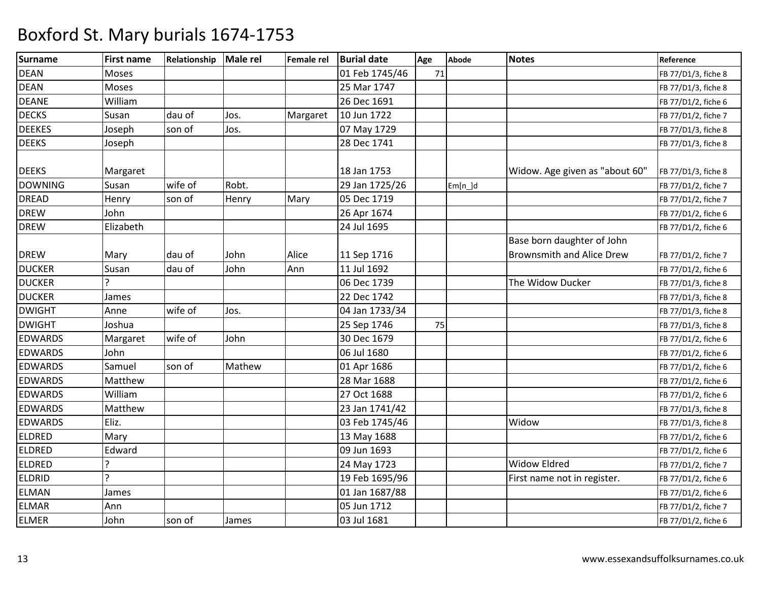# Boxford St. Mary burials 1674-1753

| Surname | First name | Relationship | Male rel | Female rel | Burial date | Age | Abode | Notes | Reference |
|---|---|---|---|---|---|---|---|---|---|
| DEAN | Moses | | | | 01 Feb 1745/46 | 71 | | | FB 77/D1/3, fiche 8 |
| DEAN | Moses | | | | 25 Mar 1747 | | | | FB 77/D1/3, fiche 8 |
| DEANE | William | | | | 26 Dec 1691 | | | | FB 77/D1/2, fiche 6 |
| DECKS | Susan | dau of | Jos. | Margaret | 10 Jun 1722 | | | | FB 77/D1/2, fiche 7 |
| DEEKES | Joseph | son of | Jos. | | 07 May 1729 | | | | FB 77/D1/3, fiche 8 |
| DEEKS | Joseph | | | | 28 Dec 1741 | | | | FB 77/D1/3, fiche 8 |
| DEEKS | Margaret | | | | 18 Jan 1753 | | | Widow. Age given as "about 60" | FB 77/D1/3, fiche 8 |
| DOWNING | Susan | wife of | Robt. | | 29 Jan 1725/26 | | Em[n_]d | | FB 77/D1/2, fiche 7 |
| DREAD | Henry | son of | Henry | Mary | 05 Dec 1719 | | | | FB 77/D1/2, fiche 7 |
| DREW | John | | | | 26 Apr 1674 | | | | FB 77/D1/2, fiche 6 |
| DREW | Elizabeth | | | | 24 Jul 1695 | | | | FB 77/D1/2, fiche 6 |
| DREW | Mary | dau of | John | Alice | 11 Sep 1716 | | | Base born daughter of John Brownsmith and Alice Drew | FB 77/D1/2, fiche 7 |
| DUCKER | Susan | dau of | John | Ann | 11 Jul 1692 | | | | FB 77/D1/2, fiche 6 |
| DUCKER | ? | | | | 06 Dec 1739 | | | The Widow Ducker | FB 77/D1/3, fiche 8 |
| DUCKER | James | | | | 22 Dec 1742 | | | | FB 77/D1/3, fiche 8 |
| DWIGHT | Anne | wife of | Jos. | | 04 Jan 1733/34 | | | | FB 77/D1/3, fiche 8 |
| DWIGHT | Joshua | | | | 25 Sep 1746 | 75 | | | FB 77/D1/3, fiche 8 |
| EDWARDS | Margaret | wife of | John | | 30 Dec 1679 | | | | FB 77/D1/2, fiche 6 |
| EDWARDS | John | | | | 06 Jul 1680 | | | | FB 77/D1/2, fiche 6 |
| EDWARDS | Samuel | son of | Mathew | | 01 Apr 1686 | | | | FB 77/D1/2, fiche 6 |
| EDWARDS | Matthew | | | | 28 Mar 1688 | | | | FB 77/D1/2, fiche 6 |
| EDWARDS | William | | | | 27 Oct 1688 | | | | FB 77/D1/2, fiche 6 |
| EDWARDS | Matthew | | | | 23 Jan 1741/42 | | | | FB 77/D1/3, fiche 8 |
| EDWARDS | Eliz. | | | | 03 Feb 1745/46 | | | Widow | FB 77/D1/3, fiche 8 |
| ELDRED | Mary | | | | 13 May 1688 | | | | FB 77/D1/2, fiche 6 |
| ELDRED | Edward | | | | 09 Jun 1693 | | | | FB 77/D1/2, fiche 6 |
| ELDRED | ? | | | | 24 May 1723 | | | Widow Eldred | FB 77/D1/2, fiche 7 |
| ELDRID | ? | | | | 19 Feb 1695/96 | | | First name not in register. | FB 77/D1/2, fiche 6 |
| ELMAN | James | | | | 01 Jan 1687/88 | | | | FB 77/D1/2, fiche 6 |
| ELMAR | Ann | | | | 05 Jun 1712 | | | | FB 77/D1/2, fiche 7 |
| ELMER | John | son of | James | | 03 Jul 1681 | | | | FB 77/D1/2, fiche 6 |

www.essexandsuffolksurnames.co.uk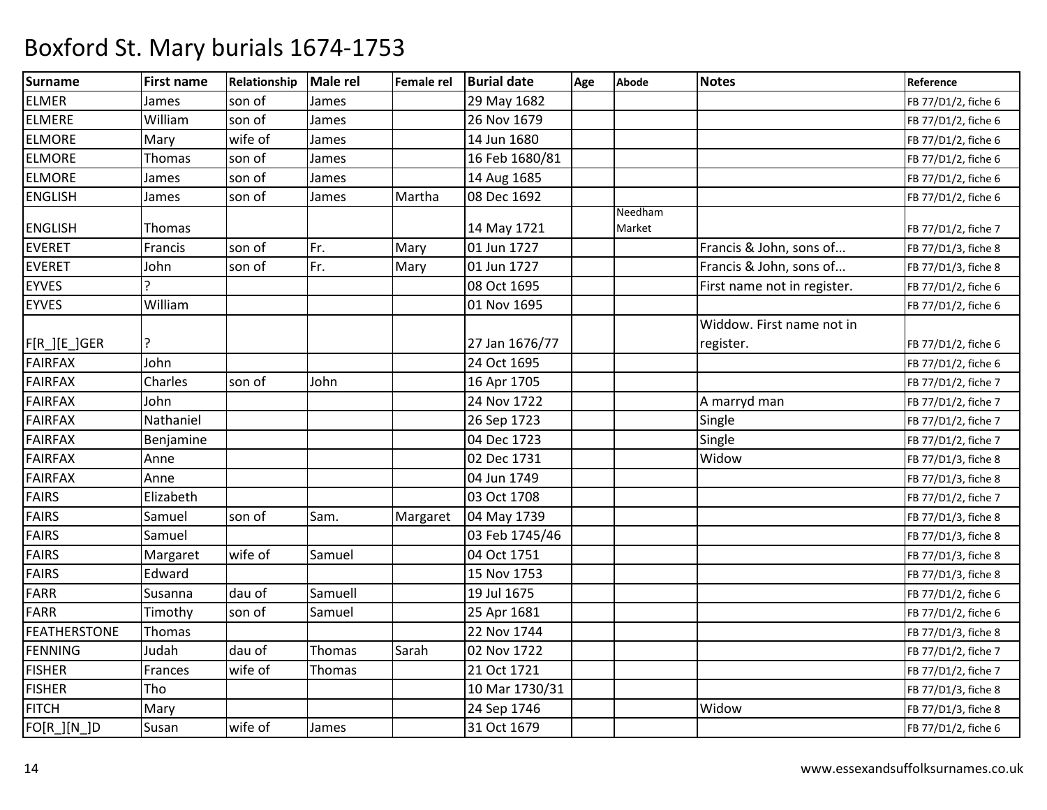# Boxford St. Mary burials 1674-1753

| Surname | First name | Relationship | Male rel | Female rel | Burial date | Age | Abode | Notes | Reference |
|---|---|---|---|---|---|---|---|---|---|
| ELMER | James | son of | James | | 29 May 1682 | | | | FB 77/D1/2, fiche 6 |
| ELMERE | William | son of | James | | 26 Nov 1679 | | | | FB 77/D1/2, fiche 6 |
| ELMORE | Mary | wife of | James | | 14 Jun 1680 | | | | FB 77/D1/2, fiche 6 |
| ELMORE | Thomas | son of | James | | 16 Feb 1680/81 | | | | FB 77/D1/2, fiche 6 |
| ELMORE | James | son of | James | | 14 Aug 1685 | | | | FB 77/D1/2, fiche 6 |
| ENGLISH | James | son of | James | Martha | 08 Dec 1692 | | | | FB 77/D1/2, fiche 6 |
| ENGLISH | Thomas | | | | 14 May 1721 | | Needham Market | | FB 77/D1/2, fiche 7 |
| EVERET | Francis | son of | Fr. | Mary | 01 Jun 1727 | | | Francis & John, sons of... | FB 77/D1/3, fiche 8 |
| EVERET | John | son of | Fr. | Mary | 01 Jun 1727 | | | Francis & John, sons of... | FB 77/D1/3, fiche 8 |
| EYVES | ? | | | | 08 Oct 1695 | | | First name not in register. | FB 77/D1/2, fiche 6 |
| EYVES | William | | | | 01 Nov 1695 | | | | FB 77/D1/2, fiche 6 |
| F[R_][E_]GER | ? | | | | 27 Jan 1676/77 | | | Widdow. First name not in register. | FB 77/D1/2, fiche 6 |
| FAIRFAX | John | | | | 24 Oct 1695 | | | | FB 77/D1/2, fiche 6 |
| FAIRFAX | Charles | son of | John | | 16 Apr 1705 | | | | FB 77/D1/2, fiche 7 |
| FAIRFAX | John | | | | 24 Nov 1722 | | | A marryd man | FB 77/D1/2, fiche 7 |
| FAIRFAX | Nathaniel | | | | 26 Sep 1723 | | | Single | FB 77/D1/2, fiche 7 |
| FAIRFAX | Benjamine | | | | 04 Dec 1723 | | | Single | FB 77/D1/2, fiche 7 |
| FAIRFAX | Anne | | | | 02 Dec 1731 | | | Widow | FB 77/D1/3, fiche 8 |
| FAIRFAX | Anne | | | | 04 Jun 1749 | | | | FB 77/D1/3, fiche 8 |
| FAIRS | Elizabeth | | | | 03 Oct 1708 | | | | FB 77/D1/2, fiche 7 |
| FAIRS | Samuel | son of | Sam. | Margaret | 04 May 1739 | | | | FB 77/D1/3, fiche 8 |
| FAIRS | Samuel | | | | 03 Feb 1745/46 | | | | FB 77/D1/3, fiche 8 |
| FAIRS | Margaret | wife of | Samuel | | 04 Oct 1751 | | | | FB 77/D1/3, fiche 8 |
| FAIRS | Edward | | | | 15 Nov 1753 | | | | FB 77/D1/3, fiche 8 |
| FARR | Susanna | dau of | Samuell | | 19 Jul 1675 | | | | FB 77/D1/2, fiche 6 |
| FARR | Timothy | son of | Samuel | | 25 Apr 1681 | | | | FB 77/D1/2, fiche 6 |
| FEATHERSTONE | Thomas | | | | 22 Nov 1744 | | | | FB 77/D1/3, fiche 8 |
| FENNING | Judah | dau of | Thomas | Sarah | 02 Nov 1722 | | | | FB 77/D1/2, fiche 7 |
| FISHER | Frances | wife of | Thomas | | 21 Oct 1721 | | | | FB 77/D1/2, fiche 7 |
| FISHER | Tho | | | | 10 Mar 1730/31 | | | | FB 77/D1/3, fiche 8 |
| FITCH | Mary | | | | 24 Sep 1746 | | | Widow | FB 77/D1/3, fiche 8 |
| FO[R_][N_]D | Susan | wife of | James | | 31 Oct 1679 | | | | FB 77/D1/2, fiche 6 |

www.essexandsuffolksurnames.co.uk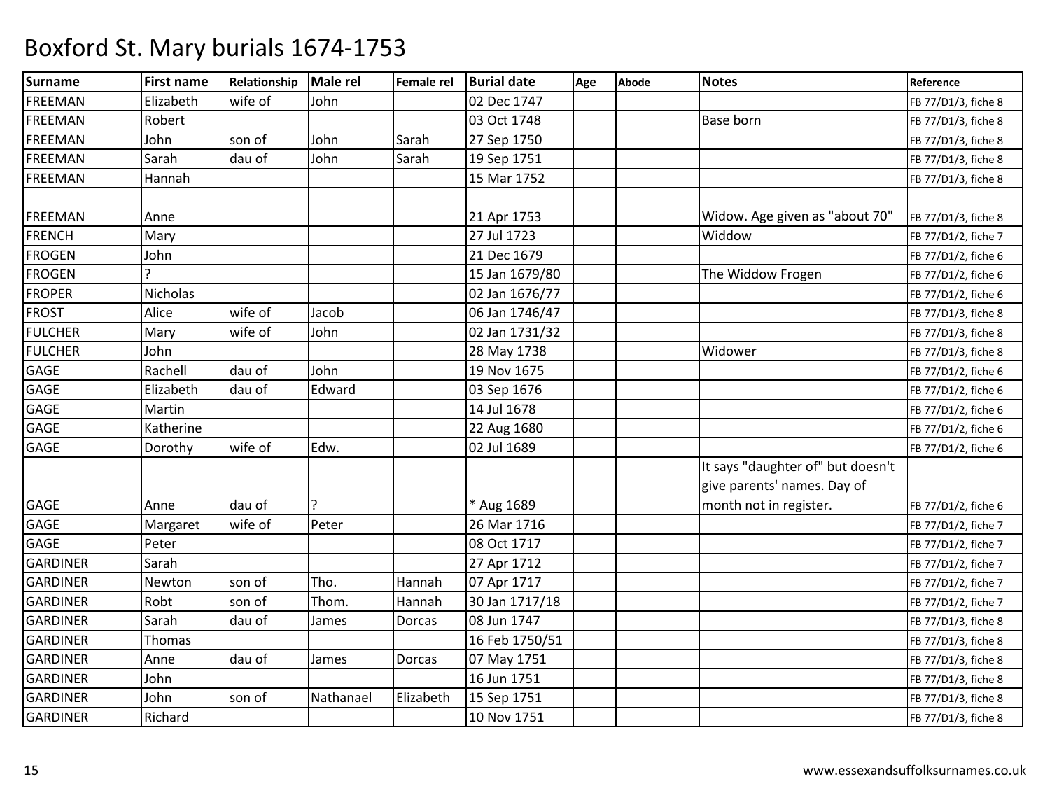# Boxford St. Mary burials 1674-1753

| Surname | First name | Relationship | Male rel | Female rel | Burial date | Age | Abode | Notes | Reference |
|---|---|---|---|---|---|---|---|---|---|
| FREEMAN | Elizabeth | wife of | John | | 02 Dec 1747 | | | | FB 77/D1/3, fiche 8 |
| FREEMAN | Robert | | | | 03 Oct 1748 | | | Base born | FB 77/D1/3, fiche 8 |
| FREEMAN | John | son of | John | Sarah | 27 Sep 1750 | | | | FB 77/D1/3, fiche 8 |
| FREEMAN | Sarah | dau of | John | Sarah | 19 Sep 1751 | | | | FB 77/D1/3, fiche 8 |
| FREEMAN | Hannah | | | | 15 Mar 1752 | | | | FB 77/D1/3, fiche 8 |
| FREEMAN | Anne | | | | 21 Apr 1753 | | | Widow. Age given as "about 70" | FB 77/D1/3, fiche 8 |
| FRENCH | Mary | | | | 27 Jul 1723 | | | Widdow | FB 77/D1/2, fiche 7 |
| FROGEN | John | | | | 21 Dec 1679 | | | | FB 77/D1/2, fiche 6 |
| FROGEN | ? | | | | 15 Jan 1679/80 | | | The Widdow Frogen | FB 77/D1/2, fiche 6 |
| FROPER | Nicholas | | | | 02 Jan 1676/77 | | | | FB 77/D1/2, fiche 6 |
| FROST | Alice | wife of | Jacob | | 06 Jan 1746/47 | | | | FB 77/D1/3, fiche 8 |
| FULCHER | Mary | wife of | John | | 02 Jan 1731/32 | | | | FB 77/D1/3, fiche 8 |
| FULCHER | John | | | | 28 May 1738 | | | Widower | FB 77/D1/3, fiche 8 |
| GAGE | Rachell | dau of | John | | 19 Nov 1675 | | | | FB 77/D1/2, fiche 6 |
| GAGE | Elizabeth | dau of | Edward | | 03 Sep 1676 | | | | FB 77/D1/2, fiche 6 |
| GAGE | Martin | | | | 14 Jul 1678 | | | | FB 77/D1/2, fiche 6 |
| GAGE | Katherine | | | | 22 Aug 1680 | | | | FB 77/D1/2, fiche 6 |
| GAGE | Dorothy | wife of | Edw. | | 02 Jul 1689 | | | | FB 77/D1/2, fiche 6 |
| GAGE | Anne | dau of | ? | | * Aug 1689 | | | It says "daughter of" but doesn't give parents' names. Day of month not in register. | FB 77/D1/2, fiche 6 |
| GAGE | Margaret | wife of | Peter | | 26 Mar 1716 | | | | FB 77/D1/2, fiche 7 |
| GAGE | Peter | | | | 08 Oct 1717 | | | | FB 77/D1/2, fiche 7 |
| GARDINER | Sarah | | | | 27 Apr 1712 | | | | FB 77/D1/2, fiche 7 |
| GARDINER | Newton | son of | Tho. | Hannah | 07 Apr 1717 | | | | FB 77/D1/2, fiche 7 |
| GARDINER | Robt | son of | Thom. | Hannah | 30 Jan 1717/18 | | | | FB 77/D1/2, fiche 7 |
| GARDINER | Sarah | dau of | James | Dorcas | 08 Jun 1747 | | | | FB 77/D1/3, fiche 8 |
| GARDINER | Thomas | | | | 16 Feb 1750/51 | | | | FB 77/D1/3, fiche 8 |
| GARDINER | Anne | dau of | James | Dorcas | 07 May 1751 | | | | FB 77/D1/3, fiche 8 |
| GARDINER | John | | | | 16 Jun 1751 | | | | FB 77/D1/3, fiche 8 |
| GARDINER | John | son of | Nathanael | Elizabeth | 15 Sep 1751 | | | | FB 77/D1/3, fiche 8 |
| GARDINER | Richard | | | | 10 Nov 1751 | | | | FB 77/D1/3, fiche 8 |

www.essexandsuffolksurnames.co.uk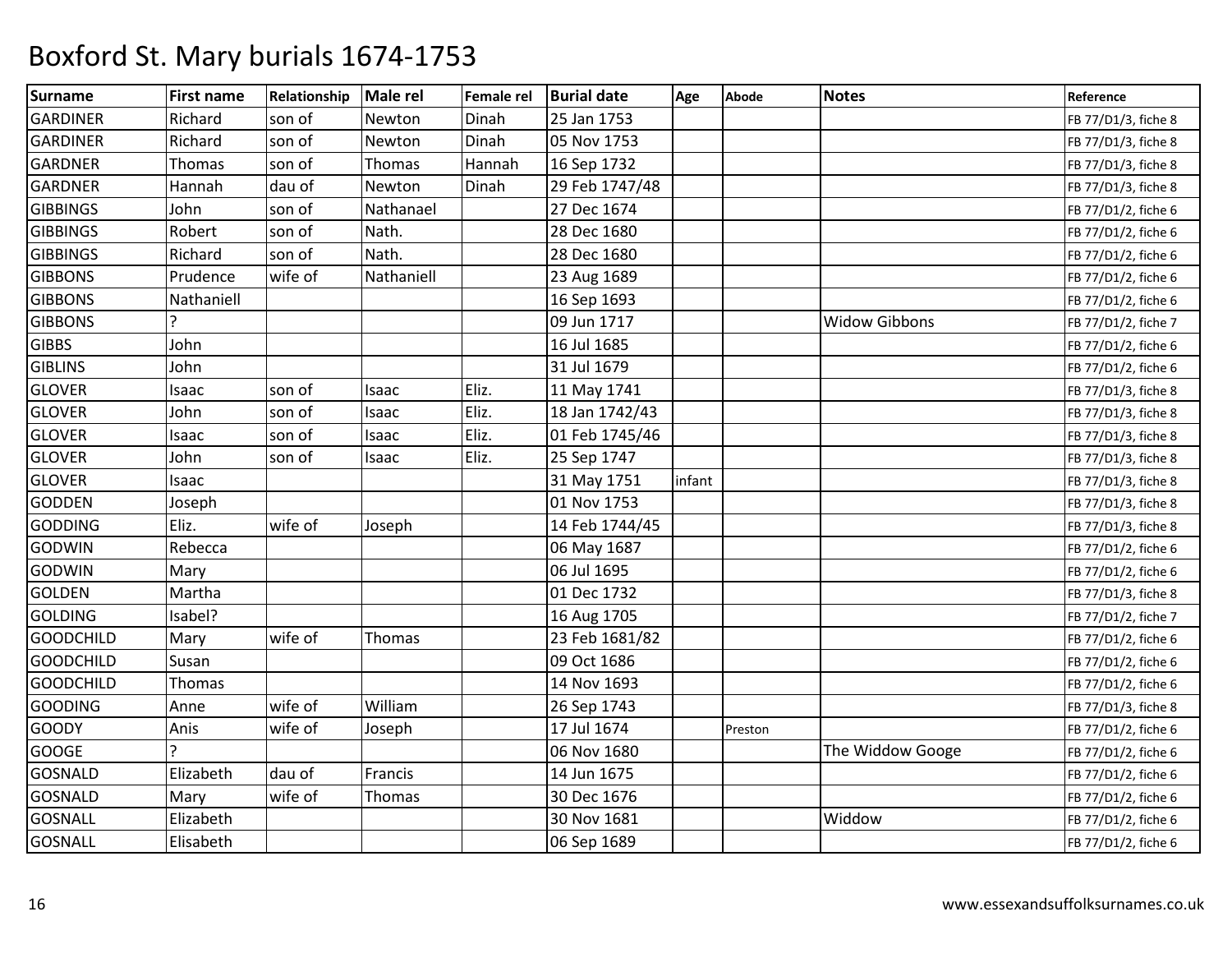# Boxford St. Mary burials 1674-1753

| Surname | First name | Relationship | Male rel | Female rel | Burial date | Age | Abode | Notes | Reference |
|---|---|---|---|---|---|---|---|---|---|
| GARDINER | Richard | son of | Newton | Dinah | 25 Jan 1753 | | | | FB 77/D1/3, fiche 8 |
| GARDINER | Richard | son of | Newton | Dinah | 05 Nov 1753 | | | | FB 77/D1/3, fiche 8 |
| GARDNER | Thomas | son of | Thomas | Hannah | 16 Sep 1732 | | | | FB 77/D1/3, fiche 8 |
| GARDNER | Hannah | dau of | Newton | Dinah | 29 Feb 1747/48 | | | | FB 77/D1/3, fiche 8 |
| GIBBINGS | John | son of | Nathanael | | 27 Dec 1674 | | | | FB 77/D1/2, fiche 6 |
| GIBBINGS | Robert | son of | Nath. | | 28 Dec 1680 | | | | FB 77/D1/2, fiche 6 |
| GIBBINGS | Richard | son of | Nath. | | 28 Dec 1680 | | | | FB 77/D1/2, fiche 6 |
| GIBBONS | Prudence | wife of | Nathaniell | | 23 Aug 1689 | | | | FB 77/D1/2, fiche 6 |
| GIBBONS | Nathaniell | | | | 16 Sep 1693 | | | | FB 77/D1/2, fiche 6 |
| GIBBONS | ? | | | | 09 Jun 1717 | | | Widow Gibbons | FB 77/D1/2, fiche 7 |
| GIBBS | John | | | | 16 Jul 1685 | | | | FB 77/D1/2, fiche 6 |
| GIBLINS | John | | | | 31 Jul 1679 | | | | FB 77/D1/2, fiche 6 |
| GLOVER | Isaac | son of | Isaac | Eliz. | 11 May 1741 | | | | FB 77/D1/3, fiche 8 |
| GLOVER | John | son of | Isaac | Eliz. | 18 Jan 1742/43 | | | | FB 77/D1/3, fiche 8 |
| GLOVER | Isaac | son of | Isaac | Eliz. | 01 Feb 1745/46 | | | | FB 77/D1/3, fiche 8 |
| GLOVER | John | son of | Isaac | Eliz. | 25 Sep 1747 | | | | FB 77/D1/3, fiche 8 |
| GLOVER | Isaac | | | | 31 May 1751 | infant | | | FB 77/D1/3, fiche 8 |
| GODDEN | Joseph | | | | 01 Nov 1753 | | | | FB 77/D1/3, fiche 8 |
| GODDING | Eliz. | wife of | Joseph | | 14 Feb 1744/45 | | | | FB 77/D1/3, fiche 8 |
| GODWIN | Rebecca | | | | 06 May 1687 | | | | FB 77/D1/2, fiche 6 |
| GODWIN | Mary | | | | 06 Jul 1695 | | | | FB 77/D1/2, fiche 6 |
| GOLDEN | Martha | | | | 01 Dec 1732 | | | | FB 77/D1/3, fiche 8 |
| GOLDING | Isabel? | | | | 16 Aug 1705 | | | | FB 77/D1/2, fiche 7 |
| GOODCHILD | Mary | wife of | Thomas | | 23 Feb 1681/82 | | | | FB 77/D1/2, fiche 6 |
| GOODCHILD | Susan | | | | 09 Oct 1686 | | | | FB 77/D1/2, fiche 6 |
| GOODCHILD | Thomas | | | | 14 Nov 1693 | | | | FB 77/D1/2, fiche 6 |
| GOODING | Anne | wife of | William | | 26 Sep 1743 | | | | FB 77/D1/3, fiche 8 |
| GOODY | Anis | wife of | Joseph | | 17 Jul 1674 | | Preston | | FB 77/D1/2, fiche 6 |
| GOOGE | ? | | | | 06 Nov 1680 | | | The Widdow Googe | FB 77/D1/2, fiche 6 |
| GOSNALD | Elizabeth | dau of | Francis | | 14 Jun 1675 | | | | FB 77/D1/2, fiche 6 |
| GOSNALD | Mary | wife of | Thomas | | 30 Dec 1676 | | | | FB 77/D1/2, fiche 6 |
| GOSNALL | Elizabeth | | | | 30 Nov 1681 | | | Widdow | FB 77/D1/2, fiche 6 |
| GOSNALL | Elisabeth | | | | 06 Sep 1689 | | | | FB 77/D1/2, fiche 6 |

www.essexandsuffolksurnames.co.uk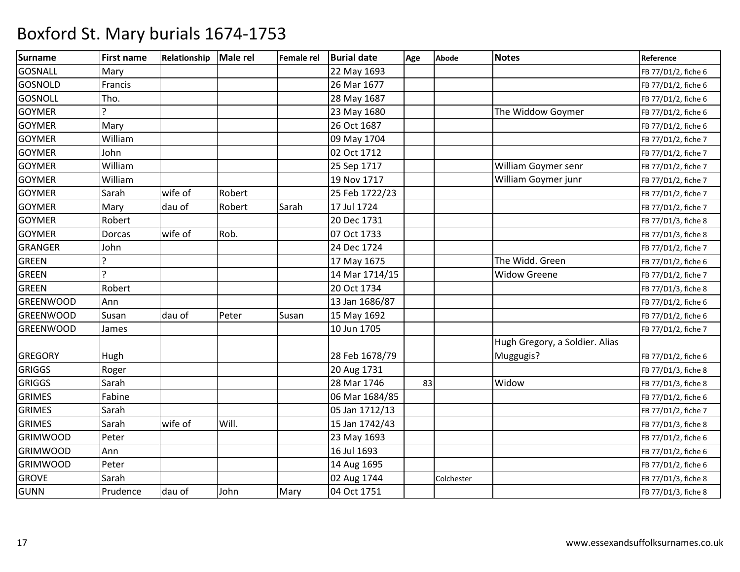# Boxford St. Mary burials 1674-1753

| Surname | First name | Relationship | Male rel | Female rel | Burial date | Age | Abode | Notes | Reference |
|---|---|---|---|---|---|---|---|---|---|
| GOSNALL | Mary | | | | 22 May 1693 | | | | FB 77/D1/2, fiche 6 |
| GOSNOLD | Francis | | | | 26 Mar 1677 | | | | FB 77/D1/2, fiche 6 |
| GOSNOLL | Tho. | | | | 28 May 1687 | | | | FB 77/D1/2, fiche 6 |
| GOYMER | ? | | | | 23 May 1680 | | | The Widdow Goymer | FB 77/D1/2, fiche 6 |
| GOYMER | Mary | | | | 26 Oct 1687 | | | | FB 77/D1/2, fiche 6 |
| GOYMER | William | | | | 09 May 1704 | | | | FB 77/D1/2, fiche 7 |
| GOYMER | John | | | | 02 Oct 1712 | | | | FB 77/D1/2, fiche 7 |
| GOYMER | William | | | | 25 Sep 1717 | | | William Goymer senr | FB 77/D1/2, fiche 7 |
| GOYMER | William | | | | 19 Nov 1717 | | | William Goymer junr | FB 77/D1/2, fiche 7 |
| GOYMER | Sarah | wife of | Robert | | 25 Feb 1722/23 | | | | FB 77/D1/2, fiche 7 |
| GOYMER | Mary | dau of | Robert | Sarah | 17 Jul 1724 | | | | FB 77/D1/2, fiche 7 |
| GOYMER | Robert | | | | 20 Dec 1731 | | | | FB 77/D1/3, fiche 8 |
| GOYMER | Dorcas | wife of | Rob. | | 07 Oct 1733 | | | | FB 77/D1/3, fiche 8 |
| GRANGER | John | | | | 24 Dec 1724 | | | | FB 77/D1/2, fiche 7 |
| GREEN | ? | | | | 17 May 1675 | | | The Widd. Green | FB 77/D1/2, fiche 6 |
| GREEN | ? | | | | 14 Mar 1714/15 | | | Widow Greene | FB 77/D1/2, fiche 7 |
| GREEN | Robert | | | | 20 Oct 1734 | | | | FB 77/D1/3, fiche 8 |
| GREENWOOD | Ann | | | | 13 Jan 1686/87 | | | | FB 77/D1/2, fiche 6 |
| GREENWOOD | Susan | dau of | Peter | Susan | 15 May 1692 | | | | FB 77/D1/2, fiche 6 |
| GREENWOOD | James | | | | 10 Jun 1705 | | | | FB 77/D1/2, fiche 7 |
| GREGORY | Hugh | | | | 28 Feb 1678/79 | | | Hugh Gregory, a Soldier. Alias Muggugis? | FB 77/D1/2, fiche 6 |
| GRIGGS | Roger | | | | 20 Aug 1731 | | | | FB 77/D1/3, fiche 8 |
| GRIGGS | Sarah | | | | 28 Mar 1746 | 83 | | Widow | FB 77/D1/3, fiche 8 |
| GRIMES | Fabine | | | | 06 Mar 1684/85 | | | | FB 77/D1/2, fiche 6 |
| GRIMES | Sarah | | | | 05 Jan 1712/13 | | | | FB 77/D1/2, fiche 7 |
| GRIMES | Sarah | wife of | Will. | | 15 Jan 1742/43 | | | | FB 77/D1/3, fiche 8 |
| GRIMWOOD | Peter | | | | 23 May 1693 | | | | FB 77/D1/2, fiche 6 |
| GRIMWOOD | Ann | | | | 16 Jul 1693 | | | | FB 77/D1/2, fiche 6 |
| GRIMWOOD | Peter | | | | 14 Aug 1695 | | | | FB 77/D1/2, fiche 6 |
| GROVE | Sarah | | | | 02 Aug 1744 | | Colchester | | FB 77/D1/3, fiche 8 |
| GUNN | Prudence | dau of | John | Mary | 04 Oct 1751 | | | | FB 77/D1/3, fiche 8 |

www.essexandsuffolksurnames.co.uk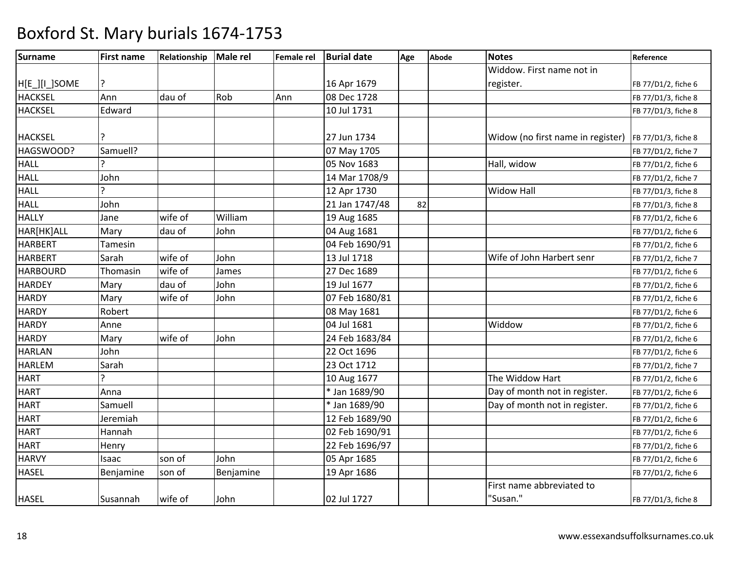# Boxford St. Mary burials 1674-1753

| Surname | First name | Relationship | Male rel | Female rel | Burial date | Age | Abode | Notes | Reference |
|---|---|---|---|---|---|---|---|---|---|
| H[E_][I_]SOME | ? | | | | 16 Apr 1679 | | | Widdow. First name not in register. | FB 77/D1/2, fiche 6 |
| HACKSEL | Ann | dau of | Rob | Ann | 08 Dec 1728 | | | | FB 77/D1/3, fiche 8 |
| HACKSEL | Edward | | | | 10 Jul 1731 | | | | FB 77/D1/3, fiche 8 |
| HACKSEL | ? | | | | 27 Jun 1734 | | | Widow (no first name in register) | FB 77/D1/3, fiche 8 |
| HAGSWOOD? | Samuell? | | | | 07 May 1705 | | | | FB 77/D1/2, fiche 7 |
| HALL | ? | | | | 05 Nov 1683 | | | Hall, widow | FB 77/D1/2, fiche 6 |
| HALL | John | | | | 14 Mar 1708/9 | | | | FB 77/D1/2, fiche 7 |
| HALL | ? | | | | 12 Apr 1730 | | | Widow Hall | FB 77/D1/3, fiche 8 |
| HALL | John | | | | 21 Jan 1747/48 | 82 | | | FB 77/D1/3, fiche 8 |
| HALLY | Jane | wife of | William | | 19 Aug 1685 | | | | FB 77/D1/2, fiche 6 |
| HAR[HK]ALL | Mary | dau of | John | | 04 Aug 1681 | | | | FB 77/D1/2, fiche 6 |
| HARBERT | Tamesin | | | | 04 Feb 1690/91 | | | | FB 77/D1/2, fiche 6 |
| HARBERT | Sarah | wife of | John | | 13 Jul 1718 | | | Wife of John Harbert senr | FB 77/D1/2, fiche 7 |
| HARBOURD | Thomasin | wife of | James | | 27 Dec 1689 | | | | FB 77/D1/2, fiche 6 |
| HARDEY | Mary | dau of | John | | 19 Jul 1677 | | | | FB 77/D1/2, fiche 6 |
| HARDY | Mary | wife of | John | | 07 Feb 1680/81 | | | | FB 77/D1/2, fiche 6 |
| HARDY | Robert | | | | 08 May 1681 | | | | FB 77/D1/2, fiche 6 |
| HARDY | Anne | | | | 04 Jul 1681 | | | Widdow | FB 77/D1/2, fiche 6 |
| HARDY | Mary | wife of | John | | 24 Feb 1683/84 | | | | FB 77/D1/2, fiche 6 |
| HARLAN | John | | | | 22 Oct 1696 | | | | FB 77/D1/2, fiche 6 |
| HARLEM | Sarah | | | | 23 Oct 1712 | | | | FB 77/D1/2, fiche 7 |
| HART | ? | | | | 10 Aug 1677 | | | The Widdow Hart | FB 77/D1/2, fiche 6 |
| HART | Anna | | | | * Jan 1689/90 | | | Day of month not in register. | FB 77/D1/2, fiche 6 |
| HART | Samuell | | | | * Jan 1689/90 | | | Day of month not in register. | FB 77/D1/2, fiche 6 |
| HART | Jeremiah | | | | 12 Feb 1689/90 | | | | FB 77/D1/2, fiche 6 |
| HART | Hannah | | | | 02 Feb 1690/91 | | | | FB 77/D1/2, fiche 6 |
| HART | Henry | | | | 22 Feb 1696/97 | | | | FB 77/D1/2, fiche 6 |
| HARVY | Isaac | son of | John | | 05 Apr 1685 | | | | FB 77/D1/2, fiche 6 |
| HASEL | Benjamine | son of | Benjamine | | 19 Apr 1686 | | | | FB 77/D1/2, fiche 6 |
| HASEL | Susannah | wife of | John | | 02 Jul 1727 | | | First name abbreviated to "Susan." | FB 77/D1/3, fiche 8 |

www.essexandsuffolksurnames.co.uk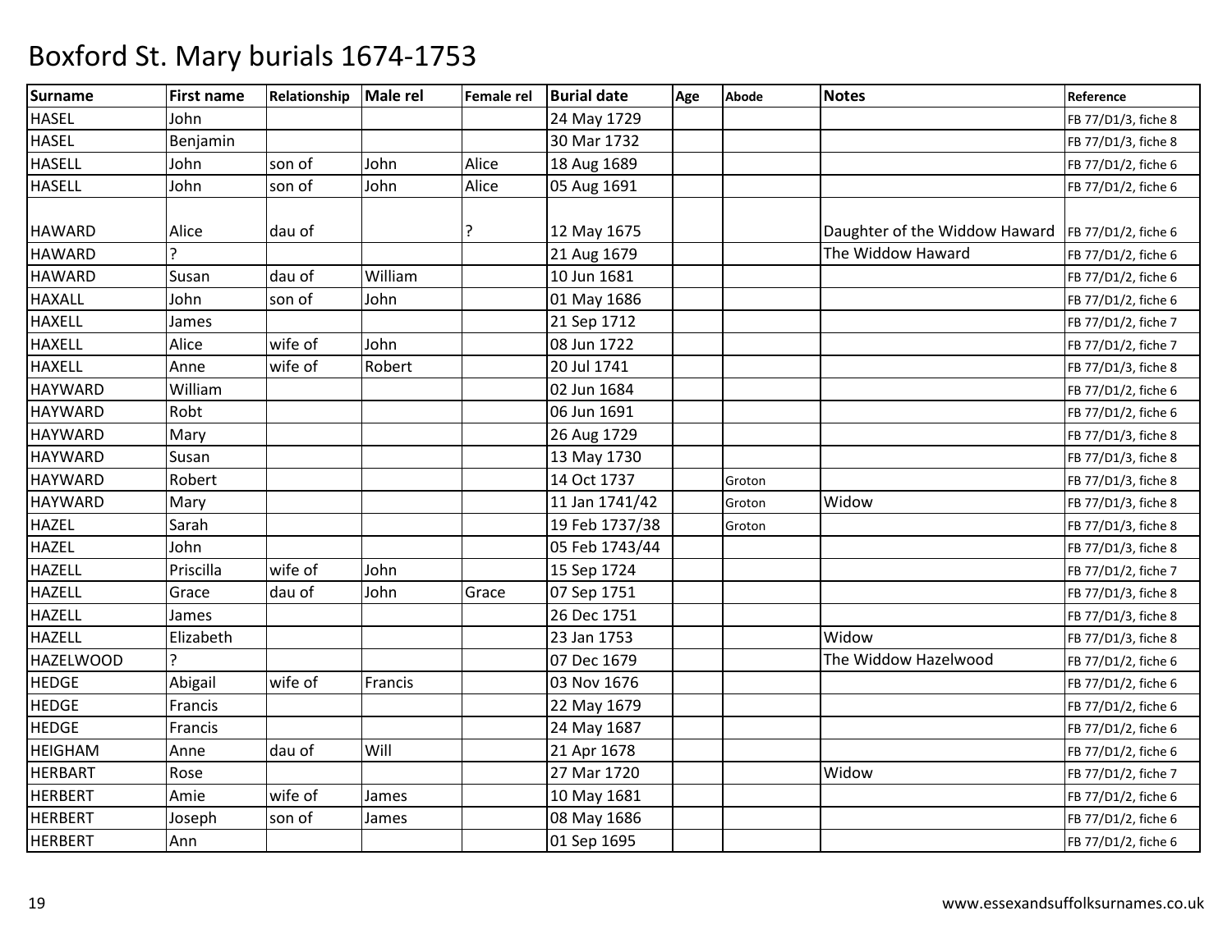# Boxford St. Mary burials 1674-1753

| Surname | First name | Relationship | Male rel | Female rel | Burial date | Age | Abode | Notes | Reference |
|---|---|---|---|---|---|---|---|---|---|
| HASEL | John | | | | 24 May 1729 | | | | FB 77/D1/3, fiche 8 |
| HASEL | Benjamin | | | | 30 Mar 1732 | | | | FB 77/D1/3, fiche 8 |
| HASELL | John | son of | John | Alice | 18 Aug 1689 | | | | FB 77/D1/2, fiche 6 |
| HASELL | John | son of | John | Alice | 05 Aug 1691 | | | | FB 77/D1/2, fiche 6 |
| HAWARD | Alice | dau of | | ? | 12 May 1675 | | | Daughter of the Widow Haward | FB 77/D1/2, fiche 6 |
| HAWARD | ? | | | | 21 Aug 1679 | | | The Widow Haward | FB 77/D1/2, fiche 6 |
| HAWARD | Susan | dau of | William | | 10 Jun 1681 | | | | FB 77/D1/2, fiche 6 |
| HAXALL | John | son of | John | | 01 May 1686 | | | | FB 77/D1/2, fiche 6 |
| HAXELL | James | | | | 21 Sep 1712 | | | | FB 77/D1/2, fiche 7 |
| HAXELL | Alice | wife of | John | | 08 Jun 1722 | | | | FB 77/D1/2, fiche 7 |
| HAXELL | Anne | wife of | Robert | | 20 Jul 1741 | | | | FB 77/D1/3, fiche 8 |
| HAYWARD | William | | | | 02 Jun 1684 | | | | FB 77/D1/2, fiche 6 |
| HAYWARD | Robt | | | | 06 Jun 1691 | | | | FB 77/D1/2, fiche 6 |
| HAYWARD | Mary | | | | 26 Aug 1729 | | | | FB 77/D1/3, fiche 8 |
| HAYWARD | Susan | | | | 13 May 1730 | | | | FB 77/D1/3, fiche 8 |
| HAYWARD | Robert | | | | 14 Oct 1737 | | Groton | | FB 77/D1/3, fiche 8 |
| HAYWARD | Mary | | | | 11 Jan 1741/42 | | Groton | Widow | FB 77/D1/3, fiche 8 |
| HAZEL | Sarah | | | | 19 Feb 1737/38 | | Groton | | FB 77/D1/3, fiche 8 |
| HAZEL | John | | | | 05 Feb 1743/44 | | | | FB 77/D1/3, fiche 8 |
| HAZELL | Priscilla | wife of | John | | 15 Sep 1724 | | | | FB 77/D1/2, fiche 7 |
| HAZELL | Grace | dau of | John | Grace | 07 Sep 1751 | | | | FB 77/D1/3, fiche 8 |
| HAZELL | James | | | | 26 Dec 1751 | | | | FB 77/D1/3, fiche 8 |
| HAZELL | Elizabeth | | | | 23 Jan 1753 | | | Widow | FB 77/D1/3, fiche 8 |
| HAZELWOOD | ? | | | | 07 Dec 1679 | | | The Widdow Hazelwood | FB 77/D1/2, fiche 6 |
| HEDGE | Abigail | wife of | Francis | | 03 Nov 1676 | | | | FB 77/D1/2, fiche 6 |
| HEDGE | Francis | | | | 22 May 1679 | | | | FB 77/D1/2, fiche 6 |
| HEDGE | Francis | | | | 24 May 1687 | | | | FB 77/D1/2, fiche 6 |
| HEIGHAM | Anne | dau of | Will | | 21 Apr 1678 | | | | FB 77/D1/2, fiche 6 |
| HERBART | Rose | | | | 27 Mar 1720 | | | Widow | FB 77/D1/2, fiche 7 |
| HERBERT | Amie | wife of | James | | 10 May 1681 | | | | FB 77/D1/2, fiche 6 |
| HERBERT | Joseph | son of | James | | 08 May 1686 | | | | FB 77/D1/2, fiche 6 |
| HERBERT | Ann | | | | 01 Sep 1695 | | | | FB 77/D1/2, fiche 6 |

www.essexandsuffolksurnames.co.uk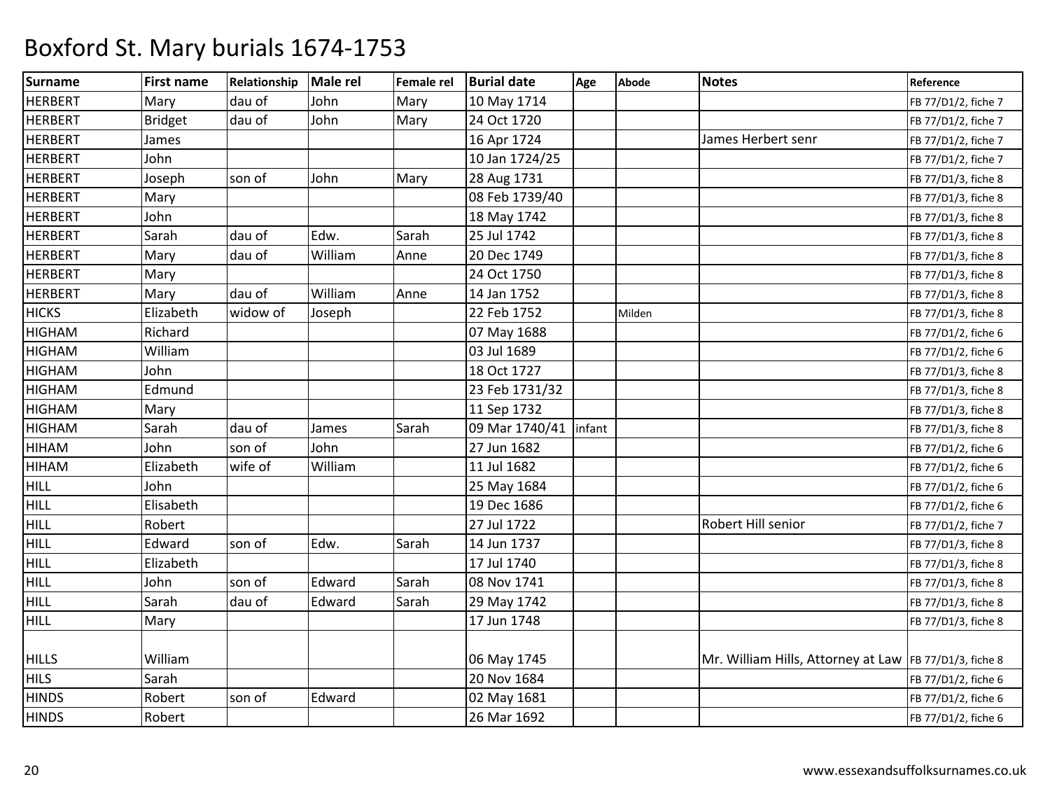# Boxford St. Mary burials 1674-1753

| Surname | First name | Relationship | Male rel | Female rel | Burial date | Age | Abode | Notes | Reference |
|---|---|---|---|---|---|---|---|---|---|
| HERBERT | Mary | dau of | John | Mary | 10 May 1714 | | | | FB 77/D1/2, fiche 7 |
| HERBERT | Bridget | dau of | John | Mary | 24 Oct 1720 | | | | FB 77/D1/2, fiche 7 |
| HERBERT | James | | | | 16 Apr 1724 | | | James Herbert senr | FB 77/D1/2, fiche 7 |
| HERBERT | John | | | | 10 Jan 1724/25 | | | | FB 77/D1/2, fiche 7 |
| HERBERT | Joseph | son of | John | Mary | 28 Aug 1731 | | | | FB 77/D1/3, fiche 8 |
| HERBERT | Mary | | | | 08 Feb 1739/40 | | | | FB 77/D1/3, fiche 8 |
| HERBERT | John | | | | 18 May 1742 | | | | FB 77/D1/3, fiche 8 |
| HERBERT | Sarah | dau of | Edw. | Sarah | 25 Jul 1742 | | | | FB 77/D1/3, fiche 8 |
| HERBERT | Mary | dau of | William | Anne | 20 Dec 1749 | | | | FB 77/D1/3, fiche 8 |
| HERBERT | Mary | | | | 24 Oct 1750 | | | | FB 77/D1/3, fiche 8 |
| HERBERT | Mary | dau of | William | Anne | 14 Jan 1752 | | | | FB 77/D1/3, fiche 8 |
| HICKS | Elizabeth | widow of | Joseph | | 22 Feb 1752 | | Milden | | FB 77/D1/3, fiche 8 |
| HIGHAM | Richard | | | | 07 May 1688 | | | | FB 77/D1/2, fiche 6 |
| HIGHAM | William | | | | 03 Jul 1689 | | | | FB 77/D1/2, fiche 6 |
| HIGHAM | John | | | | 18 Oct 1727 | | | | FB 77/D1/3, fiche 8 |
| HIGHAM | Edmund | | | | 23 Feb 1731/32 | | | | FB 77/D1/3, fiche 8 |
| HIGHAM | Mary | | | | 11 Sep 1732 | | | | FB 77/D1/3, fiche 8 |
| HIGHAM | Sarah | dau of | James | Sarah | 09 Mar 1740/41 | infant | | | FB 77/D1/3, fiche 8 |
| HIHAM | John | son of | John | | 27 Jun 1682 | | | | FB 77/D1/2, fiche 6 |
| HIHAM | Elizabeth | wife of | William | | 11 Jul 1682 | | | | FB 77/D1/2, fiche 6 |
| HILL | John | | | | 25 May 1684 | | | | FB 77/D1/2, fiche 6 |
| HILL | Elisabeth | | | | 19 Dec 1686 | | | | FB 77/D1/2, fiche 6 |
| HILL | Robert | | | | 27 Jul 1722 | | | Robert Hill senior | FB 77/D1/2, fiche 7 |
| HILL | Edward | son of | Edw. | Sarah | 14 Jun 1737 | | | | FB 77/D1/3, fiche 8 |
| HILL | Elizabeth | | | | 17 Jul 1740 | | | | FB 77/D1/3, fiche 8 |
| HILL | John | son of | Edward | Sarah | 08 Nov 1741 | | | | FB 77/D1/3, fiche 8 |
| HILL | Sarah | dau of | Edward | Sarah | 29 May 1742 | | | | FB 77/D1/3, fiche 8 |
| HILL | Mary | | | | 17 Jun 1748 | | | | FB 77/D1/3, fiche 8 |
| HILLS | William | | | | 06 May 1745 | | | Mr. William Hills, Attorney at Law | FB 77/D1/3, fiche 8 |
| HILS | Sarah | | | | 20 Nov 1684 | | | | FB 77/D1/2, fiche 6 |
| HINDS | Robert | son of | Edward | | 02 May 1681 | | | | FB 77/D1/2, fiche 6 |
| HINDS | Robert | | | | 26 Mar 1692 | | | | FB 77/D1/2, fiche 6 |

www.essexandsuffolksurnames.co.uk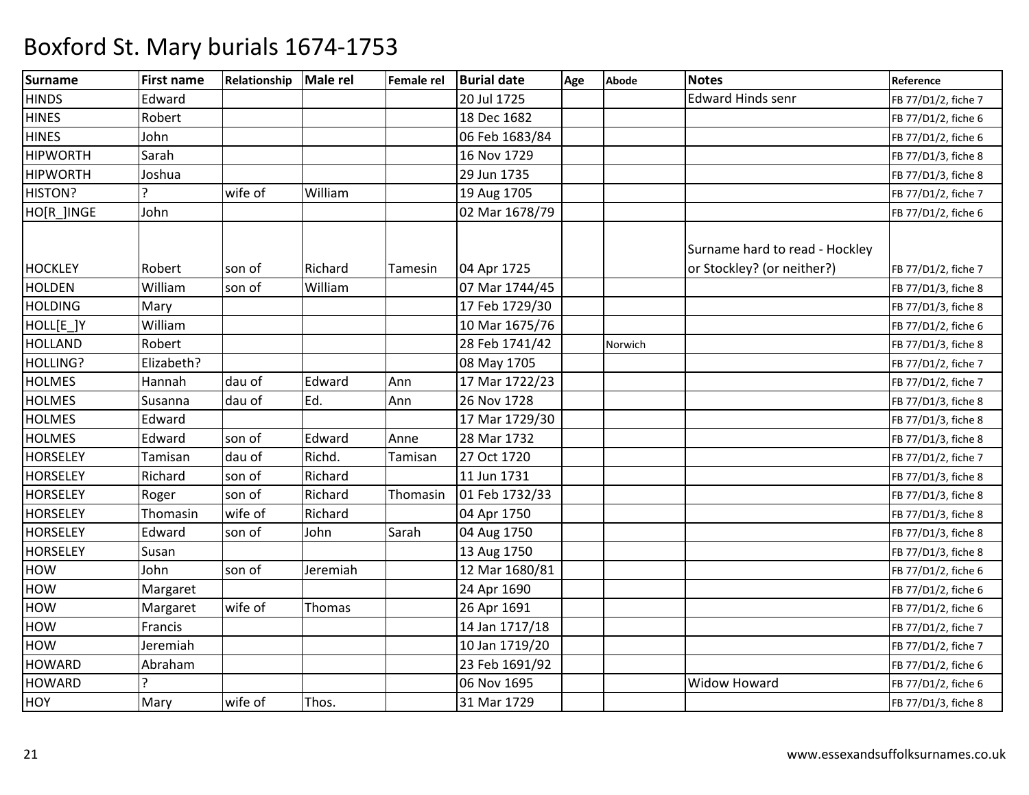# Boxford St. Mary burials 1674-1753

| Surname | First name | Relationship | Male rel | Female rel | Burial date | Age | Abode | Notes | Reference |
|---|---|---|---|---|---|---|---|---|---|
| HINDS | Edward | | | | 20 Jul 1725 | | | Edward Hinds senr | FB 77/D1/2, fiche 7 |
| HINES | Robert | | | | 18 Dec 1682 | | | | FB 77/D1/2, fiche 6 |
| HINES | John | | | | 06 Feb 1683/84 | | | | FB 77/D1/2, fiche 6 |
| HIPWORTH | Sarah | | | | 16 Nov 1729 | | | | FB 77/D1/3, fiche 8 |
| HIPWORTH | Joshua | | | | 29 Jun 1735 | | | | FB 77/D1/3, fiche 8 |
| HISTON? | ? | wife of | William | | 19 Aug 1705 | | | | FB 77/D1/2, fiche 7 |
| HO[R_]INGE | John | | | | 02 Mar 1678/79 | | | | FB 77/D1/2, fiche 6 |
| HOCKLEY | Robert | son of | Richard | Tamesin | 04 Apr 1725 | | | Surname hard to read - Hockley or Stockley? (or neither?) | FB 77/D1/2, fiche 7 |
| HOLDEN | William | son of | William | | 07 Mar 1744/45 | | | | FB 77/D1/3, fiche 8 |
| HOLDING | Mary | | | | 17 Feb 1729/30 | | | | FB 77/D1/3, fiche 8 |
| HOLL[E_]Y | William | | | | 10 Mar 1675/76 | | | | FB 77/D1/2, fiche 6 |
| HOLLAND | Robert | | | | 28 Feb 1741/42 | | Norwich | | FB 77/D1/3, fiche 8 |
| HOLLING? | Elizabeth? | | | | 08 May 1705 | | | | FB 77/D1/2, fiche 7 |
| HOLMES | Hannah | dau of | Edward | Ann | 17 Mar 1722/23 | | | | FB 77/D1/2, fiche 7 |
| HOLMES | Susanna | dau of | Ed. | Ann | 26 Nov 1728 | | | | FB 77/D1/3, fiche 8 |
| HOLMES | Edward | | | | 17 Mar 1729/30 | | | | FB 77/D1/3, fiche 8 |
| HOLMES | Edward | son of | Edward | Anne | 28 Mar 1732 | | | | FB 77/D1/3, fiche 8 |
| HORSELEY | Tamisan | dau of | Richd. | Tamisan | 27 Oct 1720 | | | | FB 77/D1/2, fiche 7 |
| HORSELEY | Richard | son of | Richard | | 11 Jun 1731 | | | | FB 77/D1/3, fiche 8 |
| HORSELEY | Roger | son of | Richard | Thomasin | 01 Feb 1732/33 | | | | FB 77/D1/3, fiche 8 |
| HORSELEY | Thomasin | wife of | Richard | | 04 Apr 1750 | | | | FB 77/D1/3, fiche 8 |
| HORSELEY | Edward | son of | John | Sarah | 04 Aug 1750 | | | | FB 77/D1/3, fiche 8 |
| HORSELEY | Susan | | | | 13 Aug 1750 | | | | FB 77/D1/3, fiche 8 |
| HOW | John | son of | Jeremiah | | 12 Mar 1680/81 | | | | FB 77/D1/2, fiche 6 |
| HOW | Margaret | | | | 24 Apr 1690 | | | | FB 77/D1/2, fiche 6 |
| HOW | Margaret | wife of | Thomas | | 26 Apr 1691 | | | | FB 77/D1/2, fiche 6 |
| HOW | Francis | | | | 14 Jan 1717/18 | | | | FB 77/D1/2, fiche 7 |
| HOW | Jeremiah | | | | 10 Jan 1719/20 | | | | FB 77/D1/2, fiche 7 |
| HOWARD | Abraham | | | | 23 Feb 1691/92 | | | | FB 77/D1/2, fiche 6 |
| HOWARD | ? | | | | 06 Nov 1695 | | | Widow Howard | FB 77/D1/2, fiche 6 |
| HOY | Mary | wife of | Thos. | | 31 Mar 1729 | | | | FB 77/D1/3, fiche 8 |

www.essexandsuffolksurnames.co.uk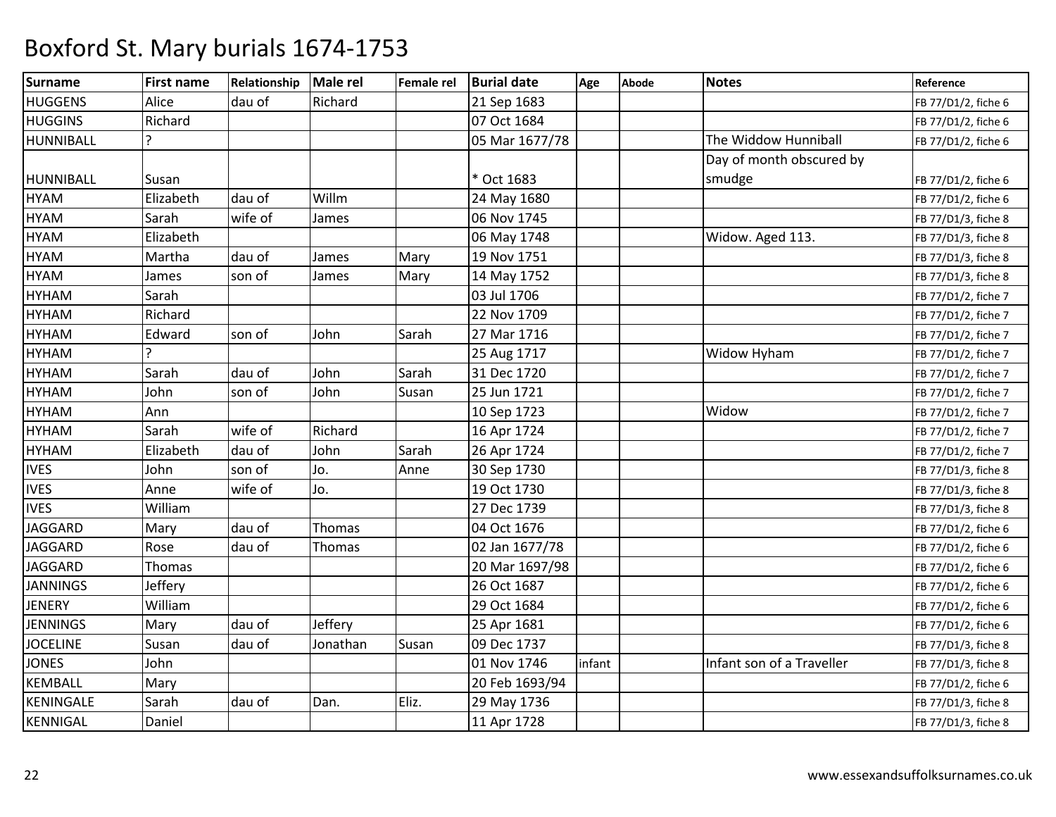# Boxford St. Mary burials 1674-1753

| Surname | First name | Relationship | Male rel | Female rel | Burial date | Age | Abode | Notes | Reference |
|---|---|---|---|---|---|---|---|---|---|
| HUGGENS | Alice | dau of | Richard | | 21 Sep 1683 | | | | FB 77/D1/2, fiche 6 |
| HUGGINS | Richard | | | | 07 Oct 1684 | | | | FB 77/D1/2, fiche 6 |
| HUNNIBALL | ? | | | | 05 Mar 1677/78 | | | The Widdow Hunniball | FB 77/D1/2, fiche 6 |
| HUNNIBALL | Susan | | | | * Oct 1683 | | | Day of month obscured by smudge | FB 77/D1/2, fiche 6 |
| HYAM | Elizabeth | dau of | Willm | | 24 May 1680 | | | | FB 77/D1/2, fiche 6 |
| HYAM | Sarah | wife of | James | | 06 Nov 1745 | | | | FB 77/D1/3, fiche 8 |
| HYAM | Elizabeth | | | | 06 May 1748 | | | Widow. Aged 113. | FB 77/D1/3, fiche 8 |
| HYAM | Martha | dau of | James | Mary | 19 Nov 1751 | | | | FB 77/D1/3, fiche 8 |
| HYAM | James | son of | James | Mary | 14 May 1752 | | | | FB 77/D1/3, fiche 8 |
| HYHAM | Sarah | | | | 03 Jul 1706 | | | | FB 77/D1/2, fiche 7 |
| HYHAM | Richard | | | | 22 Nov 1709 | | | | FB 77/D1/2, fiche 7 |
| HYHAM | Edward | son of | John | Sarah | 27 Mar 1716 | | | | FB 77/D1/2, fiche 7 |
| HYHAM | ? | | | | 25 Aug 1717 | | | Widow Hyham | FB 77/D1/2, fiche 7 |
| HYHAM | Sarah | dau of | John | Sarah | 31 Dec 1720 | | | | FB 77/D1/2, fiche 7 |
| HYHAM | John | son of | John | Susan | 25 Jun 1721 | | | | FB 77/D1/2, fiche 7 |
| HYHAM | Ann | | | | 10 Sep 1723 | | | Widow | FB 77/D1/2, fiche 7 |
| HYHAM | Sarah | wife of | Richard | | 16 Apr 1724 | | | | FB 77/D1/2, fiche 7 |
| HYHAM | Elizabeth | dau of | John | Sarah | 26 Apr 1724 | | | | FB 77/D1/2, fiche 7 |
| IVES | John | son of | Jo. | Anne | 30 Sep 1730 | | | | FB 77/D1/3, fiche 8 |
| IVES | Anne | wife of | Jo. | | 19 Oct 1730 | | | | FB 77/D1/3, fiche 8 |
| IVES | William | | | | 27 Dec 1739 | | | | FB 77/D1/3, fiche 8 |
| JAGGARD | Mary | dau of | Thomas | | 04 Oct 1676 | | | | FB 77/D1/2, fiche 6 |
| JAGGARD | Rose | dau of | Thomas | | 02 Jan 1677/78 | | | | FB 77/D1/2, fiche 6 |
| JAGGARD | Thomas | | | | 20 Mar 1697/98 | | | | FB 77/D1/2, fiche 6 |
| JANNINGS | Jeffery | | | | 26 Oct 1687 | | | | FB 77/D1/2, fiche 6 |
| JENERY | William | | | | 29 Oct 1684 | | | | FB 77/D1/2, fiche 6 |
| JENNINGS | Mary | dau of | Jeffery | | 25 Apr 1681 | | | | FB 77/D1/2, fiche 6 |
| JOCELINE | Susan | dau of | Jonathan | Susan | 09 Dec 1737 | | | | FB 77/D1/3, fiche 8 |
| JONES | John | | | | 01 Nov 1746 | infant | | Infant son of a Traveller | FB 77/D1/3, fiche 8 |
| KEMBALL | Mary | | | | 20 Feb 1693/94 | | | | FB 77/D1/2, fiche 6 |
| KENINGALE | Sarah | dau of | Dan. | Eliz. | 29 May 1736 | | | | FB 77/D1/3, fiche 8 |
| KENNIGAL | Daniel | | | | 11 Apr 1728 | | | | FB 77/D1/3, fiche 8 |

www.essexandsuffolksurnames.co.uk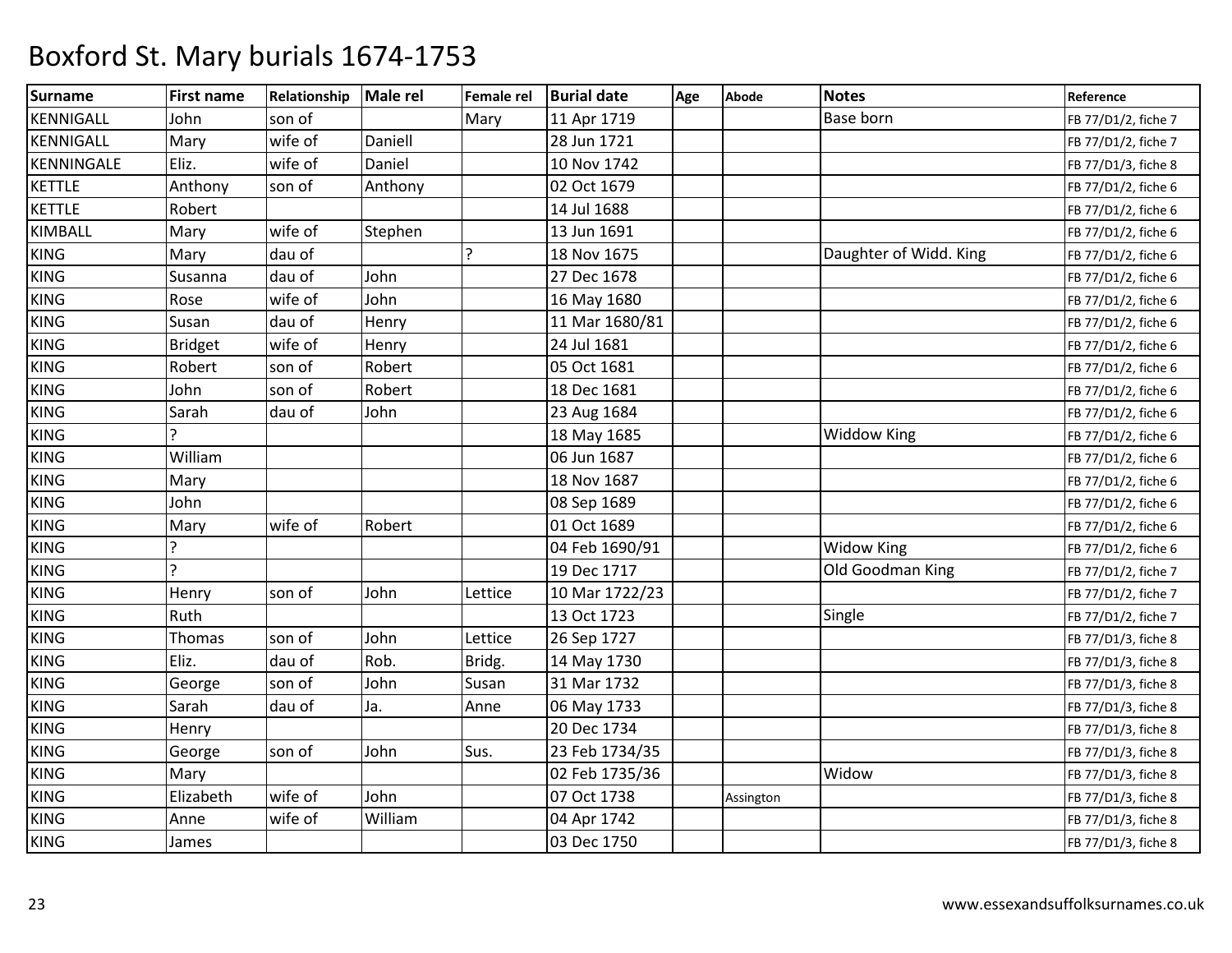# Boxford St. Mary burials 1674-1753

| Surname | First name | Relationship | Male rel | Female rel | Burial date | Age | Abode | Notes | Reference |
|---|---|---|---|---|---|---|---|---|---|
| KENNIGALL | John | son of | | Mary | 11 Apr 1719 | | | Base born | FB 77/D1/2, fiche 7 |
| KENNIGALL | Mary | wife of | Daniell | | 28 Jun 1721 | | | | FB 77/D1/2, fiche 7 |
| KENNINGALE | Eliz. | wife of | Daniel | | 10 Nov 1742 | | | | FB 77/D1/3, fiche 8 |
| KETTLE | Anthony | son of | Anthony | | 02 Oct 1679 | | | | FB 77/D1/2, fiche 6 |
| KETTLE | Robert | | | | 14 Jul 1688 | | | | FB 77/D1/2, fiche 6 |
| KIMBALL | Mary | wife of | Stephen | | 13 Jun 1691 | | | | FB 77/D1/2, fiche 6 |
| KING | Mary | dau of | | ? | 18 Nov 1675 | | | Daughter of Widd. King | FB 77/D1/2, fiche 6 |
| KING | Susanna | dau of | John | | 27 Dec 1678 | | | | FB 77/D1/2, fiche 6 |
| KING | Rose | wife of | John | | 16 May 1680 | | | | FB 77/D1/2, fiche 6 |
| KING | Susan | dau of | Henry | | 11 Mar 1680/81 | | | | FB 77/D1/2, fiche 6 |
| KING | Bridget | wife of | Henry | | 24 Jul 1681 | | | | FB 77/D1/2, fiche 6 |
| KING | Robert | son of | Robert | | 05 Oct 1681 | | | | FB 77/D1/2, fiche 6 |
| KING | John | son of | Robert | | 18 Dec 1681 | | | | FB 77/D1/2, fiche 6 |
| KING | Sarah | dau of | John | | 23 Aug 1684 | | | | FB 77/D1/2, fiche 6 |
| KING | ? | | | | 18 May 1685 | | | Widdow King | FB 77/D1/2, fiche 6 |
| KING | William | | | | 06 Jun 1687 | | | | FB 77/D1/2, fiche 6 |
| KING | Mary | | | | 18 Nov 1687 | | | | FB 77/D1/2, fiche 6 |
| KING | John | | | | 08 Sep 1689 | | | | FB 77/D1/2, fiche 6 |
| KING | Mary | wife of | Robert | | 01 Oct 1689 | | | | FB 77/D1/2, fiche 6 |
| KING | ? | | | | 04 Feb 1690/91 | | | Widow King | FB 77/D1/2, fiche 6 |
| KING | ? | | | | 19 Dec 1717 | | | Old Goodman King | FB 77/D1/2, fiche 7 |
| KING | Henry | son of | John | Lettice | 10 Mar 1722/23 | | | | FB 77/D1/2, fiche 7 |
| KING | Ruth | | | | 13 Oct 1723 | | | Single | FB 77/D1/2, fiche 7 |
| KING | Thomas | son of | John | Lettice | 26 Sep 1727 | | | | FB 77/D1/3, fiche 8 |
| KING | Eliz. | dau of | Rob. | Bridg. | 14 May 1730 | | | | FB 77/D1/3, fiche 8 |
| KING | George | son of | John | Susan | 31 Mar 1732 | | | | FB 77/D1/3, fiche 8 |
| KING | Sarah | dau of | Ja. | Anne | 06 May 1733 | | | | FB 77/D1/3, fiche 8 |
| KING | Henry | | | | 20 Dec 1734 | | | | FB 77/D1/3, fiche 8 |
| KING | George | son of | John | Sus. | 23 Feb 1734/35 | | | | FB 77/D1/3, fiche 8 |
| KING | Mary | | | | 02 Feb 1735/36 | | | Widow | FB 77/D1/3, fiche 8 |
| KING | Elizabeth | wife of | John | | 07 Oct 1738 | | Assington | | FB 77/D1/3, fiche 8 |
| KING | Anne | wife of | William | | 04 Apr 1742 | | | | FB 77/D1/3, fiche 8 |
| KING | James | | | | 03 Dec 1750 | | | | FB 77/D1/3, fiche 8 |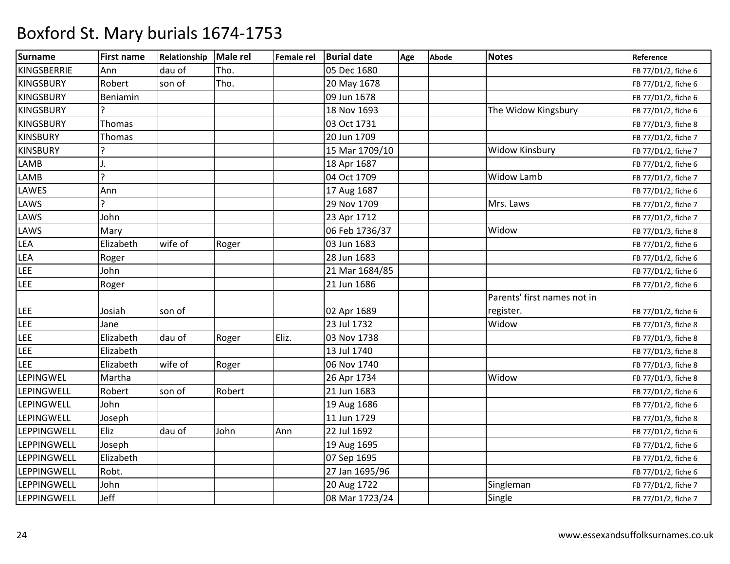# Boxford St. Mary burials 1674-1753

| Surname | First name | Relationship | Male rel | Female rel | Burial date | Age | Abode | Notes | Reference |
|---|---|---|---|---|---|---|---|---|---|
| KINGSBERRIE | Ann | dau of | Tho. | | 05 Dec 1680 | | | | FB 77/D1/2, fiche 6 |
| KINGSBURY | Robert | son of | Tho. | | 20 May 1678 | | | | FB 77/D1/2, fiche 6 |
| KINGSBURY | Beniamin | | | | 09 Jun 1678 | | | | FB 77/D1/2, fiche 6 |
| KINGSBURY | ? | | | | 18 Nov 1693 | | | The Widow Kingsbury | FB 77/D1/2, fiche 6 |
| KINGSBURY | Thomas | | | | 03 Oct 1731 | | | | FB 77/D1/3, fiche 8 |
| KINSBURY | Thomas | | | | 20 Jun 1709 | | | | FB 77/D1/2, fiche 7 |
| KINSBURY | ? | | | | 15 Mar 1709/10 | | | Widow Kinsbury | FB 77/D1/2, fiche 7 |
| LAMB | J. | | | | 18 Apr 1687 | | | | FB 77/D1/2, fiche 6 |
| LAMB | ? | | | | 04 Oct 1709 | | | Widow Lamb | FB 77/D1/2, fiche 7 |
| LAWES | Ann | | | | 17 Aug 1687 | | | | FB 77/D1/2, fiche 6 |
| LAWS | ? | | | | 29 Nov 1709 | | | Mrs. Laws | FB 77/D1/2, fiche 7 |
| LAWS | John | | | | 23 Apr 1712 | | | | FB 77/D1/2, fiche 7 |
| LAWS | Mary | | | | 06 Feb 1736/37 | | | Widow | FB 77/D1/3, fiche 8 |
| LEA | Elizabeth | wife of | Roger | | 03 Jun 1683 | | | | FB 77/D1/2, fiche 6 |
| LEA | Roger | | | | 28 Jun 1683 | | | | FB 77/D1/2, fiche 6 |
| LEE | John | | | | 21 Mar 1684/85 | | | | FB 77/D1/2, fiche 6 |
| LEE | Roger | | | | 21 Jun 1686 | | | | FB 77/D1/2, fiche 6 |
| LEE | Josiah | son of | | | 02 Apr 1689 | | | Parents' first names not in register. | FB 77/D1/2, fiche 6 |
| LEE | Jane | | | | 23 Jul 1732 | | | Widow | FB 77/D1/3, fiche 8 |
| LEE | Elizabeth | dau of | Roger | Eliz. | 03 Nov 1738 | | | | FB 77/D1/3, fiche 8 |
| LEE | Elizabeth | | | | 13 Jul 1740 | | | | FB 77/D1/3, fiche 8 |
| LEE | Elizabeth | wife of | Roger | | 06 Nov 1740 | | | | FB 77/D1/3, fiche 8 |
| LEPINGWEL | Martha | | | | 26 Apr 1734 | | | Widow | FB 77/D1/3, fiche 8 |
| LEPINGWELL | Robert | son of | Robert | | 21 Jun 1683 | | | | FB 77/D1/2, fiche 6 |
| LEPINGWELL | John | | | | 19 Aug 1686 | | | | FB 77/D1/2, fiche 6 |
| LEPINGWELL | Joseph | | | | 11 Jun 1729 | | | | FB 77/D1/3, fiche 8 |
| LEPPINGWELL | Eliz | dau of | John | Ann | 22 Jul 1692 | | | | FB 77/D1/2, fiche 6 |
| LEPPINGWELL | Joseph | | | | 19 Aug 1695 | | | | FB 77/D1/2, fiche 6 |
| LEPPINGWELL | Elizabeth | | | | 07 Sep 1695 | | | | FB 77/D1/2, fiche 6 |
| LEPPINGWELL | Robt. | | | | 27 Jan 1695/96 | | | | FB 77/D1/2, fiche 6 |
| LEPPINGWELL | John | | | | 20 Aug 1722 | | | Singleman | FB 77/D1/2, fiche 7 |
| LEPPINGWELL | Jeff | | | | 08 Mar 1723/24 | | | Single | FB 77/D1/2, fiche 7 |

www.essexandsuffolksurnames.co.uk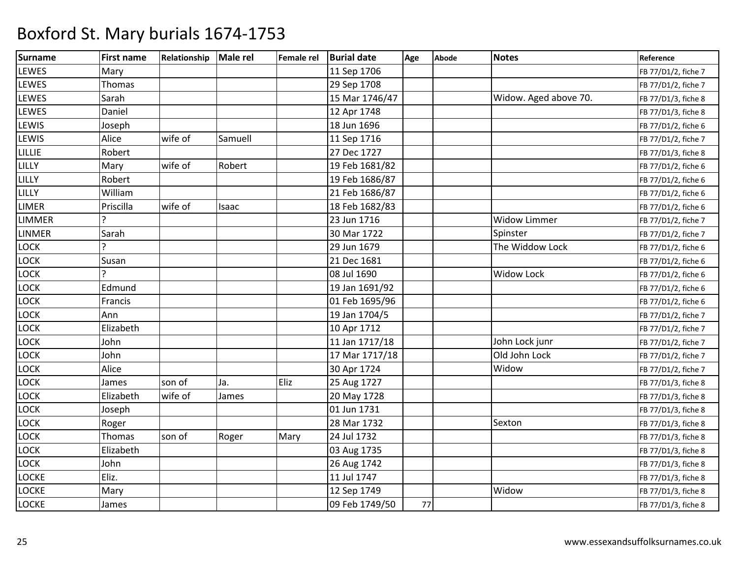# Boxford St. Mary burials 1674-1753

| Surname | First name | Relationship | Male rel | Female rel | Burial date | Age | Abode | Notes | Reference |
|---|---|---|---|---|---|---|---|---|---|
| LEWES | Mary | | | | 11 Sep 1706 | | | | FB 77/D1/2, fiche 7 |
| LEWES | Thomas | | | | 29 Sep 1708 | | | | FB 77/D1/2, fiche 7 |
| LEWES | Sarah | | | | 15 Mar 1746/47 | | | Widow. Aged above 70. | FB 77/D1/3, fiche 8 |
| LEWES | Daniel | | | | 12 Apr 1748 | | | | FB 77/D1/3, fiche 8 |
| LEWIS | Joseph | | | | 18 Jun 1696 | | | | FB 77/D1/2, fiche 6 |
| LEWIS | Alice | wife of | Samuell | | 11 Sep 1716 | | | | FB 77/D1/2, fiche 7 |
| LILLIE | Robert | | | | 27 Dec 1727 | | | | FB 77/D1/3, fiche 8 |
| LILLY | Mary | wife of | Robert | | 19 Feb 1681/82 | | | | FB 77/D1/2, fiche 6 |
| LILLY | Robert | | | | 19 Feb 1686/87 | | | | FB 77/D1/2, fiche 6 |
| LILLY | William | | | | 21 Feb 1686/87 | | | | FB 77/D1/2, fiche 6 |
| LIMER | Priscilla | wife of | Isaac | | 18 Feb 1682/83 | | | | FB 77/D1/2, fiche 6 |
| LIMMER | ? | | | | 23 Jun 1716 | | | Widow Limmer | FB 77/D1/2, fiche 7 |
| LINMER | Sarah | | | | 30 Mar 1722 | | | Spinster | FB 77/D1/2, fiche 7 |
| LOCK | ? | | | | 29 Jun 1679 | | | The Widdow Lock | FB 77/D1/2, fiche 6 |
| LOCK | Susan | | | | 21 Dec 1681 | | | | FB 77/D1/2, fiche 6 |
| LOCK | ? | | | | 08 Jul 1690 | | | Widow Lock | FB 77/D1/2, fiche 6 |
| LOCK | Edmund | | | | 19 Jan 1691/92 | | | | FB 77/D1/2, fiche 6 |
| LOCK | Francis | | | | 01 Feb 1695/96 | | | | FB 77/D1/2, fiche 6 |
| LOCK | Ann | | | | 19 Jan 1704/5 | | | | FB 77/D1/2, fiche 7 |
| LOCK | Elizabeth | | | | 10 Apr 1712 | | | | FB 77/D1/2, fiche 7 |
| LOCK | John | | | | 11 Jan 1717/18 | | | John Lock junr | FB 77/D1/2, fiche 7 |
| LOCK | John | | | | 17 Mar 1717/18 | | | Old John Lock | FB 77/D1/2, fiche 7 |
| LOCK | Alice | | | | 30 Apr 1724 | | | Widow | FB 77/D1/2, fiche 7 |
| LOCK | James | son of | Ja. | Eliz | 25 Aug 1727 | | | | FB 77/D1/3, fiche 8 |
| LOCK | Elizabeth | wife of | James | | 20 May 1728 | | | | FB 77/D1/3, fiche 8 |
| LOCK | Joseph | | | | 01 Jun 1731 | | | | FB 77/D1/3, fiche 8 |
| LOCK | Roger | | | | 28 Mar 1732 | | | Sexton | FB 77/D1/3, fiche 8 |
| LOCK | Thomas | son of | Roger | Mary | 24 Jul 1732 | | | | FB 77/D1/3, fiche 8 |
| LOCK | Elizabeth | | | | 03 Aug 1735 | | | | FB 77/D1/3, fiche 8 |
| LOCK | John | | | | 26 Aug 1742 | | | | FB 77/D1/3, fiche 8 |
| LOCKE | Eliz. | | | | 11 Jul 1747 | | | | FB 77/D1/3, fiche 8 |
| LOCKE | Mary | | | | 12 Sep 1749 | | | Widow | FB 77/D1/3, fiche 8 |
| LOCKE | James | | | | 09 Feb 1749/50 | 77 | | | FB 77/D1/3, fiche 8 |

www.essexandsuffolksurnames.co.uk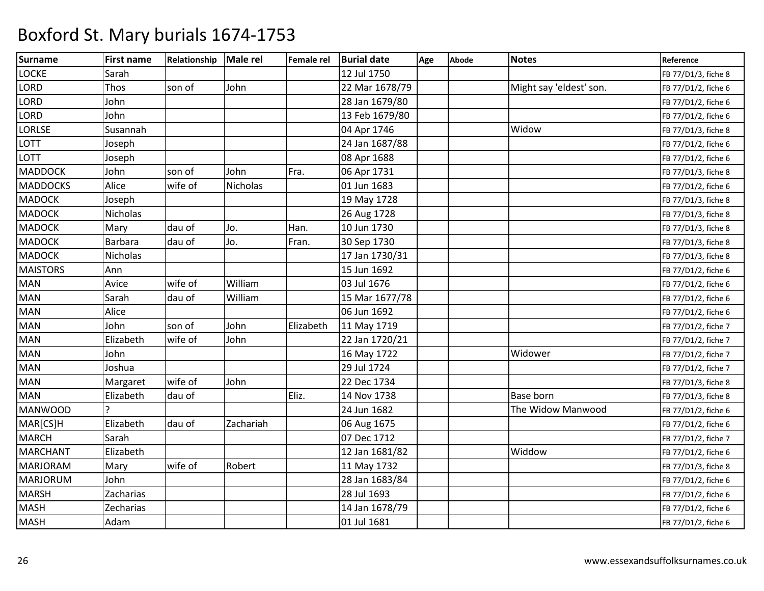# Boxford St. Mary burials 1674-1753

| Surname | First name | Relationship | Male rel | Female rel | Burial date | Age | Abode | Notes | Reference |
|---|---|---|---|---|---|---|---|---|---|
| LOCKE | Sarah | | | | 12 Jul 1750 | | | | FB 77/D1/3, fiche 8 |
| LORD | Thos | son of | John | | 22 Mar 1678/79 | | | Might say 'eldest' son. | FB 77/D1/2, fiche 6 |
| LORD | John | | | | 28 Jan 1679/80 | | | | FB 77/D1/2, fiche 6 |
| LORD | John | | | | 13 Feb 1679/80 | | | | FB 77/D1/2, fiche 6 |
| LORLSE | Susannah | | | | 04 Apr 1746 | | | Widow | FB 77/D1/3, fiche 8 |
| LOTT | Joseph | | | | 24 Jan 1687/88 | | | | FB 77/D1/2, fiche 6 |
| LOTT | Joseph | | | | 08 Apr 1688 | | | | FB 77/D1/2, fiche 6 |
| MADDOCK | John | son of | John | Fra. | 06 Apr 1731 | | | | FB 77/D1/3, fiche 8 |
| MADDOCKS | Alice | wife of | Nicholas | | 01 Jun 1683 | | | | FB 77/D1/2, fiche 6 |
| MADOCK | Joseph | | | | 19 May 1728 | | | | FB 77/D1/3, fiche 8 |
| MADOCK | Nicholas | | | | 26 Aug 1728 | | | | FB 77/D1/3, fiche 8 |
| MADOCK | Mary | dau of | Jo. | Han. | 10 Jun 1730 | | | | FB 77/D1/3, fiche 8 |
| MADOCK | Barbara | dau of | Jo. | Fran. | 30 Sep 1730 | | | | FB 77/D1/3, fiche 8 |
| MADOCK | Nicholas | | | | 17 Jan 1730/31 | | | | FB 77/D1/3, fiche 8 |
| MAISTORS | Ann | | | | 15 Jun 1692 | | | | FB 77/D1/2, fiche 6 |
| MAN | Avice | wife of | William | | 03 Jul 1676 | | | | FB 77/D1/2, fiche 6 |
| MAN | Sarah | dau of | William | | 15 Mar 1677/78 | | | | FB 77/D1/2, fiche 6 |
| MAN | Alice | | | | 06 Jun 1692 | | | | FB 77/D1/2, fiche 6 |
| MAN | John | son of | John | Elizabeth | 11 May 1719 | | | | FB 77/D1/2, fiche 7 |
| MAN | Elizabeth | wife of | John | | 22 Jan 1720/21 | | | | FB 77/D1/2, fiche 7 |
| MAN | John | | | | 16 May 1722 | | | Widower | FB 77/D1/2, fiche 7 |
| MAN | Joshua | | | | 29 Jul 1724 | | | | FB 77/D1/2, fiche 7 |
| MAN | Margaret | wife of | John | | 22 Dec 1734 | | | | FB 77/D1/3, fiche 8 |
| MAN | Elizabeth | dau of | | Eliz. | 14 Nov 1738 | | | Base born | FB 77/D1/3, fiche 8 |
| MANWOOD | ? | | | | 24 Jun 1682 | | | The Widow Manwood | FB 77/D1/2, fiche 6 |
| MAR[CS]H | Elizabeth | dau of | Zachariah | | 06 Aug 1675 | | | | FB 77/D1/2, fiche 6 |
| MARCH | Sarah | | | | 07 Dec 1712 | | | | FB 77/D1/2, fiche 7 |
| MARCHANT | Elizabeth | | | | 12 Jan 1681/82 | | | Widdow | FB 77/D1/2, fiche 6 |
| MARJORAM | Mary | wife of | Robert | | 11 May 1732 | | | | FB 77/D1/3, fiche 8 |
| MARJORUM | John | | | | 28 Jan 1683/84 | | | | FB 77/D1/2, fiche 6 |
| MARSH | Zacharias | | | | 28 Jul 1693 | | | | FB 77/D1/2, fiche 6 |
| MASH | Zecharias | | | | 14 Jan 1678/79 | | | | FB 77/D1/2, fiche 6 |
| MASH | Adam | | | | 01 Jul 1681 | | | | FB 77/D1/2, fiche 6 |

www.essexandsuffolksurnames.co.uk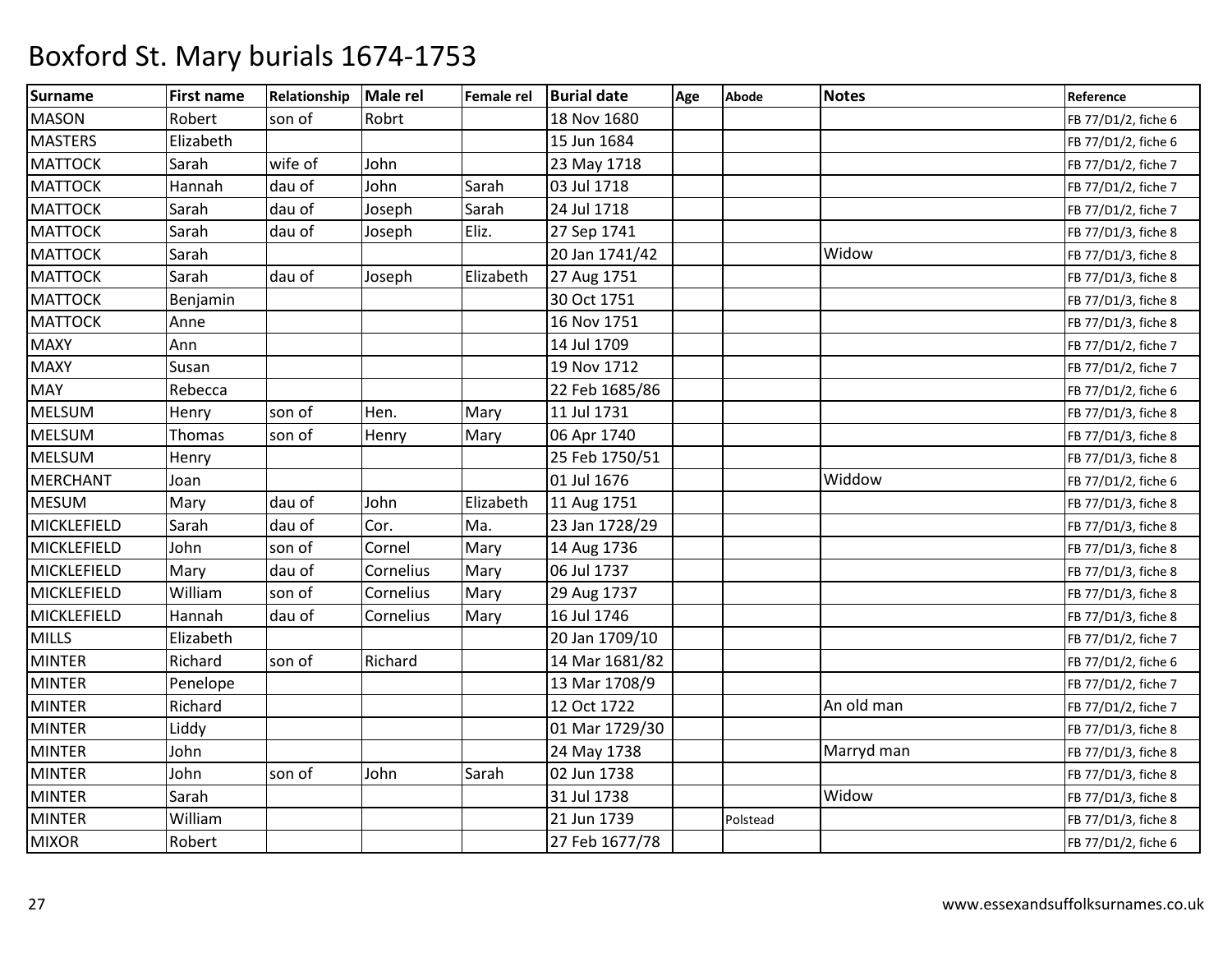# Boxford St. Mary burials 1674-1753

| Surname | First name | Relationship | Male rel | Female rel | Burial date | Age | Abode | Notes | Reference |
|---|---|---|---|---|---|---|---|---|---|
| MASON | Robert | son of | Robrt | | 18 Nov 1680 | | | | FB 77/D1/2, fiche 6 |
| MASTERS | Elizabeth | | | | 15 Jun 1684 | | | | FB 77/D1/2, fiche 6 |
| MATTOCK | Sarah | wife of | John | | 23 May 1718 | | | | FB 77/D1/2, fiche 7 |
| MATTOCK | Hannah | dau of | John | Sarah | 03 Jul 1718 | | | | FB 77/D1/2, fiche 7 |
| MATTOCK | Sarah | dau of | Joseph | Sarah | 24 Jul 1718 | | | | FB 77/D1/2, fiche 7 |
| MATTOCK | Sarah | dau of | Joseph | Eliz. | 27 Sep 1741 | | | | FB 77/D1/3, fiche 8 |
| MATTOCK | Sarah | | | | 20 Jan 1741/42 | | | Widow | FB 77/D1/3, fiche 8 |
| MATTOCK | Sarah | dau of | Joseph | Elizabeth | 27 Aug 1751 | | | | FB 77/D1/3, fiche 8 |
| MATTOCK | Benjamin | | | | 30 Oct 1751 | | | | FB 77/D1/3, fiche 8 |
| MATTOCK | Anne | | | | 16 Nov 1751 | | | | FB 77/D1/3, fiche 8 |
| MAXY | Ann | | | | 14 Jul 1709 | | | | FB 77/D1/2, fiche 7 |
| MAXY | Susan | | | | 19 Nov 1712 | | | | FB 77/D1/2, fiche 7 |
| MAY | Rebecca | | | | 22 Feb 1685/86 | | | | FB 77/D1/2, fiche 6 |
| MELSUM | Henry | son of | Hen. | Mary | 11 Jul 1731 | | | | FB 77/D1/3, fiche 8 |
| MELSUM | Thomas | son of | Henry | Mary | 06 Apr 1740 | | | | FB 77/D1/3, fiche 8 |
| MELSUM | Henry | | | | 25 Feb 1750/51 | | | | FB 77/D1/3, fiche 8 |
| MERCHANT | Joan | | | | 01 Jul 1676 | | | Widdow | FB 77/D1/2, fiche 6 |
| MESUM | Mary | dau of | John | Elizabeth | 11 Aug 1751 | | | | FB 77/D1/3, fiche 8 |
| MICKLEFIELD | Sarah | dau of | Cor. | Ma. | 23 Jan 1728/29 | | | | FB 77/D1/3, fiche 8 |
| MICKLEFIELD | John | son of | Cornel | Mary | 14 Aug 1736 | | | | FB 77/D1/3, fiche 8 |
| MICKLEFIELD | Mary | dau of | Cornelius | Mary | 06 Jul 1737 | | | | FB 77/D1/3, fiche 8 |
| MICKLEFIELD | William | son of | Cornelius | Mary | 29 Aug 1737 | | | | FB 77/D1/3, fiche 8 |
| MICKLEFIELD | Hannah | dau of | Cornelius | Mary | 16 Jul 1746 | | | | FB 77/D1/3, fiche 8 |
| MILLS | Elizabeth | | | | 20 Jan 1709/10 | | | | FB 77/D1/2, fiche 7 |
| MINTER | Richard | son of | Richard | | 14 Mar 1681/82 | | | | FB 77/D1/2, fiche 6 |
| MINTER | Penelope | | | | 13 Mar 1708/9 | | | | FB 77/D1/2, fiche 7 |
| MINTER | Richard | | | | 12 Oct 1722 | | | An old man | FB 77/D1/2, fiche 7 |
| MINTER | Liddy | | | | 01 Mar 1729/30 | | | | FB 77/D1/3, fiche 8 |
| MINTER | John | | | | 24 May 1738 | | | Marryd man | FB 77/D1/3, fiche 8 |
| MINTER | John | son of | John | Sarah | 02 Jun 1738 | | | | FB 77/D1/3, fiche 8 |
| MINTER | Sarah | | | | 31 Jul 1738 | | | Widow | FB 77/D1/3, fiche 8 |
| MINTER | William | | | | 21 Jun 1739 | | Polstead | | FB 77/D1/3, fiche 8 |
| MIXOR | Robert | | | | 27 Feb 1677/78 | | | | FB 77/D1/2, fiche 6 |

www.essexandsuffolksurnames.co.uk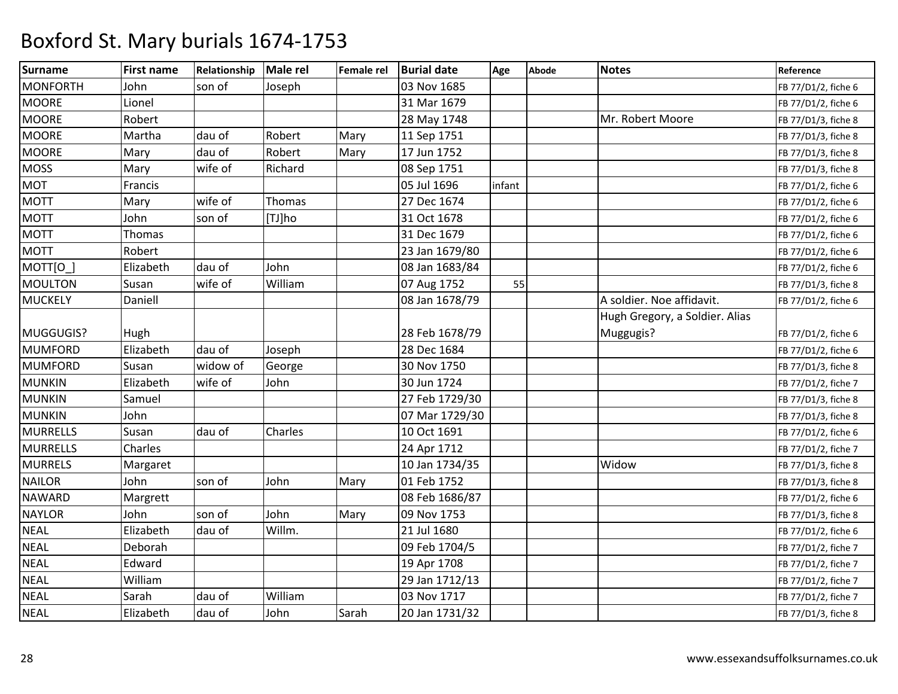# Boxford St. Mary burials 1674-1753

| Surname | First name | Relationship | Male rel | Female rel | Burial date | Age | Abode | Notes | Reference |
|---|---|---|---|---|---|---|---|---|---|
| MONFORTH | John | son of | Joseph | | 03 Nov 1685 | | | | FB 77/D1/2, fiche 6 |
| MOORE | Lionel | | | | 31 Mar 1679 | | | | FB 77/D1/2, fiche 6 |
| MOORE | Robert | | | | 28 May 1748 | | | Mr. Robert Moore | FB 77/D1/3, fiche 8 |
| MOORE | Martha | dau of | Robert | Mary | 11 Sep 1751 | | | | FB 77/D1/3, fiche 8 |
| MOORE | Mary | dau of | Robert | Mary | 17 Jun 1752 | | | | FB 77/D1/3, fiche 8 |
| MOSS | Mary | wife of | Richard | | 08 Sep 1751 | | | | FB 77/D1/3, fiche 8 |
| MOT | Francis | | | | 05 Jul 1696 | infant | | | FB 77/D1/2, fiche 6 |
| MOTT | Mary | wife of | Thomas | | 27 Dec 1674 | | | | FB 77/D1/2, fiche 6 |
| MOTT | John | son of | [TJ]ho | | 31 Oct 1678 | | | | FB 77/D1/2, fiche 6 |
| MOTT | Thomas | | | | 31 Dec 1679 | | | | FB 77/D1/2, fiche 6 |
| MOTT | Robert | | | | 23 Jan 1679/80 | | | | FB 77/D1/2, fiche 6 |
| MOTT[O_] | Elizabeth | dau of | John | | 08 Jan 1683/84 | | | | FB 77/D1/2, fiche 6 |
| MOULTON | Susan | wife of | William | | 07 Aug 1752 | 55 | | | FB 77/D1/3, fiche 8 |
| MUCKELY | Daniell | | | | 08 Jan 1678/79 | | | A soldier. Noe affidavit. | FB 77/D1/2, fiche 6 |
| MUGGUGIS? | Hugh | | | | 28 Feb 1678/79 | | | Hugh Gregory, a Soldier. Alias Muggugis? | FB 77/D1/2, fiche 6 |
| MUMFORD | Elizabeth | dau of | Joseph | | 28 Dec 1684 | | | | FB 77/D1/2, fiche 6 |
| MUMFORD | Susan | widow of | George | | 30 Nov 1750 | | | | FB 77/D1/3, fiche 8 |
| MUNKIN | Elizabeth | wife of | John | | 30 Jun 1724 | | | | FB 77/D1/2, fiche 7 |
| MUNKIN | Samuel | | | | 27 Feb 1729/30 | | | | FB 77/D1/3, fiche 8 |
| MUNKIN | John | | | | 07 Mar 1729/30 | | | | FB 77/D1/3, fiche 8 |
| MURRELLS | Susan | dau of | Charles | | 10 Oct 1691 | | | | FB 77/D1/2, fiche 6 |
| MURRELLS | Charles | | | | 24 Apr 1712 | | | | FB 77/D1/2, fiche 7 |
| MURRELS | Margaret | | | | 10 Jan 1734/35 | | | Widow | FB 77/D1/3, fiche 8 |
| NAILOR | John | son of | John | Mary | 01 Feb 1752 | | | | FB 77/D1/3, fiche 8 |
| NAWARD | Margrett | | | | 08 Feb 1686/87 | | | | FB 77/D1/2, fiche 6 |
| NAYLOR | John | son of | John | Mary | 09 Nov 1753 | | | | FB 77/D1/3, fiche 8 |
| NEAL | Elizabeth | dau of | Willm. | | 21 Jul 1680 | | | | FB 77/D1/2, fiche 6 |
| NEAL | Deborah | | | | 09 Feb 1704/5 | | | | FB 77/D1/2, fiche 7 |
| NEAL | Edward | | | | 19 Apr 1708 | | | | FB 77/D1/2, fiche 7 |
| NEAL | William | | | | 29 Jan 1712/13 | | | | FB 77/D1/2, fiche 7 |
| NEAL | Sarah | dau of | William | | 03 Nov 1717 | | | | FB 77/D1/2, fiche 7 |
| NEAL | Elizabeth | dau of | John | Sarah | 20 Jan 1731/32 | | | | FB 77/D1/3, fiche 8 |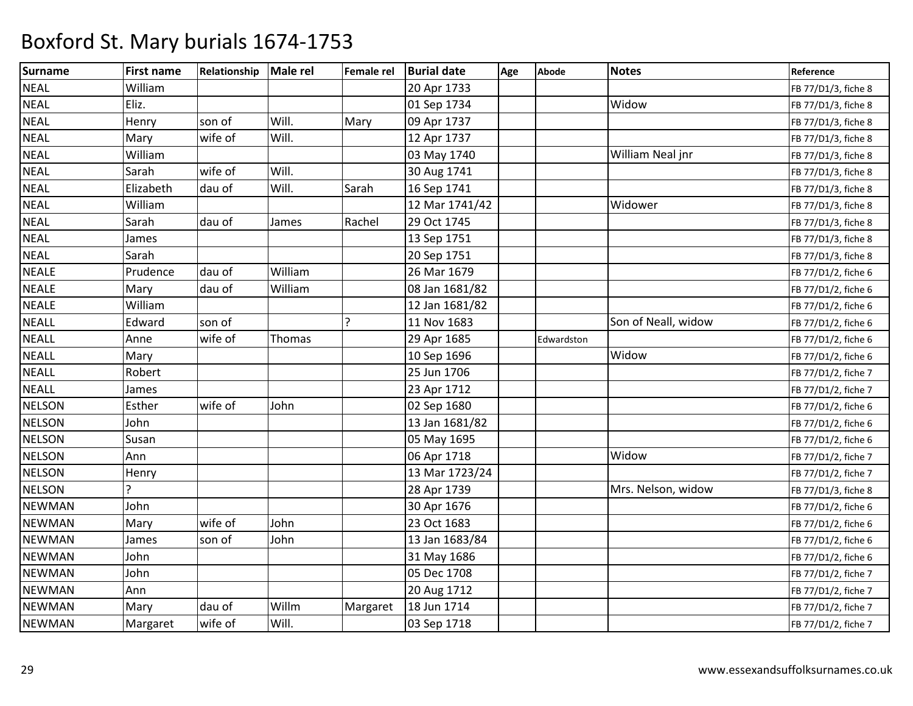# Boxford St. Mary burials 1674-1753

| Surname | First name | Relationship | Male rel | Female rel | Burial date | Age | Abode | Notes | Reference |
|---|---|---|---|---|---|---|---|---|---|
| NEAL | William | | | | 20 Apr 1733 | | | | FB 77/D1/3, fiche 8 |
| NEAL | Eliz. | | | | 01 Sep 1734 | | | Widow | FB 77/D1/3, fiche 8 |
| NEAL | Henry | son of | Will. | Mary | 09 Apr 1737 | | | | FB 77/D1/3, fiche 8 |
| NEAL | Mary | wife of | Will. | | 12 Apr 1737 | | | | FB 77/D1/3, fiche 8 |
| NEAL | William | | | | 03 May 1740 | | | William Neal jnr | FB 77/D1/3, fiche 8 |
| NEAL | Sarah | wife of | Will. | | 30 Aug 1741 | | | | FB 77/D1/3, fiche 8 |
| NEAL | Elizabeth | dau of | Will. | Sarah | 16 Sep 1741 | | | | FB 77/D1/3, fiche 8 |
| NEAL | William | | | | 12 Mar 1741/42 | | | Widower | FB 77/D1/3, fiche 8 |
| NEAL | Sarah | dau of | James | Rachel | 29 Oct 1745 | | | | FB 77/D1/3, fiche 8 |
| NEAL | James | | | | 13 Sep 1751 | | | | FB 77/D1/3, fiche 8 |
| NEAL | Sarah | | | | 20 Sep 1751 | | | | FB 77/D1/3, fiche 8 |
| NEALE | Prudence | dau of | William | | 26 Mar 1679 | | | | FB 77/D1/2, fiche 6 |
| NEALE | Mary | dau of | William | | 08 Jan 1681/82 | | | | FB 77/D1/2, fiche 6 |
| NEALE | William | | | | 12 Jan 1681/82 | | | | FB 77/D1/2, fiche 6 |
| NEALL | Edward | son of | | ? | 11 Nov 1683 | | | Son of Neall, widow | FB 77/D1/2, fiche 6 |
| NEALL | Anne | wife of | Thomas | | 29 Apr 1685 | | Edwardston | | FB 77/D1/2, fiche 6 |
| NEALL | Mary | | | | 10 Sep 1696 | | | Widow | FB 77/D1/2, fiche 6 |
| NEALL | Robert | | | | 25 Jun 1706 | | | | FB 77/D1/2, fiche 7 |
| NEALL | James | | | | 23 Apr 1712 | | | | FB 77/D1/2, fiche 7 |
| NELSON | Esther | wife of | John | | 02 Sep 1680 | | | | FB 77/D1/2, fiche 6 |
| NELSON | John | | | | 13 Jan 1681/82 | | | | FB 77/D1/2, fiche 6 |
| NELSON | Susan | | | | 05 May 1695 | | | | FB 77/D1/2, fiche 6 |
| NELSON | Ann | | | | 06 Apr 1718 | | | Widow | FB 77/D1/2, fiche 7 |
| NELSON | Henry | | | | 13 Mar 1723/24 | | | | FB 77/D1/2, fiche 7 |
| NELSON | ? | | | | 28 Apr 1739 | | | Mrs. Nelson, widow | FB 77/D1/3, fiche 8 |
| NEWMAN | John | | | | 30 Apr 1676 | | | | FB 77/D1/2, fiche 6 |
| NEWMAN | Mary | wife of | John | | 23 Oct 1683 | | | | FB 77/D1/2, fiche 6 |
| NEWMAN | James | son of | John | | 13 Jan 1683/84 | | | | FB 77/D1/2, fiche 6 |
| NEWMAN | John | | | | 31 May 1686 | | | | FB 77/D1/2, fiche 6 |
| NEWMAN | John | | | | 05 Dec 1708 | | | | FB 77/D1/2, fiche 7 |
| NEWMAN | Ann | | | | 20 Aug 1712 | | | | FB 77/D1/2, fiche 7 |
| NEWMAN | Mary | dau of | Willm | Margaret | 18 Jun 1714 | | | | FB 77/D1/2, fiche 7 |
| NEWMAN | Margaret | wife of | Will. | | 03 Sep 1718 | | | | FB 77/D1/2, fiche 7 |

www.essexandsuffolksurnames.co.uk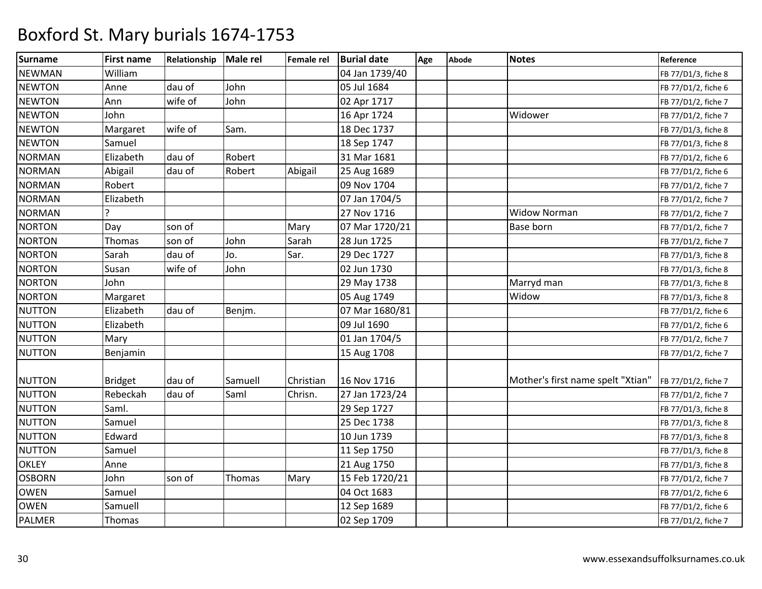# Boxford St. Mary burials 1674-1753

| Surname | First name | Relationship | Male rel | Female rel | Burial date | Age | Abode | Notes | Reference |
|---|---|---|---|---|---|---|---|---|---|
| NEWMAN | William | | | | 04 Jan 1739/40 | | | | FB 77/D1/3, fiche 8 |
| NEWTON | Anne | dau of | John | | 05 Jul 1684 | | | | FB 77/D1/2, fiche 6 |
| NEWTON | Ann | wife of | John | | 02 Apr 1717 | | | | FB 77/D1/2, fiche 7 |
| NEWTON | John | | | | 16 Apr 1724 | | | Widower | FB 77/D1/2, fiche 7 |
| NEWTON | Margaret | wife of | Sam. | | 18 Dec 1737 | | | | FB 77/D1/3, fiche 8 |
| NEWTON | Samuel | | | | 18 Sep 1747 | | | | FB 77/D1/3, fiche 8 |
| NORMAN | Elizabeth | dau of | Robert | | 31 Mar 1681 | | | | FB 77/D1/2, fiche 6 |
| NORMAN | Abigail | dau of | Robert | Abigail | 25 Aug 1689 | | | | FB 77/D1/2, fiche 6 |
| NORMAN | Robert | | | | 09 Nov 1704 | | | | FB 77/D1/2, fiche 7 |
| NORMAN | Elizabeth | | | | 07 Jan 1704/5 | | | | FB 77/D1/2, fiche 7 |
| NORMAN | ? | | | | 27 Nov 1716 | | | Widow Norman | FB 77/D1/2, fiche 7 |
| NORTON | Day | son of | | Mary | 07 Mar 1720/21 | | | Base born | FB 77/D1/2, fiche 7 |
| NORTON | Thomas | son of | John | Sarah | 28 Jun 1725 | | | | FB 77/D1/2, fiche 7 |
| NORTON | Sarah | dau of | Jo. | Sar. | 29 Dec 1727 | | | | FB 77/D1/3, fiche 8 |
| NORTON | Susan | wife of | John | | 02 Jun 1730 | | | | FB 77/D1/3, fiche 8 |
| NORTON | John | | | | 29 May 1738 | | | Marryd man | FB 77/D1/3, fiche 8 |
| NORTON | Margaret | | | | 05 Aug 1749 | | | Widow | FB 77/D1/3, fiche 8 |
| NUTTON | Elizabeth | dau of | Benjm. | | 07 Mar 1680/81 | | | | FB 77/D1/2, fiche 6 |
| NUTTON | Elizabeth | | | | 09 Jul 1690 | | | | FB 77/D1/2, fiche 6 |
| NUTTON | Mary | | | | 01 Jan 1704/5 | | | | FB 77/D1/2, fiche 7 |
| NUTTON | Benjamin | | | | 15 Aug 1708 | | | | FB 77/D1/2, fiche 7 |
| NUTTON | Bridget | dau of | Samuell | Christian | 16 Nov 1716 | | | Mother's first name spelt "Xtian" | FB 77/D1/2, fiche 7 |
| NUTTON | Rebeckah | dau of | Saml | Chrisn. | 27 Jan 1723/24 | | | | FB 77/D1/2, fiche 7 |
| NUTTON | Saml. | | | | 29 Sep 1727 | | | | FB 77/D1/3, fiche 8 |
| NUTTON | Samuel | | | | 25 Dec 1738 | | | | FB 77/D1/3, fiche 8 |
| NUTTON | Edward | | | | 10 Jun 1739 | | | | FB 77/D1/3, fiche 8 |
| NUTTON | Samuel | | | | 11 Sep 1750 | | | | FB 77/D1/3, fiche 8 |
| OKLEY | Anne | | | | 21 Aug 1750 | | | | FB 77/D1/3, fiche 8 |
| OSBORN | John | son of | Thomas | Mary | 15 Feb 1720/21 | | | | FB 77/D1/2, fiche 7 |
| OWEN | Samuel | | | | 04 Oct 1683 | | | | FB 77/D1/2, fiche 6 |
| OWEN | Samuell | | | | 12 Sep 1689 | | | | FB 77/D1/2, fiche 6 |
| PALMER | Thomas | | | | 02 Sep 1709 | | | | FB 77/D1/2, fiche 7 |

www.essexandsuffolksurnames.co.uk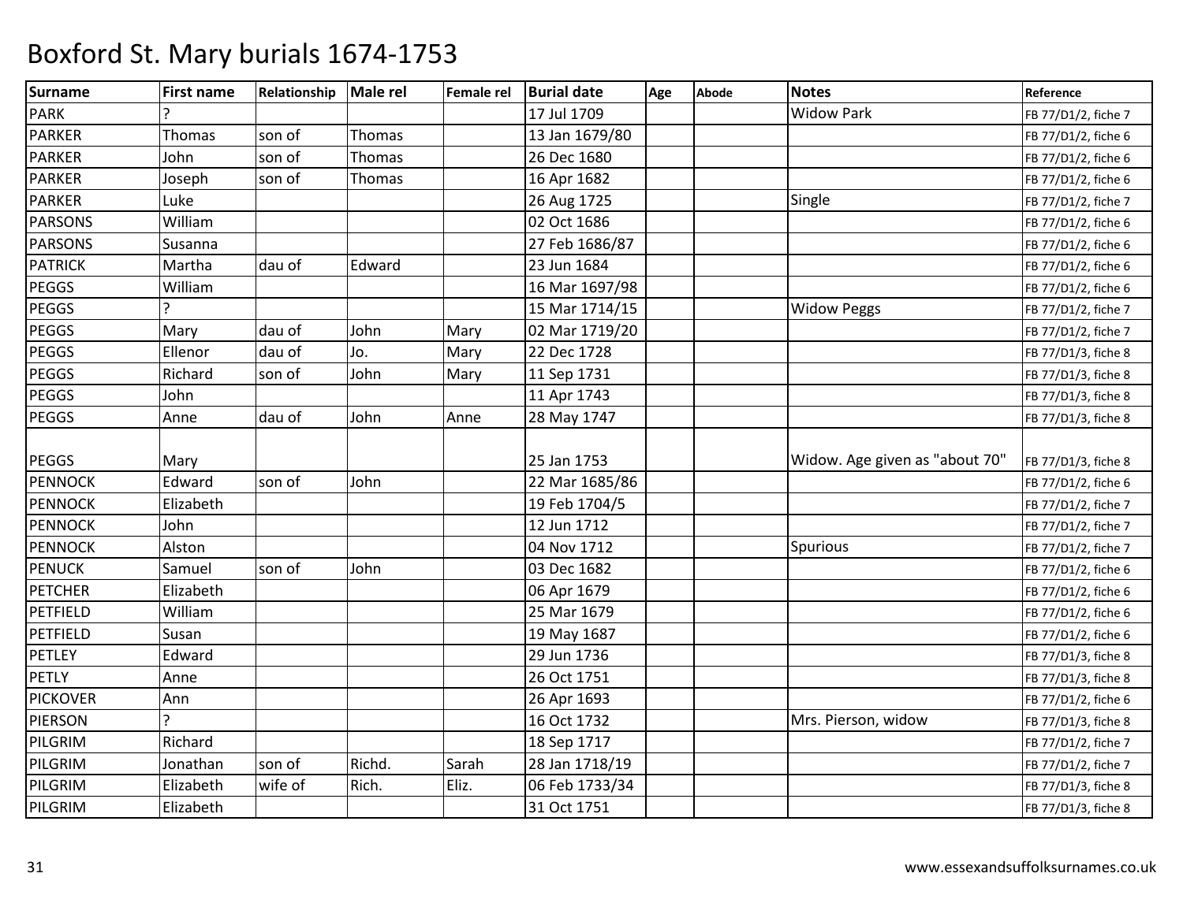# Boxford St. Mary burials 1674-1753

| Surname | First name | Relationship | Male rel | Female rel | Burial date | Age | Abode | Notes | Reference |
|---|---|---|---|---|---|---|---|---|---|
| PARK | ? | | | | 17 Jul 1709 | | | Widow Park | FB 77/D1/2, fiche 7 |
| PARKER | Thomas | son of | Thomas | | 13 Jan 1679/80 | | | | FB 77/D1/2, fiche 6 |
| PARKER | John | son of | Thomas | | 26 Dec 1680 | | | | FB 77/D1/2, fiche 6 |
| PARKER | Joseph | son of | Thomas | | 16 Apr 1682 | | | | FB 77/D1/2, fiche 6 |
| PARKER | Luke | | | | 26 Aug 1725 | | | Single | FB 77/D1/2, fiche 7 |
| PARSONS | William | | | | 02 Oct 1686 | | | | FB 77/D1/2, fiche 6 |
| PARSONS | Susanna | | | | 27 Feb 1686/87 | | | | FB 77/D1/2, fiche 6 |
| PATRICK | Martha | dau of | Edward | | 23 Jun 1684 | | | | FB 77/D1/2, fiche 6 |
| PEGGS | William | | | | 16 Mar 1697/98 | | | | FB 77/D1/2, fiche 6 |
| PEGGS | ? | | | | 15 Mar 1714/15 | | | Widow Peggs | FB 77/D1/2, fiche 7 |
| PEGGS | Mary | dau of | John | Mary | 02 Mar 1719/20 | | | | FB 77/D1/2, fiche 7 |
| PEGGS | Ellenor | dau of | Jo. | Mary | 22 Dec 1728 | | | | FB 77/D1/3, fiche 8 |
| PEGGS | Richard | son of | John | Mary | 11 Sep 1731 | | | | FB 77/D1/3, fiche 8 |
| PEGGS | John | | | | 11 Apr 1743 | | | | FB 77/D1/3, fiche 8 |
| PEGGS | Anne | dau of | John | Anne | 28 May 1747 | | | | FB 77/D1/3, fiche 8 |
| PEGGS | Mary | | | | 25 Jan 1753 | | | Widow. Age given as "about 70" | FB 77/D1/3, fiche 8 |
| PENNOCK | Edward | son of | John | | 22 Mar 1685/86 | | | | FB 77/D1/2, fiche 6 |
| PENNOCK | Elizabeth | | | | 19 Feb 1704/5 | | | | FB 77/D1/2, fiche 7 |
| PENNOCK | John | | | | 12 Jun 1712 | | | | FB 77/D1/2, fiche 7 |
| PENNOCK | Alston | | | | 04 Nov 1712 | | | Spurious | FB 77/D1/2, fiche 7 |
| PENUCK | Samuel | son of | John | | 03 Dec 1682 | | | | FB 77/D1/2, fiche 6 |
| PETCHER | Elizabeth | | | | 06 Apr 1679 | | | | FB 77/D1/2, fiche 6 |
| PETFIELD | William | | | | 25 Mar 1679 | | | | FB 77/D1/2, fiche 6 |
| PETFIELD | Susan | | | | 19 May 1687 | | | | FB 77/D1/2, fiche 6 |
| PETLEY | Edward | | | | 29 Jun 1736 | | | | FB 77/D1/3, fiche 8 |
| PETLY | Anne | | | | 26 Oct 1751 | | | | FB 77/D1/3, fiche 8 |
| PICKOVER | Ann | | | | 26 Apr 1693 | | | | FB 77/D1/2, fiche 6 |
| PIERSON | ? | | | | 16 Oct 1732 | | | Mrs. Pierson, widow | FB 77/D1/3, fiche 8 |
| PILGRIM | Richard | | | | 18 Sep 1717 | | | | FB 77/D1/2, fiche 7 |
| PILGRIM | Jonathan | son of | Richd. | Sarah | 28 Jan 1718/19 | | | | FB 77/D1/2, fiche 7 |
| PILGRIM | Elizabeth | wife of | Rich. | Eliz. | 06 Feb 1733/34 | | | | FB 77/D1/3, fiche 8 |
| PILGRIM | Elizabeth | | | | 31 Oct 1751 | | | | FB 77/D1/3, fiche 8 |

www.essexandsuffolksurnames.co.uk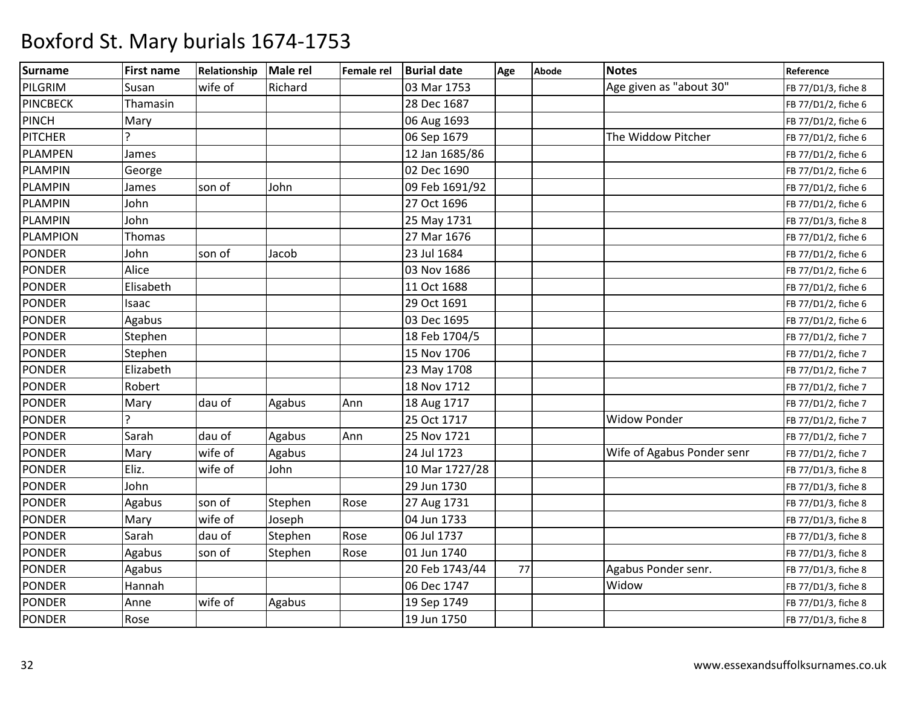# Boxford St. Mary burials 1674-1753

| Surname | First name | Relationship | Male rel | Female rel | Burial date | Age | Abode | Notes | Reference |
|---|---|---|---|---|---|---|---|---|---|
| PILGRIM | Susan | wife of | Richard | | 03 Mar 1753 | | | Age given as "about 30" | FB 77/D1/3, fiche 8 |
| PINCBECK | Thamasin | | | | 28 Dec 1687 | | | | FB 77/D1/2, fiche 6 |
| PINCH | Mary | | | | 06 Aug 1693 | | | | FB 77/D1/2, fiche 6 |
| PITCHER | ? | | | | 06 Sep 1679 | | | The Widdow Pitcher | FB 77/D1/2, fiche 6 |
| PLAMPEN | James | | | | 12 Jan 1685/86 | | | | FB 77/D1/2, fiche 6 |
| PLAMPIN | George | | | | 02 Dec 1690 | | | | FB 77/D1/2, fiche 6 |
| PLAMPIN | James | son of | John | | 09 Feb 1691/92 | | | | FB 77/D1/2, fiche 6 |
| PLAMPIN | John | | | | 27 Oct 1696 | | | | FB 77/D1/2, fiche 6 |
| PLAMPIN | John | | | | 25 May 1731 | | | | FB 77/D1/3, fiche 8 |
| PLAMPION | Thomas | | | | 27 Mar 1676 | | | | FB 77/D1/2, fiche 6 |
| PONDER | John | son of | Jacob | | 23 Jul 1684 | | | | FB 77/D1/2, fiche 6 |
| PONDER | Alice | | | | 03 Nov 1686 | | | | FB 77/D1/2, fiche 6 |
| PONDER | Elisabeth | | | | 11 Oct 1688 | | | | FB 77/D1/2, fiche 6 |
| PONDER | Isaac | | | | 29 Oct 1691 | | | | FB 77/D1/2, fiche 6 |
| PONDER | Agabus | | | | 03 Dec 1695 | | | | FB 77/D1/2, fiche 6 |
| PONDER | Stephen | | | | 18 Feb 1704/5 | | | | FB 77/D1/2, fiche 7 |
| PONDER | Stephen | | | | 15 Nov 1706 | | | | FB 77/D1/2, fiche 7 |
| PONDER | Elizabeth | | | | 23 May 1708 | | | | FB 77/D1/2, fiche 7 |
| PONDER | Robert | | | | 18 Nov 1712 | | | | FB 77/D1/2, fiche 7 |
| PONDER | Mary | dau of | Agabus | Ann | 18 Aug 1717 | | | | FB 77/D1/2, fiche 7 |
| PONDER | ? | | | | 25 Oct 1717 | | | Widow Ponder | FB 77/D1/2, fiche 7 |
| PONDER | Sarah | dau of | Agabus | Ann | 25 Nov 1721 | | | | FB 77/D1/2, fiche 7 |
| PONDER | Mary | wife of | Agabus | | 24 Jul 1723 | | | Wife of Agabus Ponder senr | FB 77/D1/2, fiche 7 |
| PONDER | Eliz. | wife of | John | | 10 Mar 1727/28 | | | | FB 77/D1/3, fiche 8 |
| PONDER | John | | | | 29 Jun 1730 | | | | FB 77/D1/3, fiche 8 |
| PONDER | Agabus | son of | Stephen | Rose | 27 Aug 1731 | | | | FB 77/D1/3, fiche 8 |
| PONDER | Mary | wife of | Joseph | | 04 Jun 1733 | | | | FB 77/D1/3, fiche 8 |
| PONDER | Sarah | dau of | Stephen | Rose | 06 Jul 1737 | | | | FB 77/D1/3, fiche 8 |
| PONDER | Agabus | son of | Stephen | Rose | 01 Jun 1740 | | | | FB 77/D1/3, fiche 8 |
| PONDER | Agabus | | | | 20 Feb 1743/44 | 77 | | Agabus Ponder senr. | FB 77/D1/3, fiche 8 |
| PONDER | Hannah | | | | 06 Dec 1747 | | | Widow | FB 77/D1/3, fiche 8 |
| PONDER | Anne | wife of | Agabus | | 19 Sep 1749 | | | | FB 77/D1/3, fiche 8 |
| PONDER | Rose | | | | 19 Jun 1750 | | | | FB 77/D1/3, fiche 8 |

www.essexandsuffolksurnames.co.uk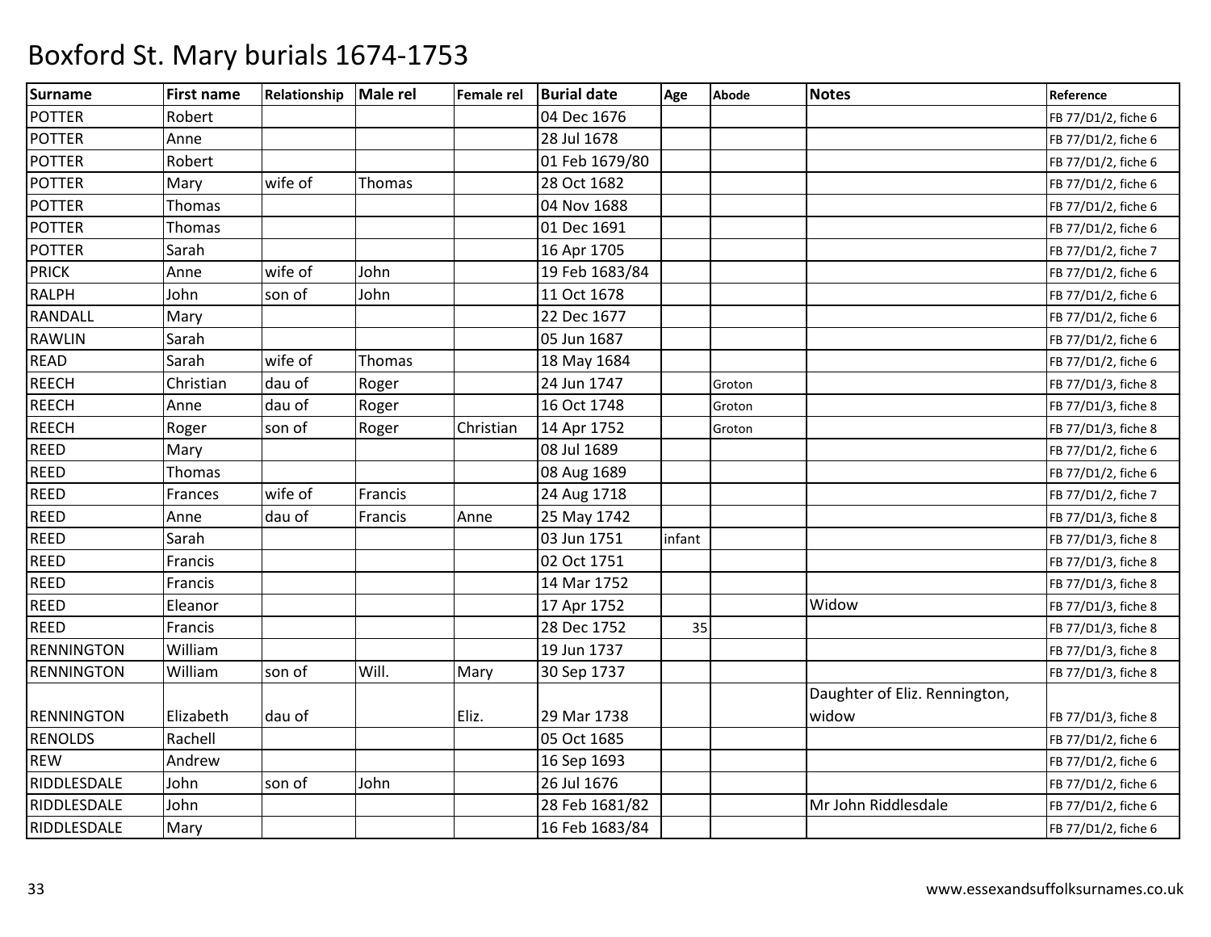# Boxford St. Mary burials 1674-1753

| Surname | First name | Relationship | Male rel | Female rel | Burial date | Age | Abode | Notes | Reference |
|---|---|---|---|---|---|---|---|---|---|
| POTTER | Robert | | | | 04 Dec 1676 | | | | FB 77/D1/2, fiche 6 |
| POTTER | Anne | | | | 28 Jul 1678 | | | | FB 77/D1/2, fiche 6 |
| POTTER | Robert | | | | 01 Feb 1679/80 | | | | FB 77/D1/2, fiche 6 |
| POTTER | Mary | wife of | Thomas | | 28 Oct 1682 | | | | FB 77/D1/2, fiche 6 |
| POTTER | Thomas | | | | 04 Nov 1688 | | | | FB 77/D1/2, fiche 6 |
| POTTER | Thomas | | | | 01 Dec 1691 | | | | FB 77/D1/2, fiche 6 |
| POTTER | Sarah | | | | 16 Apr 1705 | | | | FB 77/D1/2, fiche 7 |
| PRICK | Anne | wife of | John | | 19 Feb 1683/84 | | | | FB 77/D1/2, fiche 6 |
| RALPH | John | son of | John | | 11 Oct 1678 | | | | FB 77/D1/2, fiche 6 |
| RANDALL | Mary | | | | 22 Dec 1677 | | | | FB 77/D1/2, fiche 6 |
| RAWLIN | Sarah | | | | 05 Jun 1687 | | | | FB 77/D1/2, fiche 6 |
| READ | Sarah | wife of | Thomas | | 18 May 1684 | | | | FB 77/D1/2, fiche 6 |
| REECH | Christian | dau of | Roger | | 24 Jun 1747 | | Groton | | FB 77/D1/3, fiche 8 |
| REECH | Anne | dau of | Roger | | 16 Oct 1748 | | Groton | | FB 77/D1/3, fiche 8 |
| REECH | Roger | son of | Roger | Christian | 14 Apr 1752 | | Groton | | FB 77/D1/3, fiche 8 |
| REED | Mary | | | | 08 Jul 1689 | | | | FB 77/D1/2, fiche 6 |
| REED | Thomas | | | | 08 Aug 1689 | | | | FB 77/D1/2, fiche 6 |
| REED | Frances | wife of | Francis | | 24 Aug 1718 | | | | FB 77/D1/2, fiche 7 |
| REED | Anne | dau of | Francis | Anne | 25 May 1742 | | | | FB 77/D1/3, fiche 8 |
| REED | Sarah | | | | 03 Jun 1751 | infant | | | FB 77/D1/3, fiche 8 |
| REED | Francis | | | | 02 Oct 1751 | | | | FB 77/D1/3, fiche 8 |
| REED | Francis | | | | 14 Mar 1752 | | | | FB 77/D1/3, fiche 8 |
| REED | Eleanor | | | | 17 Apr 1752 | | | Widow | FB 77/D1/3, fiche 8 |
| REED | Francis | | | | 28 Dec 1752 | 35 | | | FB 77/D1/3, fiche 8 |
| RENNINGTON | William | | | | 19 Jun 1737 | | | | FB 77/D1/3, fiche 8 |
| RENNINGTON | William | son of | Will. | Mary | 30 Sep 1737 | | | | FB 77/D1/3, fiche 8 |
| RENNINGTON | Elizabeth | dau of | | Eliz. | 29 Mar 1738 | | | Daughter of Eliz. Rennington, widow | FB 77/D1/3, fiche 8 |
| RENOLDS | Rachell | | | | 05 Oct 1685 | | | | FB 77/D1/2, fiche 6 |
| REW | Andrew | | | | 16 Sep 1693 | | | | FB 77/D1/2, fiche 6 |
| RIDDLESDALE | John | son of | John | | 26 Jul 1676 | | | | FB 77/D1/2, fiche 6 |
| RIDDLESDALE | John | | | | 28 Feb 1681/82 | | | Mr John Riddlesdale | FB 77/D1/2, fiche 6 |
| RIDDLESDALE | Mary | | | | 16 Feb 1683/84 | | | | FB 77/D1/2, fiche 6 |

www.essexandsuffolksurnames.co.uk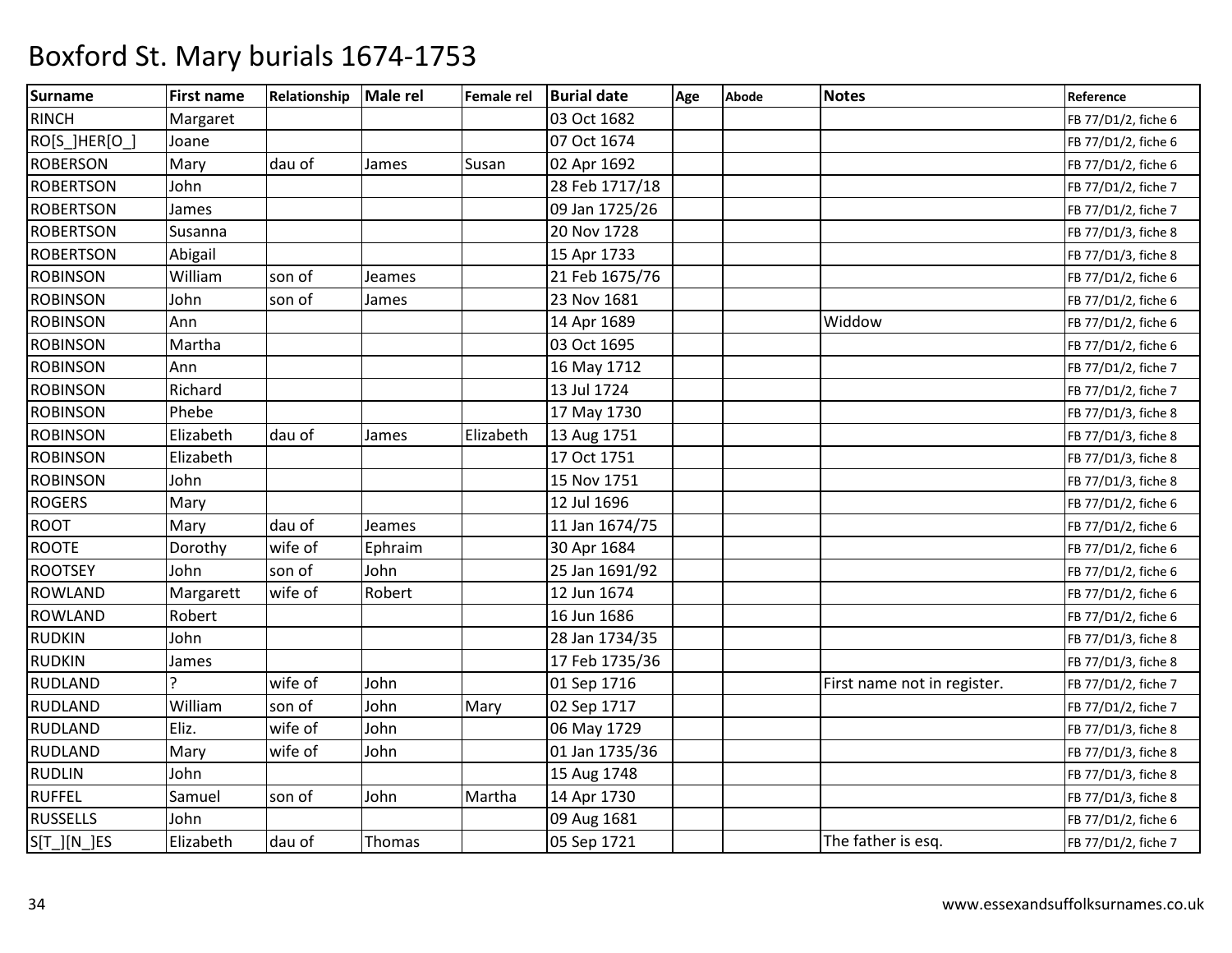# Boxford St. Mary burials 1674-1753

| Surname | First name | Relationship | Male rel | Female rel | Burial date | Age | Abode | Notes | Reference |
|---|---|---|---|---|---|---|---|---|---|
| RINCH | Margaret | | | | 03 Oct 1682 | | | | FB 77/D1/2, fiche 6 |
| RO[S_]HER[O_] | Joane | | | | 07 Oct 1674 | | | | FB 77/D1/2, fiche 6 |
| ROBERSON | Mary | dau of | James | Susan | 02 Apr 1692 | | | | FB 77/D1/2, fiche 6 |
| ROBERTSON | John | | | | 28 Feb 1717/18 | | | | FB 77/D1/2, fiche 7 |
| ROBERTSON | James | | | | 09 Jan 1725/26 | | | | FB 77/D1/2, fiche 7 |
| ROBERTSON | Susanna | | | | 20 Nov 1728 | | | | FB 77/D1/3, fiche 8 |
| ROBERTSON | Abigail | | | | 15 Apr 1733 | | | | FB 77/D1/3, fiche 8 |
| ROBINSON | William | son of | Jeames | | 21 Feb 1675/76 | | | | FB 77/D1/2, fiche 6 |
| ROBINSON | John | son of | James | | 23 Nov 1681 | | | | FB 77/D1/2, fiche 6 |
| ROBINSON | Ann | | | | 14 Apr 1689 | | | Widdow | FB 77/D1/2, fiche 6 |
| ROBINSON | Martha | | | | 03 Oct 1695 | | | | FB 77/D1/2, fiche 6 |
| ROBINSON | Ann | | | | 16 May 1712 | | | | FB 77/D1/2, fiche 7 |
| ROBINSON | Richard | | | | 13 Jul 1724 | | | | FB 77/D1/2, fiche 7 |
| ROBINSON | Phebe | | | | 17 May 1730 | | | | FB 77/D1/3, fiche 8 |
| ROBINSON | Elizabeth | dau of | James | Elizabeth | 13 Aug 1751 | | | | FB 77/D1/3, fiche 8 |
| ROBINSON | Elizabeth | | | | 17 Oct 1751 | | | | FB 77/D1/3, fiche 8 |
| ROBINSON | John | | | | 15 Nov 1751 | | | | FB 77/D1/3, fiche 8 |
| ROGERS | Mary | | | | 12 Jul 1696 | | | | FB 77/D1/2, fiche 6 |
| ROOT | Mary | dau of | Jeames | | 11 Jan 1674/75 | | | | FB 77/D1/2, fiche 6 |
| ROOTE | Dorothy | wife of | Ephraim | | 30 Apr 1684 | | | | FB 77/D1/2, fiche 6 |
| ROOTSEY | John | son of | John | | 25 Jan 1691/92 | | | | FB 77/D1/2, fiche 6 |
| ROWLAND | Margarett | wife of | Robert | | 12 Jun 1674 | | | | FB 77/D1/2, fiche 6 |
| ROWLAND | Robert | | | | 16 Jun 1686 | | | | FB 77/D1/2, fiche 6 |
| RUDKIN | John | | | | 28 Jan 1734/35 | | | | FB 77/D1/3, fiche 8 |
| RUDKIN | James | | | | 17 Feb 1735/36 | | | | FB 77/D1/3, fiche 8 |
| RUDLAND | ? | wife of | John | | 01 Sep 1716 | | | First name not in register. | FB 77/D1/2, fiche 7 |
| RUDLAND | William | son of | John | Mary | 02 Sep 1717 | | | | FB 77/D1/2, fiche 7 |
| RUDLAND | Eliz. | wife of | John | | 06 May 1729 | | | | FB 77/D1/3, fiche 8 |
| RUDLAND | Mary | wife of | John | | 01 Jan 1735/36 | | | | FB 77/D1/3, fiche 8 |
| RUDLIN | John | | | | 15 Aug 1748 | | | | FB 77/D1/3, fiche 8 |
| RUFFEL | Samuel | son of | John | Martha | 14 Apr 1730 | | | | FB 77/D1/3, fiche 8 |
| RUSSELLS | John | | | | 09 Aug 1681 | | | | FB 77/D1/2, fiche 6 |
| S[T_][N_]ES | Elizabeth | dau of | Thomas | | 05 Sep 1721 | | | The father is esq. | FB 77/D1/2, fiche 7 |

www.essexandsuffolksurnames.co.uk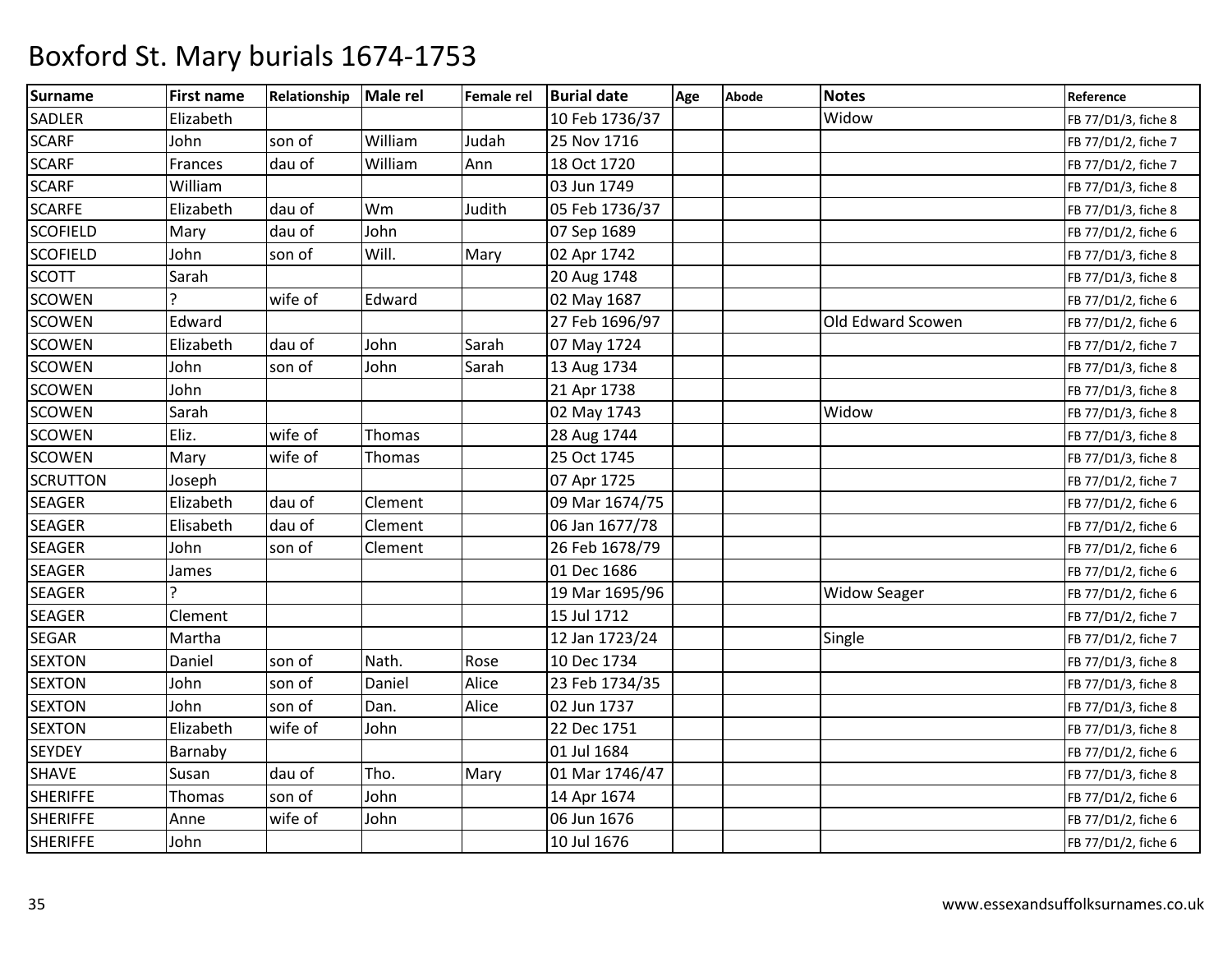# Boxford St. Mary burials 1674-1753

| Surname | First name | Relationship | Male rel | Female rel | Burial date | Age | Abode | Notes | Reference |
|---|---|---|---|---|---|---|---|---|---|
| SADLER | Elizabeth | | | | 10 Feb 1736/37 | | | Widow | FB 77/D1/3, fiche 8 |
| SCARF | John | son of | William | Judah | 25 Nov 1716 | | | | FB 77/D1/2, fiche 7 |
| SCARF | Frances | dau of | William | Ann | 18 Oct 1720 | | | | FB 77/D1/2, fiche 7 |
| SCARF | William | | | | 03 Jun 1749 | | | | FB 77/D1/3, fiche 8 |
| SCARFE | Elizabeth | dau of | Wm | Judith | 05 Feb 1736/37 | | | | FB 77/D1/3, fiche 8 |
| SCOFIELD | Mary | dau of | John | | 07 Sep 1689 | | | | FB 77/D1/2, fiche 6 |
| SCOFIELD | John | son of | Will. | Mary | 02 Apr 1742 | | | | FB 77/D1/3, fiche 8 |
| SCOTT | Sarah | | | | 20 Aug 1748 | | | | FB 77/D1/3, fiche 8 |
| SCOWEN | ? | wife of | Edward | | 02 May 1687 | | | | FB 77/D1/2, fiche 6 |
| SCOWEN | Edward | | | | 27 Feb 1696/97 | | | Old Edward Scowen | FB 77/D1/2, fiche 6 |
| SCOWEN | Elizabeth | dau of | John | Sarah | 07 May 1724 | | | | FB 77/D1/2, fiche 7 |
| SCOWEN | John | son of | John | Sarah | 13 Aug 1734 | | | | FB 77/D1/3, fiche 8 |
| SCOWEN | John | | | | 21 Apr 1738 | | | | FB 77/D1/3, fiche 8 |
| SCOWEN | Sarah | | | | 02 May 1743 | | | Widow | FB 77/D1/3, fiche 8 |
| SCOWEN | Eliz. | wife of | Thomas | | 28 Aug 1744 | | | | FB 77/D1/3, fiche 8 |
| SCOWEN | Mary | wife of | Thomas | | 25 Oct 1745 | | | | FB 77/D1/3, fiche 8 |
| SCRUTTON | Joseph | | | | 07 Apr 1725 | | | | FB 77/D1/2, fiche 7 |
| SEAGER | Elizabeth | dau of | Clement | | 09 Mar 1674/75 | | | | FB 77/D1/2, fiche 6 |
| SEAGER | Elisabeth | dau of | Clement | | 06 Jan 1677/78 | | | | FB 77/D1/2, fiche 6 |
| SEAGER | John | son of | Clement | | 26 Feb 1678/79 | | | | FB 77/D1/2, fiche 6 |
| SEAGER | James | | | | 01 Dec 1686 | | | | FB 77/D1/2, fiche 6 |
| SEAGER | ? | | | | 19 Mar 1695/96 | | | Widow Seager | FB 77/D1/2, fiche 6 |
| SEAGER | Clement | | | | 15 Jul 1712 | | | | FB 77/D1/2, fiche 7 |
| SEGAR | Martha | | | | 12 Jan 1723/24 | | | Single | FB 77/D1/2, fiche 7 |
| SEXTON | Daniel | son of | Nath. | Rose | 10 Dec 1734 | | | | FB 77/D1/3, fiche 8 |
| SEXTON | John | son of | Daniel | Alice | 23 Feb 1734/35 | | | | FB 77/D1/3, fiche 8 |
| SEXTON | John | son of | Dan. | Alice | 02 Jun 1737 | | | | FB 77/D1/3, fiche 8 |
| SEXTON | Elizabeth | wife of | John | | 22 Dec 1751 | | | | FB 77/D1/3, fiche 8 |
| SEYDEY | Barnaby | | | | 01 Jul 1684 | | | | FB 77/D1/2, fiche 6 |
| SHAVE | Susan | dau of | Tho. | Mary | 01 Mar 1746/47 | | | | FB 77/D1/3, fiche 8 |
| SHERIFFE | Thomas | son of | John | | 14 Apr 1674 | | | | FB 77/D1/2, fiche 6 |
| SHERIFFE | Anne | wife of | John | | 06 Jun 1676 | | | | FB 77/D1/2, fiche 6 |
| SHERIFFE | John | | | | 10 Jul 1676 | | | | FB 77/D1/2, fiche 6 |

www.essexandsuffolksurnames.co.uk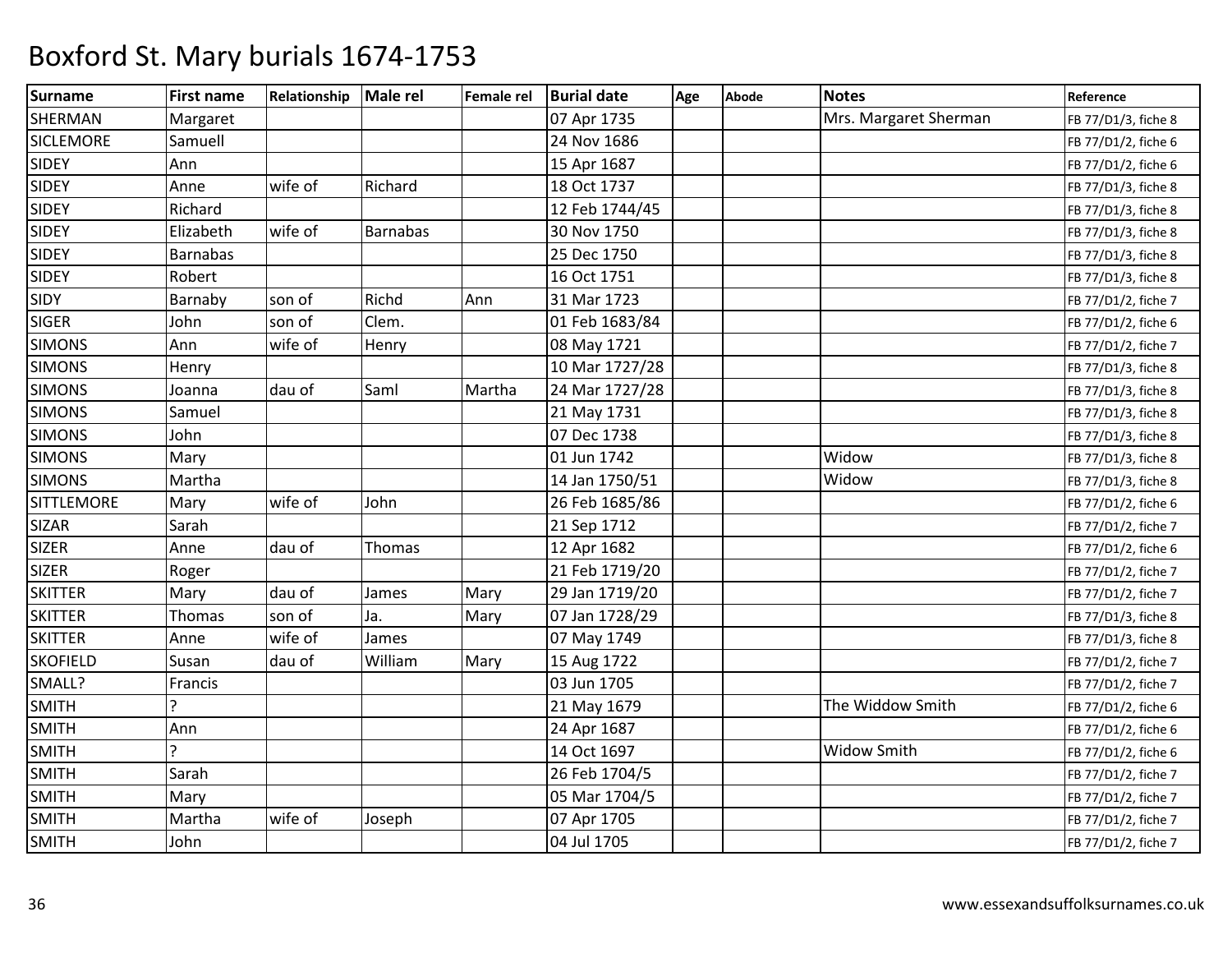# Boxford St. Mary burials 1674-1753

| Surname | First name | Relationship | Male rel | Female rel | Burial date | Age | Abode | Notes | Reference |
|---|---|---|---|---|---|---|---|---|---|
| SHERMAN | Margaret | | | | 07 Apr 1735 | | | Mrs. Margaret Sherman | FB 77/D1/3, fiche 8 |
| SICLEMORE | Samuell | | | | 24 Nov 1686 | | | | FB 77/D1/2, fiche 6 |
| SIDEY | Ann | | | | 15 Apr 1687 | | | | FB 77/D1/2, fiche 6 |
| SIDEY | Anne | wife of | Richard | | 18 Oct 1737 | | | | FB 77/D1/3, fiche 8 |
| SIDEY | Richard | | | | 12 Feb 1744/45 | | | | FB 77/D1/3, fiche 8 |
| SIDEY | Elizabeth | wife of | Barnabas | | 30 Nov 1750 | | | | FB 77/D1/3, fiche 8 |
| SIDEY | Barnabas | | | | 25 Dec 1750 | | | | FB 77/D1/3, fiche 8 |
| SIDEY | Robert | | | | 16 Oct 1751 | | | | FB 77/D1/3, fiche 8 |
| SIDY | Barnaby | son of | Richd | Ann | 31 Mar 1723 | | | | FB 77/D1/2, fiche 7 |
| SIGER | John | son of | Clem. | | 01 Feb 1683/84 | | | | FB 77/D1/2, fiche 6 |
| SIMONS | Ann | wife of | Henry | | 08 May 1721 | | | | FB 77/D1/2, fiche 7 |
| SIMONS | Henry | | | | 10 Mar 1727/28 | | | | FB 77/D1/3, fiche 8 |
| SIMONS | Joanna | dau of | Saml | Martha | 24 Mar 1727/28 | | | | FB 77/D1/3, fiche 8 |
| SIMONS | Samuel | | | | 21 May 1731 | | | | FB 77/D1/3, fiche 8 |
| SIMONS | John | | | | 07 Dec 1738 | | | | FB 77/D1/3, fiche 8 |
| SIMONS | Mary | | | | 01 Jun 1742 | | | Widow | FB 77/D1/3, fiche 8 |
| SIMONS | Martha | | | | 14 Jan 1750/51 | | | Widow | FB 77/D1/3, fiche 8 |
| SITTLEMORE | Mary | wife of | John | | 26 Feb 1685/86 | | | | FB 77/D1/2, fiche 6 |
| SIZAR | Sarah | | | | 21 Sep 1712 | | | | FB 77/D1/2, fiche 7 |
| SIZER | Anne | dau of | Thomas | | 12 Apr 1682 | | | | FB 77/D1/2, fiche 6 |
| SIZER | Roger | | | | 21 Feb 1719/20 | | | | FB 77/D1/2, fiche 7 |
| SKITTER | Mary | dau of | James | Mary | 29 Jan 1719/20 | | | | FB 77/D1/2, fiche 7 |
| SKITTER | Thomas | son of | Ja. | Mary | 07 Jan 1728/29 | | | | FB 77/D1/3, fiche 8 |
| SKITTER | Anne | wife of | James | | 07 May 1749 | | | | FB 77/D1/3, fiche 8 |
| SKOFIELD | Susan | dau of | William | Mary | 15 Aug 1722 | | | | FB 77/D1/2, fiche 7 |
| SMALL? | Francis | | | | 03 Jun 1705 | | | | FB 77/D1/2, fiche 7 |
| SMITH | ? | | | | 21 May 1679 | | | The Widdow Smith | FB 77/D1/2, fiche 6 |
| SMITH | Ann | | | | 24 Apr 1687 | | | | FB 77/D1/2, fiche 6 |
| SMITH | ? | | | | 14 Oct 1697 | | | Widow Smith | FB 77/D1/2, fiche 6 |
| SMITH | Sarah | | | | 26 Feb 1704/5 | | | | FB 77/D1/2, fiche 7 |
| SMITH | Mary | | | | 05 Mar 1704/5 | | | | FB 77/D1/2, fiche 7 |
| SMITH | Martha | wife of | Joseph | | 07 Apr 1705 | | | | FB 77/D1/2, fiche 7 |
| SMITH | John | | | | 04 Jul 1705 | | | | FB 77/D1/2, fiche 7 |

www.essexandsuffolksurnames.co.uk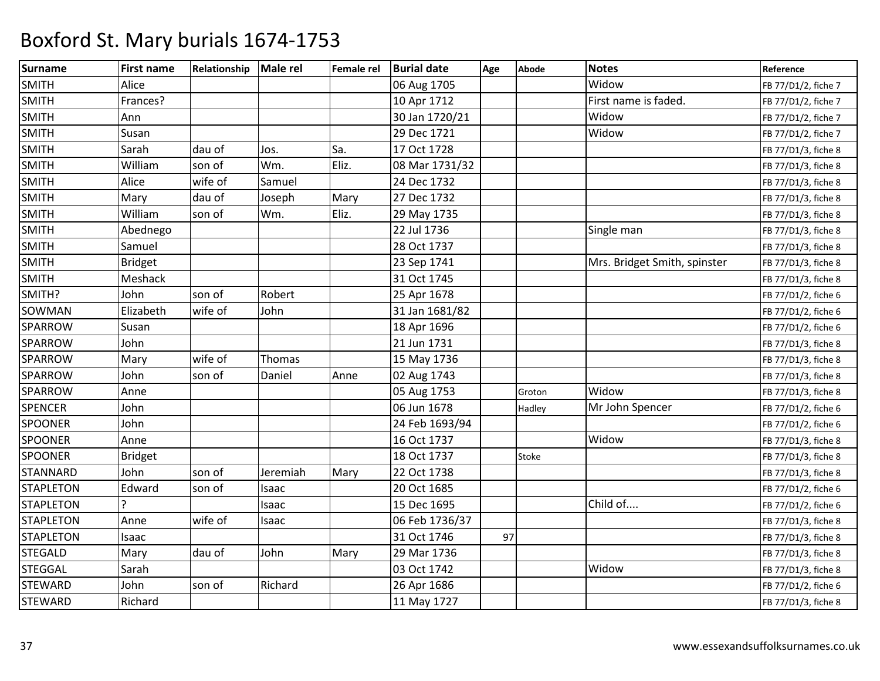# Boxford St. Mary burials 1674-1753

| Surname | First name | Relationship | Male rel | Female rel | Burial date | Age | Abode | Notes | Reference |
|---|---|---|---|---|---|---|---|---|---|
| SMITH | Alice | | | | 06 Aug 1705 | | | Widow | FB 77/D1/2, fiche 7 |
| SMITH | Frances? | | | | 10 Apr 1712 | | | First name is faded. | FB 77/D1/2, fiche 7 |
| SMITH | Ann | | | | 30 Jan 1720/21 | | | Widow | FB 77/D1/2, fiche 7 |
| SMITH | Susan | | | | 29 Dec 1721 | | | Widow | FB 77/D1/2, fiche 7 |
| SMITH | Sarah | dau of | Jos. | Sa. | 17 Oct 1728 | | | | FB 77/D1/3, fiche 8 |
| SMITH | William | son of | Wm. | Eliz. | 08 Mar 1731/32 | | | | FB 77/D1/3, fiche 8 |
| SMITH | Alice | wife of | Samuel | | 24 Dec 1732 | | | | FB 77/D1/3, fiche 8 |
| SMITH | Mary | dau of | Joseph | Mary | 27 Dec 1732 | | | | FB 77/D1/3, fiche 8 |
| SMITH | William | son of | Wm. | Eliz. | 29 May 1735 | | | | FB 77/D1/3, fiche 8 |
| SMITH | Abednego | | | | 22 Jul 1736 | | | Single man | FB 77/D1/3, fiche 8 |
| SMITH | Samuel | | | | 28 Oct 1737 | | | | FB 77/D1/3, fiche 8 |
| SMITH | Bridget | | | | 23 Sep 1741 | | | Mrs. Bridget Smith, spinster | FB 77/D1/3, fiche 8 |
| SMITH | Meshack | | | | 31 Oct 1745 | | | | FB 77/D1/3, fiche 8 |
| SMITH? | John | son of | Robert | | 25 Apr 1678 | | | | FB 77/D1/2, fiche 6 |
| SOWMAN | Elizabeth | wife of | John | | 31 Jan 1681/82 | | | | FB 77/D1/2, fiche 6 |
| SPARROW | Susan | | | | 18 Apr 1696 | | | | FB 77/D1/2, fiche 6 |
| SPARROW | John | | | | 21 Jun 1731 | | | | FB 77/D1/3, fiche 8 |
| SPARROW | Mary | wife of | Thomas | | 15 May 1736 | | | | FB 77/D1/3, fiche 8 |
| SPARROW | John | son of | Daniel | Anne | 02 Aug 1743 | | | | FB 77/D1/3, fiche 8 |
| SPARROW | Anne | | | | 05 Aug 1753 | | Groton | Widow | FB 77/D1/3, fiche 8 |
| SPENCER | John | | | | 06 Jun 1678 | | Hadley | Mr John Spencer | FB 77/D1/2, fiche 6 |
| SPOONER | John | | | | 24 Feb 1693/94 | | | | FB 77/D1/2, fiche 6 |
| SPOONER | Anne | | | | 16 Oct 1737 | | | Widow | FB 77/D1/3, fiche 8 |
| SPOONER | Bridget | | | | 18 Oct 1737 | | Stoke | | FB 77/D1/3, fiche 8 |
| STANNARD | John | son of | Jeremiah | Mary | 22 Oct 1738 | | | | FB 77/D1/3, fiche 8 |
| STAPLETON | Edward | son of | Isaac | | 20 Oct 1685 | | | | FB 77/D1/2, fiche 6 |
| STAPLETON | ? | | Isaac | | 15 Dec 1695 | | | Child of.... | FB 77/D1/2, fiche 6 |
| STAPLETON | Anne | wife of | Isaac | | 06 Feb 1736/37 | | | | FB 77/D1/3, fiche 8 |
| STAPLETON | Isaac | | | | 31 Oct 1746 | 97 | | | FB 77/D1/3, fiche 8 |
| STEGALD | Mary | dau of | John | Mary | 29 Mar 1736 | | | | FB 77/D1/3, fiche 8 |
| STEGGAL | Sarah | | | | 03 Oct 1742 | | | Widow | FB 77/D1/3, fiche 8 |
| STEWARD | John | son of | Richard | | 26 Apr 1686 | | | | FB 77/D1/2, fiche 6 |
| STEWARD | Richard | | | | 11 May 1727 | | | | FB 77/D1/3, fiche 8 |

www.essexandsuffolksurnames.co.uk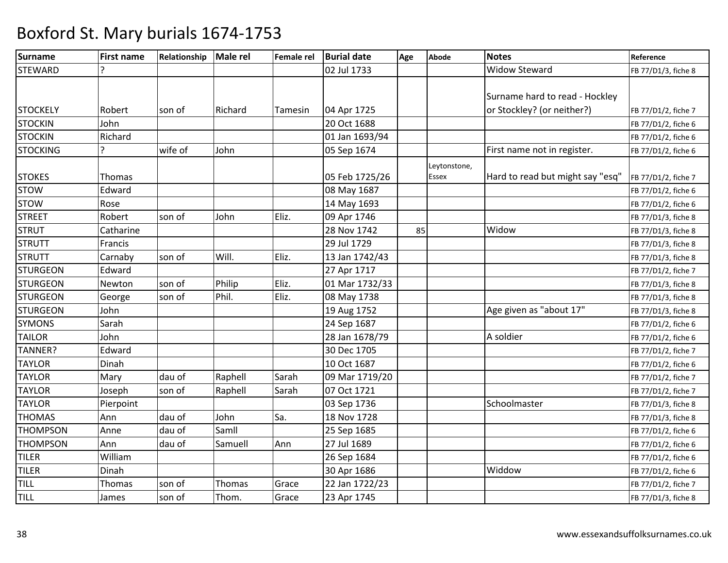# Boxford St. Mary burials 1674-1753

| Surname | First name | Relationship | Male rel | Female rel | Burial date | Age | Abode | Notes | Reference |
|---|---|---|---|---|---|---|---|---|---|
| STEWARD | ? | | | | 02 Jul 1733 | | | Widow Steward | FB 77/D1/3, fiche 8 |
| STOCKELY | Robert | son of | Richard | Tamesin | 04 Apr 1725 | | | Surname hard to read - Hockley or Stockley? (or neither?) | FB 77/D1/2, fiche 7 |
| STOCKIN | John | | | | 20 Oct 1688 | | | | FB 77/D1/2, fiche 6 |
| STOCKIN | Richard | | | | 01 Jan 1693/94 | | | | FB 77/D1/2, fiche 6 |
| STOCKING | ? | wife of | John | | 05 Sep 1674 | | | First name not in register. | FB 77/D1/2, fiche 6 |
| STOKES | Thomas | | | | 05 Feb 1725/26 | | Leytonstone, Essex | Hard to read but might say "esq" | FB 77/D1/2, fiche 7 |
| STOW | Edward | | | | 08 May 1687 | | | | FB 77/D1/2, fiche 6 |
| STOW | Rose | | | | 14 May 1693 | | | | FB 77/D1/2, fiche 6 |
| STREET | Robert | son of | John | Eliz. | 09 Apr 1746 | | | | FB 77/D1/3, fiche 8 |
| STRUT | Catharine | | | | 28 Nov 1742 | 85 | | Widow | FB 77/D1/3, fiche 8 |
| STRUTT | Francis | | | | 29 Jul 1729 | | | | FB 77/D1/3, fiche 8 |
| STRUTT | Carnaby | son of | Will. | Eliz. | 13 Jan 1742/43 | | | | FB 77/D1/3, fiche 8 |
| STURGEON | Edward | | | | 27 Apr 1717 | | | | FB 77/D1/2, fiche 7 |
| STURGEON | Newton | son of | Philip | Eliz. | 01 Mar 1732/33 | | | | FB 77/D1/3, fiche 8 |
| STURGEON | George | son of | Phil. | Eliz. | 08 May 1738 | | | | FB 77/D1/3, fiche 8 |
| STURGEON | John | | | | 19 Aug 1752 | | | Age given as "about 17" | FB 77/D1/3, fiche 8 |
| SYMONS | Sarah | | | | 24 Sep 1687 | | | | FB 77/D1/2, fiche 6 |
| TAILOR | John | | | | 28 Jan 1678/79 | | | A soldier | FB 77/D1/2, fiche 6 |
| TANNER? | Edward | | | | 30 Dec 1705 | | | | FB 77/D1/2, fiche 7 |
| TAYLOR | Dinah | | | | 10 Oct 1687 | | | | FB 77/D1/2, fiche 6 |
| TAYLOR | Mary | dau of | Raphell | Sarah | 09 Mar 1719/20 | | | | FB 77/D1/2, fiche 7 |
| TAYLOR | Joseph | son of | Raphell | Sarah | 07 Oct 1721 | | | | FB 77/D1/2, fiche 7 |
| TAYLOR | Pierpoint | | | | 03 Sep 1736 | | | Schoolmaster | FB 77/D1/3, fiche 8 |
| THOMAS | Ann | dau of | John | Sa. | 18 Nov 1728 | | | | FB 77/D1/3, fiche 8 |
| THOMPSON | Anne | dau of | Samll | | 25 Sep 1685 | | | | FB 77/D1/2, fiche 6 |
| THOMPSON | Ann | dau of | Samuell | Ann | 27 Jul 1689 | | | | FB 77/D1/2, fiche 6 |
| TILER | William | | | | 26 Sep 1684 | | | | FB 77/D1/2, fiche 6 |
| TILER | Dinah | | | | 30 Apr 1686 | | | Widdow | FB 77/D1/2, fiche 6 |
| TILL | Thomas | son of | Thomas | Grace | 22 Jan 1722/23 | | | | FB 77/D1/2, fiche 7 |
| TILL | James | son of | Thom. | Grace | 23 Apr 1745 | | | | FB 77/D1/3, fiche 8 |

www.essexandsuffolksurnames.co.uk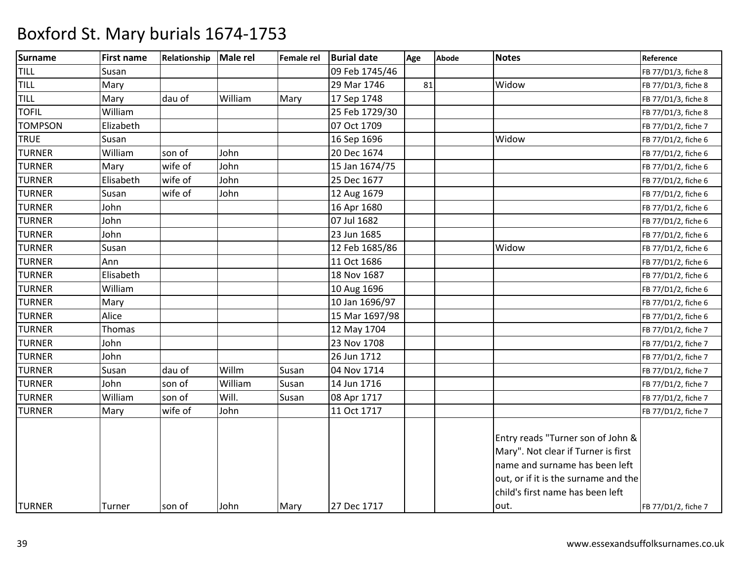# Boxford St. Mary burials 1674-1753

| Surname | First name | Relationship | Male rel | Female rel | Burial date | Age | Abode | Notes | Reference |
|---|---|---|---|---|---|---|---|---|---|
| TILL | Susan | | | | 09 Feb 1745/46 | | | | FB 77/D1/3, fiche 8 |
| TILL | Mary | | | | 29 Mar 1746 | 81 | | Widow | FB 77/D1/3, fiche 8 |
| TILL | Mary | dau of | William | Mary | 17 Sep 1748 | | | | FB 77/D1/3, fiche 8 |
| TOFIL | William | | | | 25 Feb 1729/30 | | | | FB 77/D1/3, fiche 8 |
| TOMPSON | Elizabeth | | | | 07 Oct 1709 | | | | FB 77/D1/2, fiche 7 |
| TRUE | Susan | | | | 16 Sep 1696 | | | Widow | FB 77/D1/2, fiche 6 |
| TURNER | William | son of | John | | 20 Dec 1674 | | | | FB 77/D1/2, fiche 6 |
| TURNER | Mary | wife of | John | | 15 Jan 1674/75 | | | | FB 77/D1/2, fiche 6 |
| TURNER | Elisabeth | wife of | John | | 25 Dec 1677 | | | | FB 77/D1/2, fiche 6 |
| TURNER | Susan | wife of | John | | 12 Aug 1679 | | | | FB 77/D1/2, fiche 6 |
| TURNER | John | | | | 16 Apr 1680 | | | | FB 77/D1/2, fiche 6 |
| TURNER | John | | | | 07 Jul 1682 | | | | FB 77/D1/2, fiche 6 |
| TURNER | John | | | | 23 Jun 1685 | | | | FB 77/D1/2, fiche 6 |
| TURNER | Susan | | | | 12 Feb 1685/86 | | | Widow | FB 77/D1/2, fiche 6 |
| TURNER | Ann | | | | 11 Oct 1686 | | | | FB 77/D1/2, fiche 6 |
| TURNER | Elisabeth | | | | 18 Nov 1687 | | | | FB 77/D1/2, fiche 6 |
| TURNER | William | | | | 10 Aug 1696 | | | | FB 77/D1/2, fiche 6 |
| TURNER | Mary | | | | 10 Jan 1696/97 | | | | FB 77/D1/2, fiche 6 |
| TURNER | Alice | | | | 15 Mar 1697/98 | | | | FB 77/D1/2, fiche 6 |
| TURNER | Thomas | | | | 12 May 1704 | | | | FB 77/D1/2, fiche 7 |
| TURNER | John | | | | 23 Nov 1708 | | | | FB 77/D1/2, fiche 7 |
| TURNER | John | | | | 26 Jun 1712 | | | | FB 77/D1/2, fiche 7 |
| TURNER | Susan | dau of | Willm | Susan | 04 Nov 1714 | | | | FB 77/D1/2, fiche 7 |
| TURNER | John | son of | William | Susan | 14 Jun 1716 | | | | FB 77/D1/2, fiche 7 |
| TURNER | William | son of | Will. | Susan | 08 Apr 1717 | | | | FB 77/D1/2, fiche 7 |
| TURNER | Mary | wife of | John | | 11 Oct 1717 | | | | FB 77/D1/2, fiche 7 |
| TURNER | Turner | son of | John | Mary | 27 Dec 1717 | | | Entry reads "Turner son of John & Mary". Not clear if Turner is first name and surname has been left out, or if it is the surname and the child's first name has been left out. | FB 77/D1/2, fiche 7 |

www.essexandsuffolksurnames.co.uk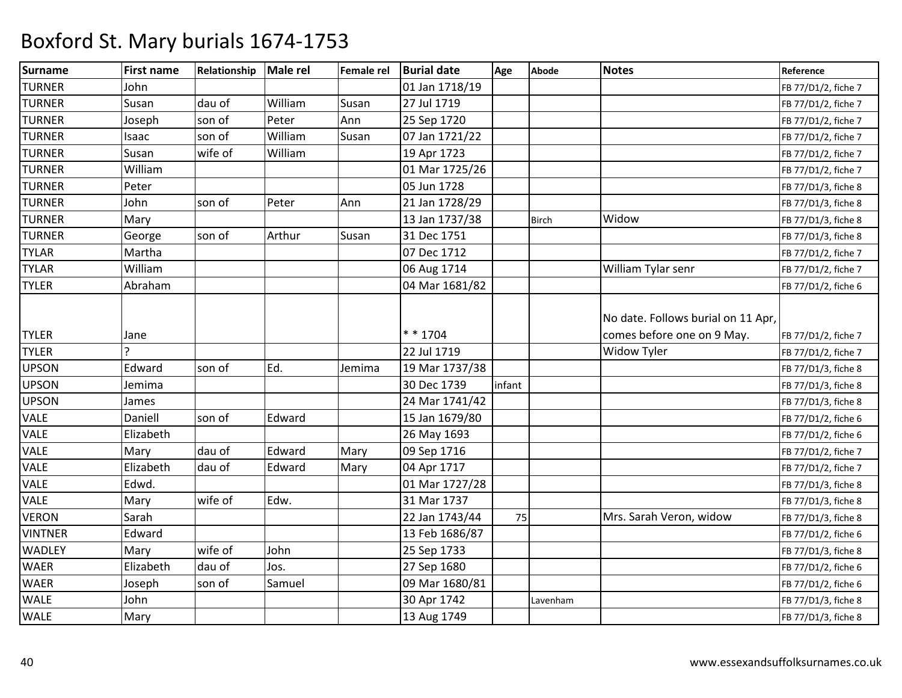# Boxford St. Mary burials 1674-1753

| Surname | First name | Relationship | Male rel | Female rel | Burial date | Age | Abode | Notes | Reference |
|---|---|---|---|---|---|---|---|---|---|
| TURNER | John | | | | 01 Jan 1718/19 | | | | FB 77/D1/2, fiche 7 |
| TURNER | Susan | dau of | William | Susan | 27 Jul 1719 | | | | FB 77/D1/2, fiche 7 |
| TURNER | Joseph | son of | Peter | Ann | 25 Sep 1720 | | | | FB 77/D1/2, fiche 7 |
| TURNER | Isaac | son of | William | Susan | 07 Jan 1721/22 | | | | FB 77/D1/2, fiche 7 |
| TURNER | Susan | wife of | William | | 19 Apr 1723 | | | | FB 77/D1/2, fiche 7 |
| TURNER | William | | | | 01 Mar 1725/26 | | | | FB 77/D1/2, fiche 7 |
| TURNER | Peter | | | | 05 Jun 1728 | | | | FB 77/D1/3, fiche 8 |
| TURNER | John | son of | Peter | Ann | 21 Jan 1728/29 | | | | FB 77/D1/3, fiche 8 |
| TURNER | Mary | | | | 13 Jan 1737/38 | | Birch | Widow | FB 77/D1/3, fiche 8 |
| TURNER | George | son of | Arthur | Susan | 31 Dec 1751 | | | | FB 77/D1/3, fiche 8 |
| TYLAR | Martha | | | | 07 Dec 1712 | | | | FB 77/D1/2, fiche 7 |
| TYLAR | William | | | | 06 Aug 1714 | | | William Tylar senr | FB 77/D1/2, fiche 7 |
| TYLER | Abraham | | | | 04 Mar 1681/82 | | | | FB 77/D1/2, fiche 6 |
| TYLER | Jane | | | | * * 1704 | | | No date. Follows burial on 11 Apr, comes before one on 9 May. | FB 77/D1/2, fiche 7 |
| TYLER | ? | | | | 22 Jul 1719 | | | Widow Tyler | FB 77/D1/2, fiche 7 |
| UPSON | Edward | son of | Ed. | Jemima | 19 Mar 1737/38 | | | | FB 77/D1/3, fiche 8 |
| UPSON | Jemima | | | | 30 Dec 1739 | infant | | | FB 77/D1/3, fiche 8 |
| UPSON | James | | | | 24 Mar 1741/42 | | | | FB 77/D1/3, fiche 8 |
| VALE | Daniell | son of | Edward | | 15 Jan 1679/80 | | | | FB 77/D1/2, fiche 6 |
| VALE | Elizabeth | | | | 26 May 1693 | | | | FB 77/D1/2, fiche 6 |
| VALE | Mary | dau of | Edward | Mary | 09 Sep 1716 | | | | FB 77/D1/2, fiche 7 |
| VALE | Elizabeth | dau of | Edward | Mary | 04 Apr 1717 | | | | FB 77/D1/2, fiche 7 |
| VALE | Edwd. | | | | 01 Mar 1727/28 | | | | FB 77/D1/3, fiche 8 |
| VALE | Mary | wife of | Edw. | | 31 Mar 1737 | | | | FB 77/D1/3, fiche 8 |
| VERON | Sarah | | | | 22 Jan 1743/44 | 75 | | Mrs. Sarah Veron, widow | FB 77/D1/3, fiche 8 |
| VINTNER | Edward | | | | 13 Feb 1686/87 | | | | FB 77/D1/2, fiche 6 |
| WADLEY | Mary | wife of | John | | 25 Sep 1733 | | | | FB 77/D1/3, fiche 8 |
| WAER | Elizabeth | dau of | Jos. | | 27 Sep 1680 | | | | FB 77/D1/2, fiche 6 |
| WAER | Joseph | son of | Samuel | | 09 Mar 1680/81 | | | | FB 77/D1/2, fiche 6 |
| WALE | John | | | | 30 Apr 1742 | | Lavenham | | FB 77/D1/3, fiche 8 |
| WALE | Mary | | | | 13 Aug 1749 | | | | FB 77/D1/3, fiche 8 |

www.essexandsuffolksurnames.co.uk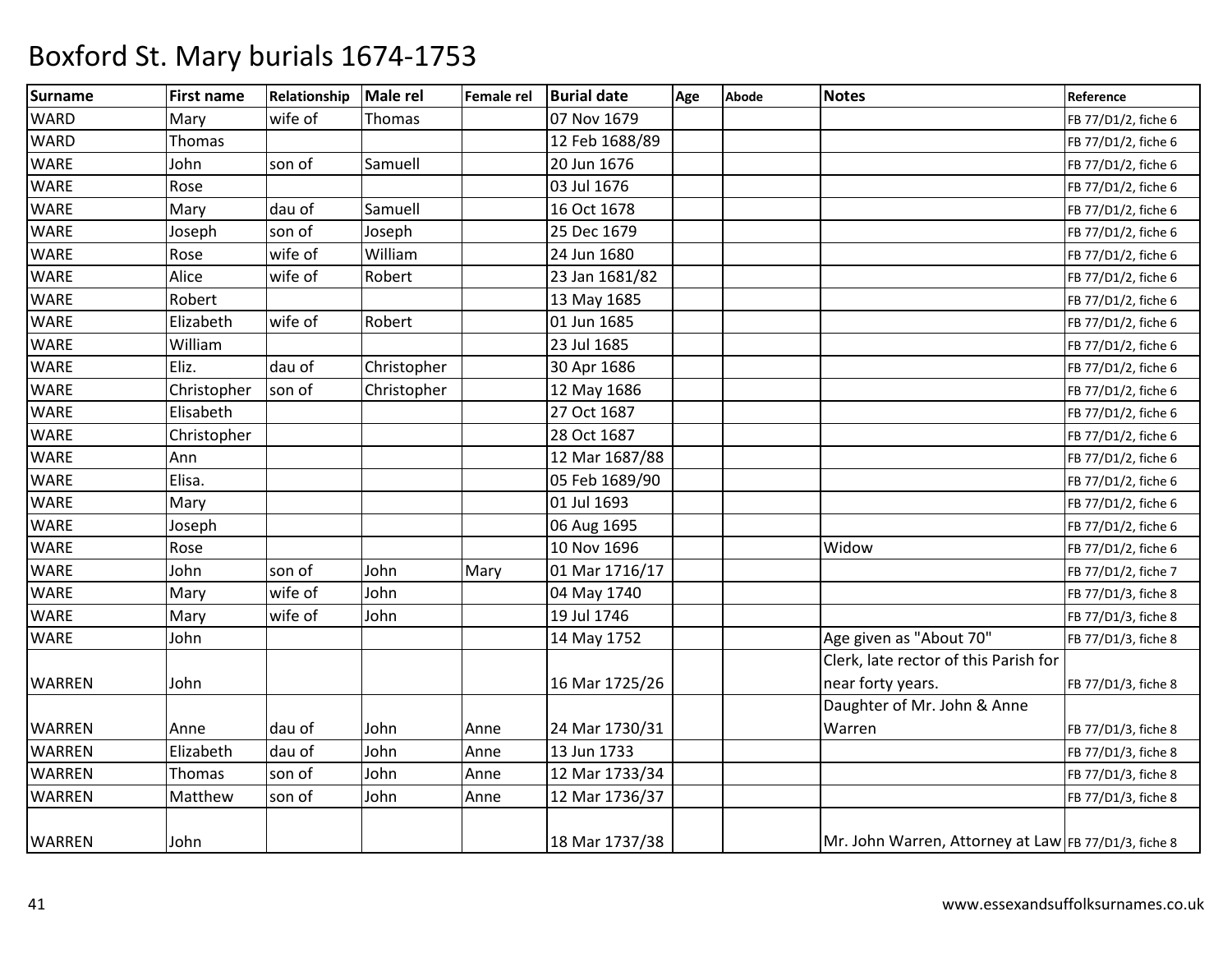# Boxford St. Mary burials 1674-1753

| Surname | First name | Relationship | Male rel | Female rel | Burial date | Age | Abode | Notes | Reference |
|---|---|---|---|---|---|---|---|---|---|
| WARD | Mary | wife of | Thomas | | 07 Nov 1679 | | | | FB 77/D1/2, fiche 6 |
| WARD | Thomas | | | | 12 Feb 1688/89 | | | | FB 77/D1/2, fiche 6 |
| WARE | John | son of | Samuell | | 20 Jun 1676 | | | | FB 77/D1/2, fiche 6 |
| WARE | Rose | | | | 03 Jul 1676 | | | | FB 77/D1/2, fiche 6 |
| WARE | Mary | dau of | Samuell | | 16 Oct 1678 | | | | FB 77/D1/2, fiche 6 |
| WARE | Joseph | son of | Joseph | | 25 Dec 1679 | | | | FB 77/D1/2, fiche 6 |
| WARE | Rose | wife of | William | | 24 Jun 1680 | | | | FB 77/D1/2, fiche 6 |
| WARE | Alice | wife of | Robert | | 23 Jan 1681/82 | | | | FB 77/D1/2, fiche 6 |
| WARE | Robert | | | | 13 May 1685 | | | | FB 77/D1/2, fiche 6 |
| WARE | Elizabeth | wife of | Robert | | 01 Jun 1685 | | | | FB 77/D1/2, fiche 6 |
| WARE | William | | | | 23 Jul 1685 | | | | FB 77/D1/2, fiche 6 |
| WARE | Eliz. | dau of | Christopher | | 30 Apr 1686 | | | | FB 77/D1/2, fiche 6 |
| WARE | Christopher | son of | Christopher | | 12 May 1686 | | | | FB 77/D1/2, fiche 6 |
| WARE | Elisabeth | | | | 27 Oct 1687 | | | | FB 77/D1/2, fiche 6 |
| WARE | Christopher | | | | 28 Oct 1687 | | | | FB 77/D1/2, fiche 6 |
| WARE | Ann | | | | 12 Mar 1687/88 | | | | FB 77/D1/2, fiche 6 |
| WARE | Elisa. | | | | 05 Feb 1689/90 | | | | FB 77/D1/2, fiche 6 |
| WARE | Mary | | | | 01 Jul 1693 | | | | FB 77/D1/2, fiche 6 |
| WARE | Joseph | | | | 06 Aug 1695 | | | | FB 77/D1/2, fiche 6 |
| WARE | Rose | | | | 10 Nov 1696 | | | Widow | FB 77/D1/2, fiche 6 |
| WARE | John | son of | John | Mary | 01 Mar 1716/17 | | | | FB 77/D1/2, fiche 7 |
| WARE | Mary | wife of | John | | 04 May 1740 | | | | FB 77/D1/3, fiche 8 |
| WARE | Mary | wife of | John | | 19 Jul 1746 | | | | FB 77/D1/3, fiche 8 |
| WARE | John | | | | 14 May 1752 | | | Age given as "About 70" | FB 77/D1/3, fiche 8 |
| WARREN | John | | | | 16 Mar 1725/26 | | | Clerk, late rector of this Parish for near forty years. | FB 77/D1/3, fiche 8 |
| WARREN | Anne | dau of | John | Anne | 24 Mar 1730/31 | | | Daughter of Mr. John & Anne Warren | FB 77/D1/3, fiche 8 |
| WARREN | Elizabeth | dau of | John | Anne | 13 Jun 1733 | | | | FB 77/D1/3, fiche 8 |
| WARREN | Thomas | son of | John | Anne | 12 Mar 1733/34 | | | | FB 77/D1/3, fiche 8 |
| WARREN | Matthew | son of | John | Anne | 12 Mar 1736/37 | | | | FB 77/D1/3, fiche 8 |
| WARREN | John | | | | 18 Mar 1737/38 | | | Mr. John Warren, Attorney at Law | FB 77/D1/3, fiche 8 |

www.essexandsuffolksurnames.co.uk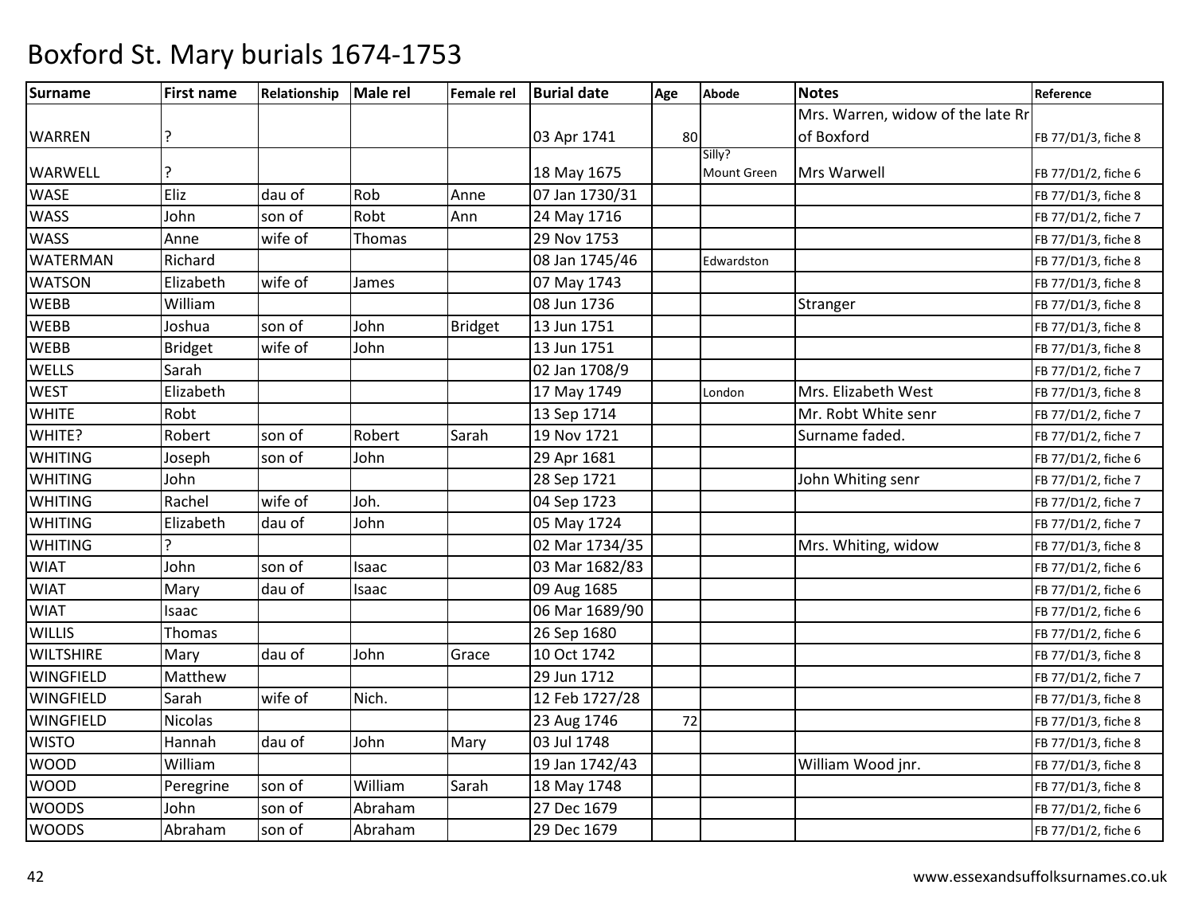# Boxford St. Mary burials 1674-1753

| Surname | First name | Relationship | Male rel | Female rel | Burial date | Age | Abode | Notes | Reference |
|---|---|---|---|---|---|---|---|---|---|
| WARREN | ? | | | | 03 Apr 1741 | 80 | | Mrs. Warren, widow of the late Rr of Boxford | FB 77/D1/3, fiche 8 |
| WARWELL | ? | | | | 18 May 1675 | | Silly? Mount Green | Mrs Warwell | FB 77/D1/2, fiche 6 |
| WASE | Eliz | dau of | Rob | Anne | 07 Jan 1730/31 | | | | FB 77/D1/3, fiche 8 |
| WASS | John | son of | Robt | Ann | 24 May 1716 | | | | FB 77/D1/2, fiche 7 |
| WASS | Anne | wife of | Thomas | | 29 Nov 1753 | | | | FB 77/D1/3, fiche 8 |
| WATERMAN | Richard | | | | 08 Jan 1745/46 | | Edwardston | | FB 77/D1/3, fiche 8 |
| WATSON | Elizabeth | wife of | James | | 07 May 1743 | | | | FB 77/D1/3, fiche 8 |
| WEBB | William | | | | 08 Jun 1736 | | | Stranger | FB 77/D1/3, fiche 8 |
| WEBB | Joshua | son of | John | Bridget | 13 Jun 1751 | | | | FB 77/D1/3, fiche 8 |
| WEBB | Bridget | wife of | John | | 13 Jun 1751 | | | | FB 77/D1/3, fiche 8 |
| WELLS | Sarah | | | | 02 Jan 1708/9 | | | | FB 77/D1/2, fiche 7 |
| WEST | Elizabeth | | | | 17 May 1749 | | London | Mrs. Elizabeth West | FB 77/D1/3, fiche 8 |
| WHITE | Robt | | | | 13 Sep 1714 | | | Mr. Robt White senr | FB 77/D1/2, fiche 7 |
| WHITE? | Robert | son of | Robert | Sarah | 19 Nov 1721 | | | Surname faded. | FB 77/D1/2, fiche 7 |
| WHITING | Joseph | son of | John | | 29 Apr 1681 | | | | FB 77/D1/2, fiche 6 |
| WHITING | John | | | | 28 Sep 1721 | | | John Whiting senr | FB 77/D1/2, fiche 7 |
| WHITING | Rachel | wife of | Joh. | | 04 Sep 1723 | | | | FB 77/D1/2, fiche 7 |
| WHITING | Elizabeth | dau of | John | | 05 May 1724 | | | | FB 77/D1/2, fiche 7 |
| WHITING | ? | | | | 02 Mar 1734/35 | | | Mrs. Whiting, widow | FB 77/D1/3, fiche 8 |
| WIAT | John | son of | Isaac | | 03 Mar 1682/83 | | | | FB 77/D1/2, fiche 6 |
| WIAT | Mary | dau of | Isaac | | 09 Aug 1685 | | | | FB 77/D1/2, fiche 6 |
| WIAT | Isaac | | | | 06 Mar 1689/90 | | | | FB 77/D1/2, fiche 6 |
| WILLIS | Thomas | | | | 26 Sep 1680 | | | | FB 77/D1/2, fiche 6 |
| WILTSHIRE | Mary | dau of | John | Grace | 10 Oct 1742 | | | | FB 77/D1/3, fiche 8 |
| WINGFIELD | Matthew | | | | 29 Jun 1712 | | | | FB 77/D1/2, fiche 7 |
| WINGFIELD | Sarah | wife of | Nich. | | 12 Feb 1727/28 | | | | FB 77/D1/3, fiche 8 |
| WINGFIELD | Nicolas | | | | 23 Aug 1746 | 72 | | | FB 77/D1/3, fiche 8 |
| WISTO | Hannah | dau of | John | Mary | 03 Jul 1748 | | | | FB 77/D1/3, fiche 8 |
| WOOD | William | | | | 19 Jan 1742/43 | | | William Wood jnr. | FB 77/D1/3, fiche 8 |
| WOOD | Peregrine | son of | William | Sarah | 18 May 1748 | | | | FB 77/D1/3, fiche 8 |
| WOODS | John | son of | Abraham | | 27 Dec 1679 | | | | FB 77/D1/2, fiche 6 |
| WOODS | Abraham | son of | Abraham | | 29 Dec 1679 | | | | FB 77/D1/2, fiche 6 |

www.essexandsuffolksurnames.co.uk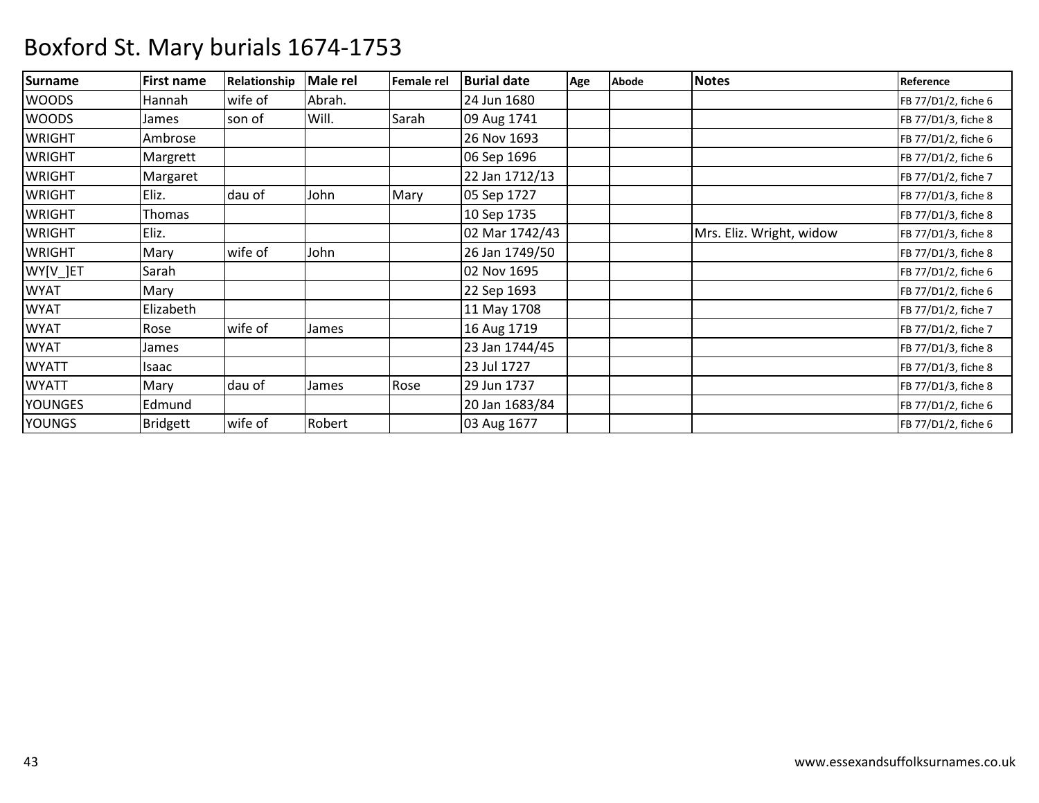# Boxford St. Mary burials 1674-1753

| Surname | First name | Relationship | Male rel | Female rel | Burial date | Age | Abode | Notes | Reference |
|---|---|---|---|---|---|---|---|---|---|
| WOODS | Hannah | wife of | Abrah. | | 24 Jun 1680 | | | | FB 77/D1/2, fiche 6 |
| WOODS | James | son of | Will. | Sarah | 09 Aug 1741 | | | | FB 77/D1/3, fiche 8 |
| WRIGHT | Ambrose | | | | 26 Nov 1693 | | | | FB 77/D1/2, fiche 6 |
| WRIGHT | Margrett | | | | 06 Sep 1696 | | | | FB 77/D1/2, fiche 6 |
| WRIGHT | Margaret | | | | 22 Jan 1712/13 | | | | FB 77/D1/2, fiche 7 |
| WRIGHT | Eliz. | dau of | John | Mary | 05 Sep 1727 | | | | FB 77/D1/3, fiche 8 |
| WRIGHT | Thomas | | | | 10 Sep 1735 | | | | FB 77/D1/3, fiche 8 |
| WRIGHT | Eliz. | | | | 02 Mar 1742/43 | | | Mrs. Eliz. Wright, widow | FB 77/D1/3, fiche 8 |
| WRIGHT | Mary | wife of | John | | 26 Jan 1749/50 | | | | FB 77/D1/3, fiche 8 |
| WY[V_]ET | Sarah | | | | 02 Nov 1695 | | | | FB 77/D1/2, fiche 6 |
| WYAT | Mary | | | | 22 Sep 1693 | | | | FB 77/D1/2, fiche 6 |
| WYAT | Elizabeth | | | | 11 May 1708 | | | | FB 77/D1/2, fiche 7 |
| WYAT | Rose | wife of | James | | 16 Aug 1719 | | | | FB 77/D1/2, fiche 7 |
| WYAT | James | | | | 23 Jan 1744/45 | | | | FB 77/D1/3, fiche 8 |
| WYATT | Isaac | | | | 23 Jul 1727 | | | | FB 77/D1/3, fiche 8 |
| WYATT | Mary | dau of | James | Rose | 29 Jun 1737 | | | | FB 77/D1/3, fiche 8 |
| YOUNGES | Edmund | | | | 20 Jan 1683/84 | | | | FB 77/D1/2, fiche 6 |
| YOUNGS | Bridgett | wife of | Robert | | 03 Aug 1677 | | | | FB 77/D1/2, fiche 6 |

www.essexandsuffolksurnames.co.uk